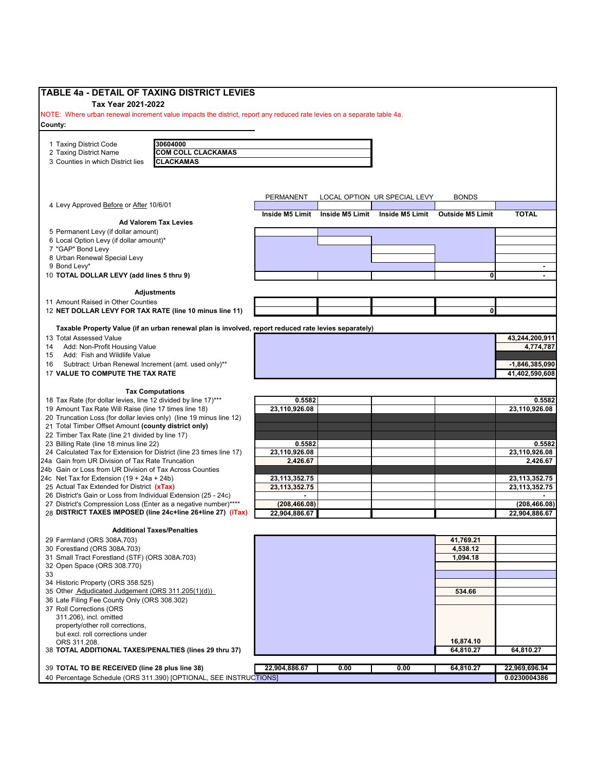# TABLE 4a - DETAIL OF TAXING DISTRICT LEVIES

**Tax Year 2021-2022**

NOTE: Where urban renewal increment value impacts the district, report any reduced rate levies on a separate table 4a.

**County:**

| | |
|---|---|
| 1 Taxing District Code | **30604000** |
| 2 Taxing District Name | **COM COLL CLACKAMAS** |
| 3 Counties in which District lies | **CLACKAMAS** |

| | PERMANENT | LOCAL OPTION | UR SPECIAL LEVY | BONDS | |
|---|---|---|---|---|---|
| 4 Levy Approved Before or After 10/6/01 | | | | | |
| | **Inside M5 Limit** | **Inside M5 Limit** | **Inside M5 Limit** | **Outside M5 Limit** | **TOTAL** |
| **Ad Valorem Tax Levies** | | | | | |
| 5 Permanent Levy (if dollar amount) | | | | | |
| 6 Local Option Levy (if dollar amount)* | | | | | |
| 7 "GAP" Bond Levy | | | | | |
| 8 Urban Renewal Special Levy | | | | | |
| 9 Bond Levy* | | | | | - |
| 10 **TOTAL DOLLAR LEVY (add lines 5 thru 9)** | | | | 0 | - |
| **Adjustments** | | | | | |
| 11 Amount Raised in Other Counties | | | | | |
| 12 **NET DOLLAR LEVY FOR TAX RATE (line 10 minus line 11)** | | | | 0 | |
| **Taxable Property Value (if an urban renewal plan is involved, report reduced rate levies separately)** | | | | | |
| 13 Total Assessed Value | | | | | **43,244,200,911** |
| 14 Add: Non-Profit Housing Value | | | | | **4,774,787** |
| 15 Add: Fish and Wildlife Value | | | | | |
| 16 Subtract: Urban Renewal Increment (amt. used only)** | | | | | **-1,846,385,090** |
| 17 **VALUE TO COMPUTE THE TAX RATE** | | | | | **41,402,590,608** |
| **Tax Computations** | | | | | |
| 18 Tax Rate (for dollar levies, line 12 divided by line 17)*** | **0.5582** | | | | **0.5582** |
| 19 Amount Tax Rate Will Raise (line 17 times line 18) | **23,110,926.08** | | | | **23,110,926.08** |
| 20 Truncation Loss (for dollar levies only) (line 19 minus line 12) | | | | | |
| 21 Total Timber Offset Amount **(county district only)** | | | | | |
| 22 Timber Tax Rate (line 21 divided by line 17) | | | | | |
| 23 Billing Rate (line 18 minus line 22) | **0.5582** | | | | **0.5582** |
| 24 Calculated Tax for Extension for District (line 23 times line 17) | **23,110,926.08** | | | | **23,110,926.08** |
| 24a Gain from UR Division of Tax Rate Truncation | **2,426.67** | | | | **2,426.67** |
| 24b Gain or Loss from UR Division of Tax Across Counties | | | | | |
| 24c Net Tax for Extension (19 + 24a + 24b) | **23,113,352.75** | | | | **23,113,352.75** |
| 25 Actual Tax Extended for District **(xTax)** | **23,113,352.75** | | | | **23,113,352.75** |
| 26 District's Gain or Loss from Individual Extension (25 - 24c) | - | | | | - |
| 27 District's Compression Loss (Enter as a negative number)**** | **(208,466.08)** | | | | **(208,466.08)** |
| 28 **DISTRICT TAXES IMPOSED (line 24c+line 26+line 27) (iTax)** | **22,904,886.67** | | | | **22,904,886.67** |
| **Additional Taxes/Penalties** | | | | | |
| 29 Farmland (ORS 308A.703) | | | | **41,769.21** | |
| 30 Forestland (ORS 308A.703) | | | | **4,538.12** | |
| 31 Small Tract Forestland (STF) (ORS 308A.703) | | | | **1,094.18** | |
| 32 Open Space (ORS 308.770) | | | | | |
| 33 | | | | | |
| 34 Historic Property (ORS 358.525) | | | | | |
| 35 Other Adjudicated Judgement (ORS 311.205(1)(d)) | | | | **534.66** | |
| 36 Late Filing Fee County Only (ORS 308.302) | | | | | |
| 37 Roll Corrections (ORS 311.206), incl. omitted property/other roll corrections, but excl. roll corrections under ORS 311.208. | | | | **16,874.10** | |
| 38 **TOTAL ADDITIONAL TAXES/PENALTIES (lines 29 thru 37)** | | | | **64,810.27** | **64,810.27** |
| 39 **TOTAL TO BE RECEIVED (line 28 plus line 38)** | **22,904,886.67** | **0.00** | **0.00** | **64,810.27** | **22,969,696.94** |
| 40 Percentage Schedule (ORS 311.390) [OPTIONAL, SEE INSTRUCTIONS] | | | | | **0.0230004386** |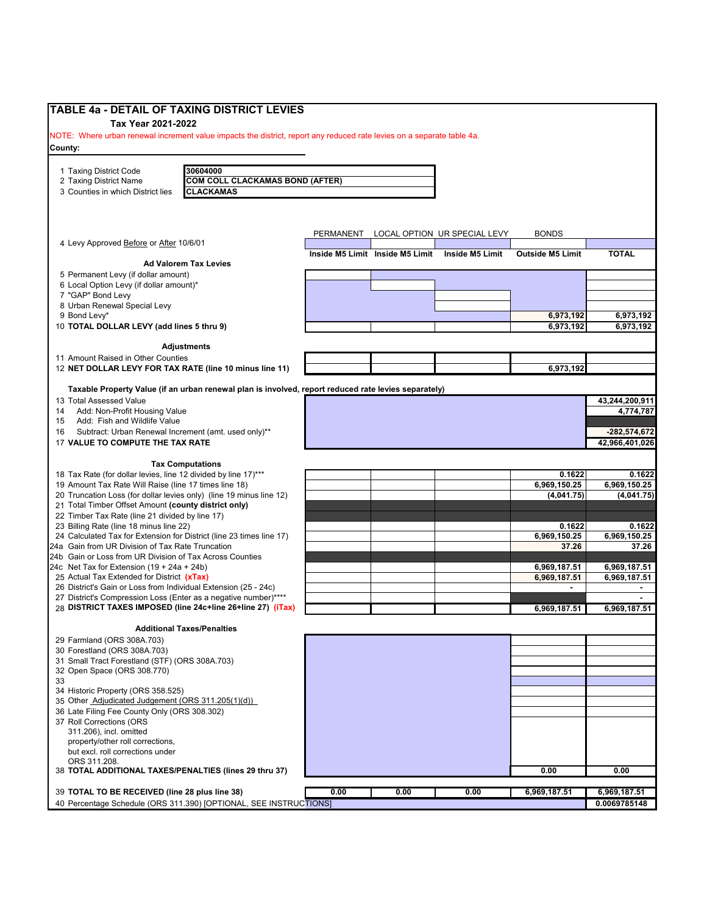# TABLE 4a - DETAIL OF TAXING DISTRICT LEVIES

**Tax Year 2021-2022**

NOTE: Where urban renewal increment value impacts the district, report any reduced rate levies on a separate table 4a.

**County:**

| | |
|---|---|
| 1 Taxing District Code | 30604000 |
| 2 Taxing District Name | COM COLL CLACKAMAS BOND (AFTER) |
| 3 Counties in which District lies | CLACKAMAS |

| | PERMANENT | LOCAL OPTION | UR SPECIAL LEVY | BONDS | |
|---|---|---|---|---|---|
| 4 Levy Approved Before or After 10/6/01 | | | | | |
| | Inside M5 Limit | Inside M5 Limit | Inside M5 Limit | Outside M5 Limit | TOTAL |
| **Ad Valorem Tax Levies** | | | | | |
| 5 Permanent Levy (if dollar amount) | | | | | |
| 6 Local Option Levy (if dollar amount)* | | | | | |
| 7 "GAP" Bond Levy | | | | | |
| 8 Urban Renewal Special Levy | | | | | |
| 9 Bond Levy* | | | | 6,973,192 | 6,973,192 |
| 10 **TOTAL DOLLAR LEVY (add lines 5 thru 9)** | | | | 6,973,192 | 6,973,192 |
| **Adjustments** | | | | | |
| 11 Amount Raised in Other Counties | | | | | |
| 12 **NET DOLLAR LEVY FOR TAX RATE (line 10 minus line 11)** | | | | 6,973,192 | |
| **Taxable Property Value (if an urban renewal plan is involved, report reduced rate levies separately)** | | | | | |
| 13 Total Assessed Value | | | | | 43,244,200,911 |
| 14 Add: Non-Profit Housing Value | | | | | 4,774,787 |
| 15 Add: Fish and Wildlife Value | | | | | |
| 16 Subtract: Urban Renewal Increment (amt. used only)** | | | | | -282,574,672 |
| 17 **VALUE TO COMPUTE THE TAX RATE** | | | | | 42,966,401,026 |
| **Tax Computations** | | | | | |
| 18 Tax Rate (for dollar levies, line 12 divided by line 17)*** | | | | 0.1622 | 0.1622 |
| 19 Amount Tax Rate Will Raise (line 17 times line 18) | | | | 6,969,150.25 | 6,969,150.25 |
| 20 Truncation Loss (for dollar levies only) (line 19 minus line 12) | | | | (4,041.75) | (4,041.75) |
| 21 Total Timber Offset Amount **(county district only)** | | | | | |
| 22 Timber Tax Rate (line 21 divided by line 17) | | | | | |
| 23 Billing Rate (line 18 minus line 22) | | | | 0.1622 | 0.1622 |
| 24 Calculated Tax for Extension for District (line 23 times line 17) | | | | 6,969,150.25 | 6,969,150.25 |
| 24a Gain from UR Division of Tax Rate Truncation | | | | 37.26 | 37.26 |
| 24b Gain or Loss from UR Division of Tax Across Counties | | | | | |
| 24c Net Tax for Extension (19 + 24a + 24b) | | | | 6,969,187.51 | 6,969,187.51 |
| 25 Actual Tax Extended for District (xTax) | | | | 6,969,187.51 | 6,969,187.51 |
| 26 District's Gain or Loss from Individual Extension (25 - 24c) | | | | - | - |
| 27 District's Compression Loss (Enter as a negative number)**** | | | | | - |
| 28 **DISTRICT TAXES IMPOSED (line 24c+line 26+line 27) (iTax)** | | | | 6,969,187.51 | 6,969,187.51 |
| **Additional Taxes/Penalties** | | | | | |
| 29 Farmland (ORS 308A.703) | | | | | |
| 30 Forestland (ORS 308A.703) | | | | | |
| 31 Small Tract Forestland (STF) (ORS 308A.703) | | | | | |
| 32 Open Space (ORS 308.770) | | | | | |
| 33 | | | | | |
| 34 Historic Property (ORS 358.525) | | | | | |
| 35 Other Adjudicated Judgement (ORS 311.205(1)(d)) | | | | | |
| 36 Late Filing Fee County Only (ORS 308.302) | | | | | |
| 37 Roll Corrections (ORS 311.206), incl. omitted property/other roll corrections, but excl. roll corrections under ORS 311.208. | | | | | |
| 38 **TOTAL ADDITIONAL TAXES/PENALTIES (lines 29 thru 37)** | | | | 0.00 | 0.00 |
| 39 **TOTAL TO BE RECEIVED (line 28 plus line 38)** | 0.00 | 0.00 | 0.00 | 6,969,187.51 | 6,969,187.51 |
| 40 Percentage Schedule (ORS 311.390) [OPTIONAL, SEE INSTRUCTIONS] | | | | | 0.0069785148 |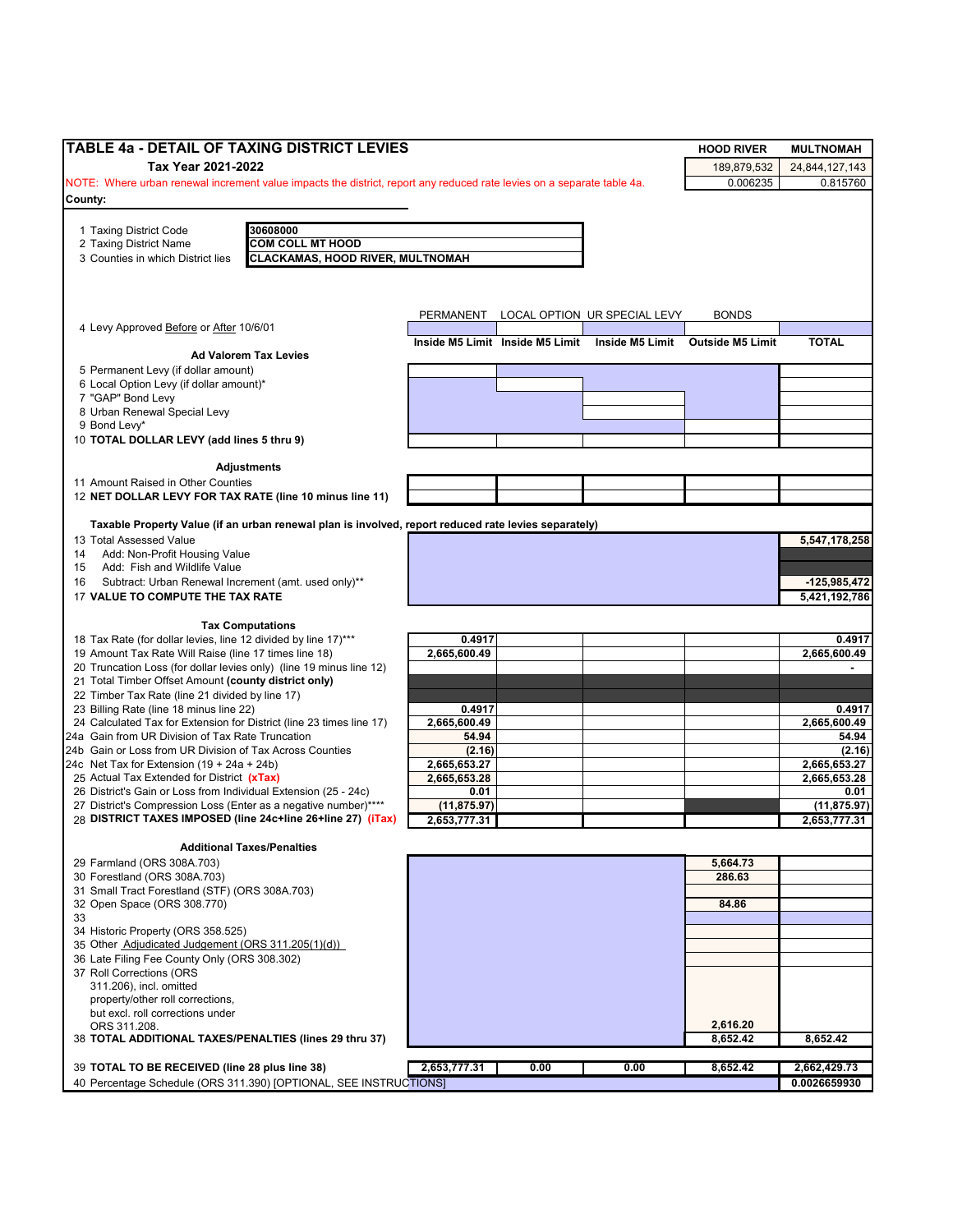## TABLE 4a - DETAIL OF TAXING DISTRICT LEVIES

**Tax Year 2021-2022**

NOTE: Where urban renewal increment value impacts the district, report any reduced rate levies on a separate table 4a.

| | HOOD RIVER | MULTNOMAH |
|---|---|---|
| | 189,879,532 | 24,844,127,143 |
| | 0.006235 | 0.815760 |

**County:**

| | |
|---|---|
| 1 Taxing District Code | 30608000 |
| 2 Taxing District Name | COM COLL MT HOOD |
| 3 Counties in which District lies | CLACKAMAS, HOOD RIVER, MULTNOMAH |

| | PERMANENT | LOCAL OPTION | UR SPECIAL LEVY | BONDS | |
|---|---|---|---|---|---|
| 4 Levy Approved Before or After 10/6/01 | | | | | |
| | **Inside M5 Limit** | **Inside M5 Limit** | **Inside M5 Limit** | **Outside M5 Limit** | **TOTAL** |
| **Ad Valorem Tax Levies** | | | | | |
| 5 Permanent Levy (if dollar amount) | | | | | |
| 6 Local Option Levy (if dollar amount)* | | | | | |
| 7 "GAP" Bond Levy | | | | | |
| 8 Urban Renewal Special Levy | | | | | |
| 9 Bond Levy* | | | | | |
| 10 **TOTAL DOLLAR LEVY (add lines 5 thru 9)** | | | | | |
| **Adjustments** | | | | | |
| 11 Amount Raised in Other Counties | | | | | |
| 12 **NET DOLLAR LEVY FOR TAX RATE (line 10 minus line 11)** | | | | | |
| **Taxable Property Value (if an urban renewal plan is involved, report reduced rate levies separately)** | | | | | |
| 13 Total Assessed Value | | | | | 5,547,178,258 |
| 14 Add: Non-Profit Housing Value | | | | | |
| 15 Add: Fish and Wildlife Value | | | | | |
| 16 Subtract: Urban Renewal Increment (amt. used only)** | | | | | -125,985,472 |
| 17 **VALUE TO COMPUTE THE TAX RATE** | | | | | 5,421,192,786 |
| **Tax Computations** | | | | | |
| 18 Tax Rate (for dollar levies, line 12 divided by line 17)*** | 0.4917 | | | | 0.4917 |
| 19 Amount Tax Rate Will Raise (line 17 times line 18) | 2,665,600.49 | | | | 2,665,600.49 |
| 20 Truncation Loss (for dollar levies only) (line 19 minus line 12) | | | | | - |
| 21 Total Timber Offset Amount **(county district only)** | | | | | |
| 22 Timber Tax Rate (line 21 divided by line 17) | | | | | |
| 23 Billing Rate (line 18 minus line 22) | 0.4917 | | | | 0.4917 |
| 24 Calculated Tax for Extension for District (line 23 times line 17) | 2,665,600.49 | | | | 2,665,600.49 |
| 24a Gain from UR Division of Tax Rate Truncation | 54.94 | | | | 54.94 |
| 24b Gain or Loss from UR Division of Tax Across Counties | (2.16) | | | | (2.16) |
| 24c Net Tax for Extension (19 + 24a + 24b) | 2,665,653.27 | | | | 2,665,653.27 |
| 25 Actual Tax Extended for District (xTax) | 2,665,653.28 | | | | 2,665,653.28 |
| 26 District's Gain or Loss from Individual Extension (25 - 24c) | 0.01 | | | | 0.01 |
| 27 District's Compression Loss (Enter as a negative number)**** | (11,875.97) | | | | (11,875.97) |
| 28 **DISTRICT TAXES IMPOSED (line 24c+line 26+line 27) (iTax)** | 2,653,777.31 | | | | 2,653,777.31 |
| **Additional Taxes/Penalties** | | | | | |
| 29 Farmland (ORS 308A.703) | | | | 5,664.73 | |
| 30 Forestland (ORS 308A.703) | | | | 286.63 | |
| 31 Small Tract Forestland (STF) (ORS 308A.703) | | | | | |
| 32 Open Space (ORS 308.770) | | | | 84.86 | |
| 33 | | | | | |
| 34 Historic Property (ORS 358.525) | | | | | |
| 35 Other Adjudicated Judgement (ORS 311.205(1)(d)) | | | | | |
| 36 Late Filing Fee County Only (ORS 308.302) | | | | | |
| 37 Roll Corrections (ORS 311.206), incl. omitted property/other roll corrections, but excl. roll corrections under ORS 311.208. | | | | 2,616.20 | |
| 38 **TOTAL ADDITIONAL TAXES/PENALTIES (lines 29 thru 37)** | | | | 8,652.42 | 8,652.42 |
| 39 **TOTAL TO BE RECEIVED (line 28 plus line 38)** | 2,653,777.31 | 0.00 | 0.00 | 8,652.42 | 2,662,429.73 |
| 40 Percentage Schedule (ORS 311.390) [OPTIONAL, SEE INSTRUCTIONS] | | | | | 0.0026659930 |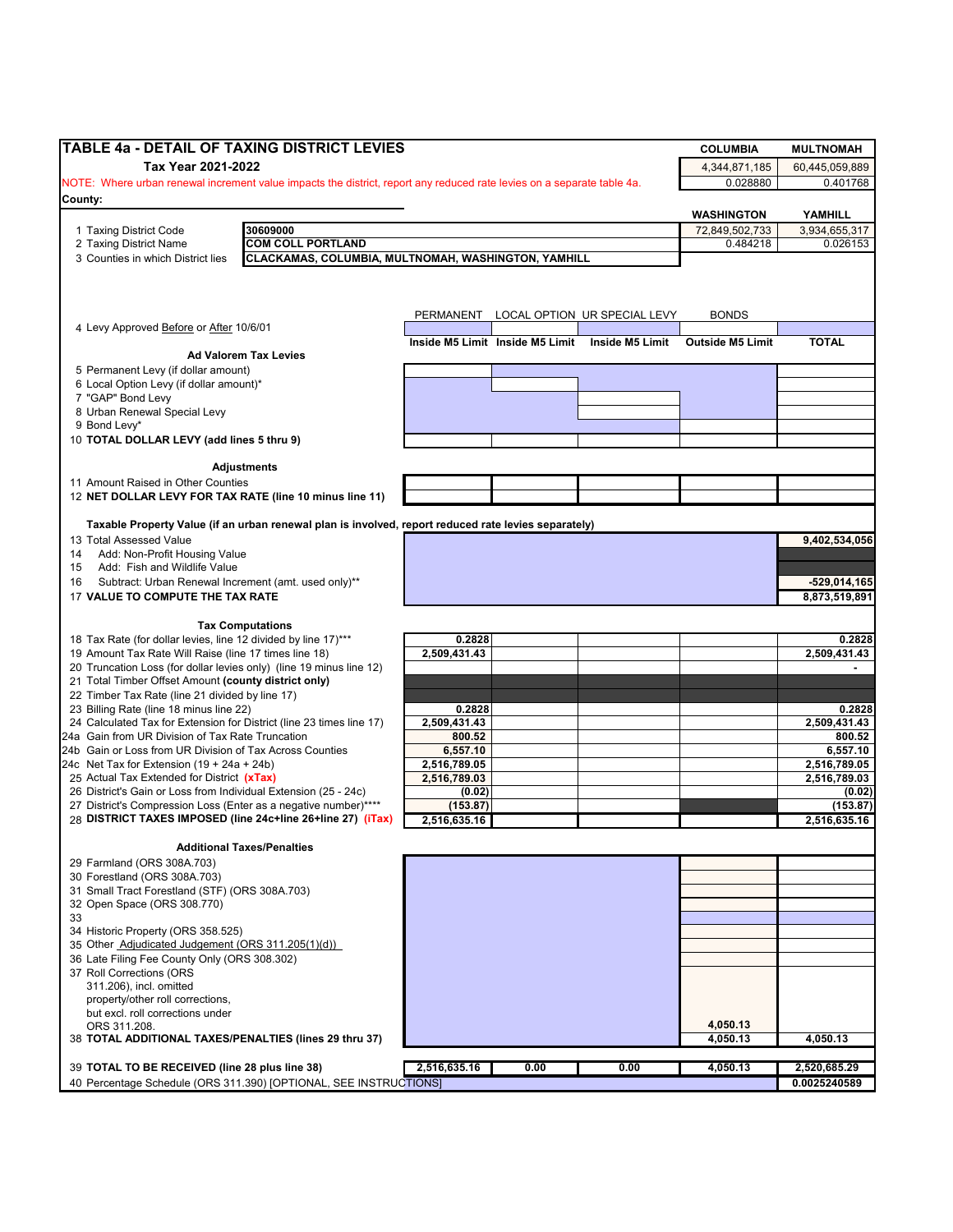## TABLE 4a - DETAIL OF TAXING DISTRICT LEVIES

**Tax Year 2021-2022**

NOTE: Where urban renewal increment value impacts the district, report any reduced rate levies on a separate table 4a.

**County:**

| | COLUMBIA | MULTNOMAH |
|---|---|---|
| | 4,344,871,185 | 60,445,059,889 |
| | 0.028880 | 0.401768 |
| | **WASHINGTON** | **YAMHILL** |
| | 72,849,502,733 | 3,934,655,317 |
| | 0.484218 | 0.026153 |

1 Taxing District Code: **30609000**

2 Taxing District Name: **COM COLL PORTLAND**

3 Counties in which District lies: **CLACKAMAS, COLUMBIA, MULTNOMAH, WASHINGTON, YAMHILL**

| | PERMANENT | LOCAL OPTION | UR SPECIAL LEVY | BONDS | |
|---|---|---|---|---|---|
| 4 Levy Approved Before or After 10/6/01 | | | | | |
| | **Inside M5 Limit** | **Inside M5 Limit** | **Inside M5 Limit** | **Outside M5 Limit** | **TOTAL** |
| **Ad Valorem Tax Levies** | | | | | |
| 5 Permanent Levy (if dollar amount) | | | | | |
| 6 Local Option Levy (if dollar amount)* | | | | | |
| 7 "GAP" Bond Levy | | | | | |
| 8 Urban Renewal Special Levy | | | | | |
| 9 Bond Levy* | | | | | |
| 10 **TOTAL DOLLAR LEVY (add lines 5 thru 9)** | | | | | |
| **Adjustments** | | | | | |
| 11 Amount Raised in Other Counties | | | | | |
| 12 **NET DOLLAR LEVY FOR TAX RATE (line 10 minus line 11)** | | | | | |
| **Taxable Property Value (if an urban renewal plan is involved, report reduced rate levies separately)** | | | | | |
| 13 Total Assessed Value | | | | | **9,402,534,056** |
| 14 Add: Non-Profit Housing Value | | | | | |
| 15 Add: Fish and Wildlife Value | | | | | |
| 16 Subtract: Urban Renewal Increment (amt. used only)** | | | | | **-529,014,165** |
| 17 **VALUE TO COMPUTE THE TAX RATE** | | | | | **8,873,519,891** |
| **Tax Computations** | | | | | |
| 18 Tax Rate (for dollar levies, line 12 divided by line 17)*** | **0.2828** | | | | **0.2828** |
| 19 Amount Tax Rate Will Raise (line 17 times line 18) | **2,509,431.43** | | | | **2,509,431.43** |
| 20 Truncation Loss (for dollar levies only) (line 19 minus line 12) | | | | | **-** |
| 21 Total Timber Offset Amount **(county district only)** | | | | | |
| 22 Timber Tax Rate (line 21 divided by line 17) | | | | | |
| 23 Billing Rate (line 18 minus line 22) | **0.2828** | | | | **0.2828** |
| 24 Calculated Tax for Extension for District (line 23 times line 17) | **2,509,431.43** | | | | **2,509,431.43** |
| 24a Gain from UR Division of Tax Rate Truncation | **800.52** | | | | **800.52** |
| 24b Gain or Loss from UR Division of Tax Across Counties | **6,557.10** | | | | **6,557.10** |
| 24c Net Tax for Extension (19 + 24a + 24b) | **2,516,789.05** | | | | **2,516,789.05** |
| 25 Actual Tax Extended for District **(xTax)** | **2,516,789.03** | | | | **2,516,789.03** |
| 26 District's Gain or Loss from Individual Extension (25 - 24c) | **(0.02)** | | | | **(0.02)** |
| 27 District's Compression Loss (Enter as a negative number)**** | **(153.87)** | | | | **(153.87)** |
| 28 **DISTRICT TAXES IMPOSED (line 24c+line 26+line 27) (iTax)** | **2,516,635.16** | | | | **2,516,635.16** |
| **Additional Taxes/Penalties** | | | | | |
| 29 Farmland (ORS 308A.703) | | | | | |
| 30 Forestland (ORS 308A.703) | | | | | |
| 31 Small Tract Forestland (STF) (ORS 308A.703) | | | | | |
| 32 Open Space (ORS 308.770) | | | | | |
| 33 | | | | | |
| 34 Historic Property (ORS 358.525) | | | | | |
| 35 Other Adjudicated Judgement (ORS 311.205(1)(d)) | | | | | |
| 36 Late Filing Fee County Only (ORS 308.302) | | | | | |
| 37 Roll Corrections (ORS 311.206), incl. omitted property/other roll corrections, but excl. roll corrections under ORS 311.208. | | | | **4,050.13** | |
| 38 **TOTAL ADDITIONAL TAXES/PENALTIES (lines 29 thru 37)** | | | | **4,050.13** | **4,050.13** |
| 39 **TOTAL TO BE RECEIVED (line 28 plus line 38)** | **2,516,635.16** | **0.00** | **0.00** | **4,050.13** | **2,520,685.29** |
| 40 Percentage Schedule (ORS 311.390) [OPTIONAL, SEE INSTRUCTIONS] | | | | | **0.0025240589** |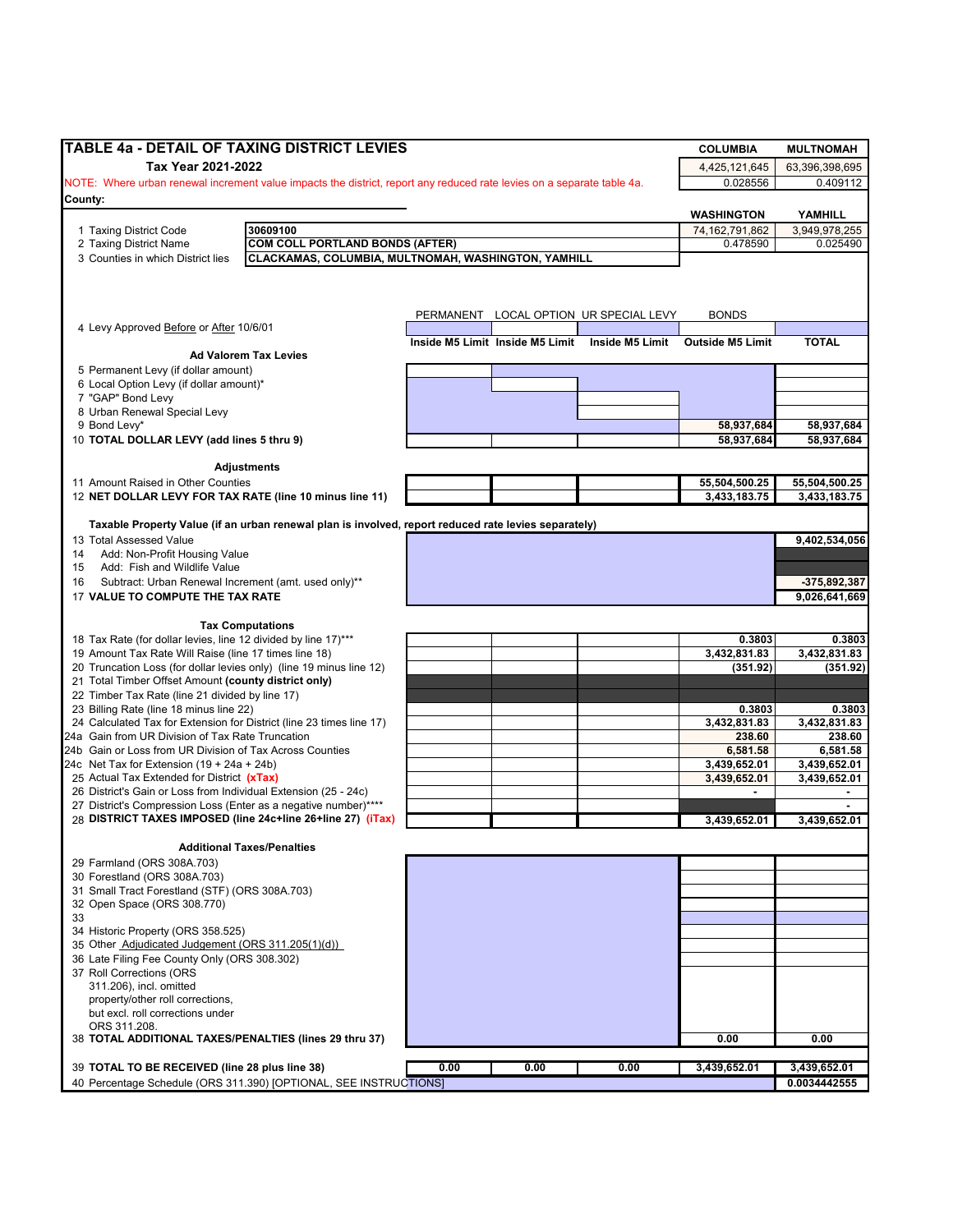## TABLE 4a - DETAIL OF TAXING DISTRICT LEVIES

**Tax Year 2021-2022**

NOTE: Where urban renewal increment value impacts the district, report any reduced rate levies on a separate table 4a.

**County:**

| COLUMBIA | MULTNOMAH |
|---|---|
| 4,425,121,645 | 63,396,398,695 |
| 0.028556 | 0.409112 |

| WASHINGTON | YAMHILL |
|---|---|
| 74,162,791,862 | 3,949,978,255 |
| 0.478590 | 0.025490 |

| | |
|---|---|
| 1 Taxing District Code | 30609100 |
| 2 Taxing District Name | COM COLL PORTLAND BONDS (AFTER) |
| 3 Counties in which District lies | CLACKAMAS, COLUMBIA, MULTNOMAH, WASHINGTON, YAMHILL |

| | PERMANENT | LOCAL OPTION | UR SPECIAL LEVY | BONDS | |
|---|---|---|---|---|---|
| 4 Levy Approved Before or After 10/6/01 | | | | | |
| | Inside M5 Limit | Inside M5 Limit | Inside M5 Limit | Outside M5 Limit | TOTAL |
| **Ad Valorem Tax Levies** | | | | | |
| 5 Permanent Levy (if dollar amount) | | | | | |
| 6 Local Option Levy (if dollar amount)* | | | | | |
| 7 "GAP" Bond Levy | | | | | |
| 8 Urban Renewal Special Levy | | | | | |
| 9 Bond Levy* | | | | 58,937,684 | 58,937,684 |
| 10 **TOTAL DOLLAR LEVY (add lines 5 thru 9)** | | | | 58,937,684 | 58,937,684 |
| **Adjustments** | | | | | |
| 11 Amount Raised in Other Counties | | | | 55,504,500.25 | 55,504,500.25 |
| 12 **NET DOLLAR LEVY FOR TAX RATE (line 10 minus line 11)** | | | | 3,433,183.75 | 3,433,183.75 |
| **Taxable Property Value (if an urban renewal plan is involved, report reduced rate levies separately)** | | | | | |
| 13 Total Assessed Value | | | | | 9,402,534,056 |
| 14 Add: Non-Profit Housing Value | | | | | |
| 15 Add: Fish and Wildlife Value | | | | | |
| 16 Subtract: Urban Renewal Increment (amt. used only)** | | | | | -375,892,387 |
| 17 **VALUE TO COMPUTE THE TAX RATE** | | | | | 9,026,641,669 |
| **Tax Computations** | | | | | |
| 18 Tax Rate (for dollar levies, line 12 divided by line 17)*** | | | | 0.3803 | 0.3803 |
| 19 Amount Tax Rate Will Raise (line 17 times line 18) | | | | 3,432,831.83 | 3,432,831.83 |
| 20 Truncation Loss (for dollar levies only) (line 19 minus line 12) | | | | (351.92) | (351.92) |
| 21 Total Timber Offset Amount **(county district only)** | | | | | |
| 22 Timber Tax Rate (line 21 divided by line 17) | | | | | |
| 23 Billing Rate (line 18 minus line 22) | | | | 0.3803 | 0.3803 |
| 24 Calculated Tax for Extension for District (line 23 times line 17) | | | | 3,432,831.83 | 3,432,831.83 |
| 24a Gain from UR Division of Tax Rate Truncation | | | | 238.60 | 238.60 |
| 24b Gain or Loss from UR Division of Tax Across Counties | | | | 6,581.58 | 6,581.58 |
| 24c Net Tax for Extension (19 + 24a + 24b) | | | | 3,439,652.01 | 3,439,652.01 |
| 25 Actual Tax Extended for District **(xTax)** | | | | 3,439,652.01 | 3,439,652.01 |
| 26 District's Gain or Loss from Individual Extension (25 - 24c) | | | | - | - |
| 27 District's Compression Loss (Enter as a negative number)**** | | | | | - |
| 28 **DISTRICT TAXES IMPOSED (line 24c+line 26+line 27) (iTax)** | | | | 3,439,652.01 | 3,439,652.01 |
| **Additional Taxes/Penalties** | | | | | |
| 29 Farmland (ORS 308A.703) | | | | | |
| 30 Forestland (ORS 308A.703) | | | | | |
| 31 Small Tract Forestland (STF) (ORS 308A.703) | | | | | |
| 32 Open Space (ORS 308.770) | | | | | |
| 33 | | | | | |
| 34 Historic Property (ORS 358.525) | | | | | |
| 35 Other Adjudicated Judgement (ORS 311.205(1)(d)) | | | | | |
| 36 Late Filing Fee County Only (ORS 308.302) | | | | | |
| 37 Roll Corrections (ORS 311.206), incl. omitted property/other roll corrections, but excl. roll corrections under ORS 311.208. | | | | | |
| 38 **TOTAL ADDITIONAL TAXES/PENALTIES (lines 29 thru 37)** | | | | 0.00 | 0.00 |
| 39 **TOTAL TO BE RECEIVED (line 28 plus line 38)** | 0.00 | 0.00 | 0.00 | 3,439,652.01 | 3,439,652.01 |
| 40 Percentage Schedule (ORS 311.390) [OPTIONAL, SEE INSTRUCTIONS] | | | | | 0.0034442555 |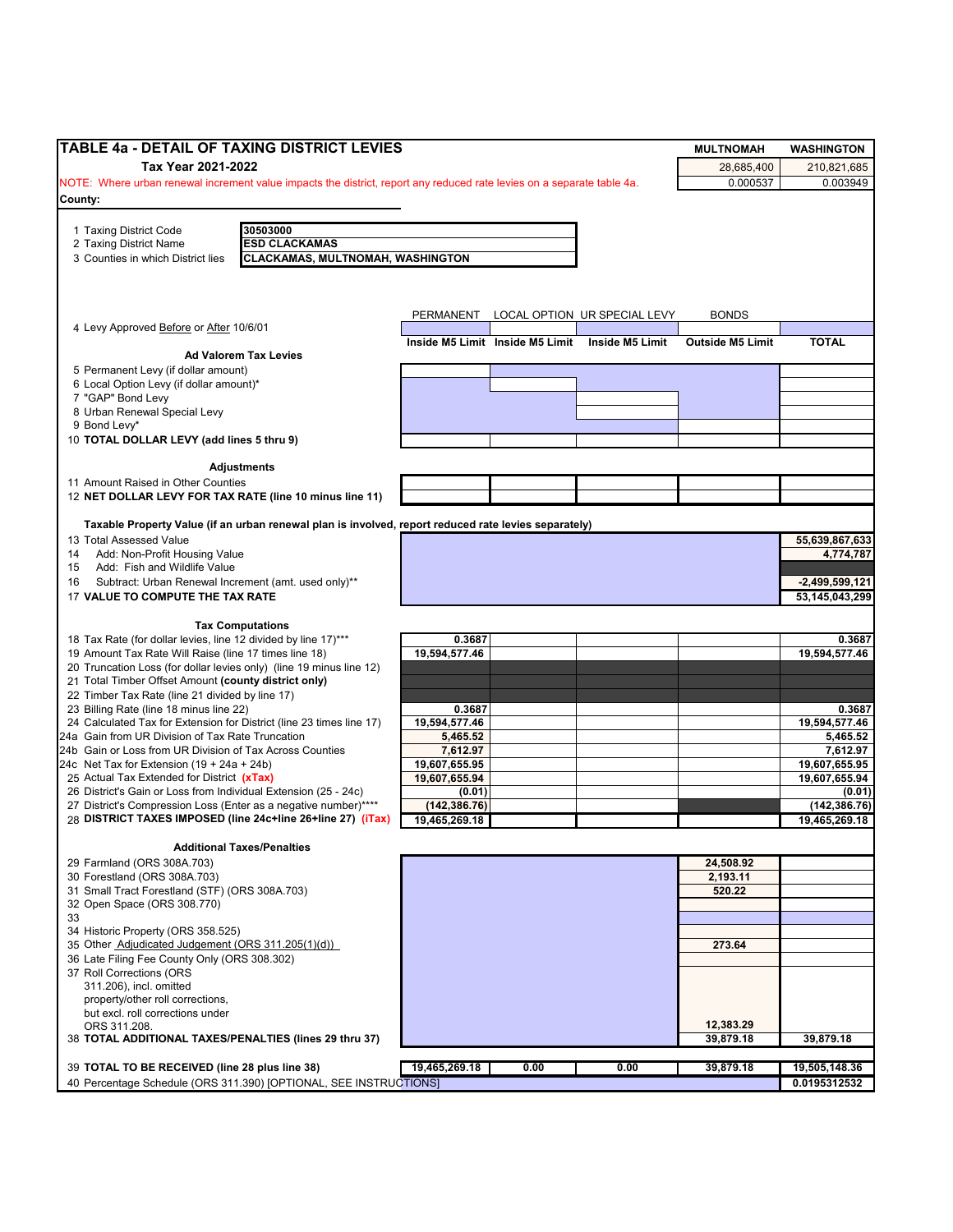## TABLE 4a - DETAIL OF TAXING DISTRICT LEVIES

**Tax Year 2021-2022**

| | MULTNOMAH | WASHINGTON |
|---|---|---|
| | 28,685,400 | 210,821,685 |
| | 0.000537 | 0.003949 |

NOTE: Where urban renewal increment value impacts the district, report any reduced rate levies on a separate table 4a.

**County:**

1 Taxing District Code: **30503000**
2 Taxing District Name: **ESD CLACKAMAS**
3 Counties in which District lies: **CLACKAMAS, MULTNOMAH, WASHINGTON**

| | PERMANENT | LOCAL OPTION | UR SPECIAL LEVY | BONDS | |
|---|---|---|---|---|---|
| 4 Levy Approved Before or After 10/6/01 | | | | | |
| | **Inside M5 Limit** | **Inside M5 Limit** | **Inside M5 Limit** | **Outside M5 Limit** | **TOTAL** |
| **Ad Valorem Tax Levies** | | | | | |
| 5 Permanent Levy (if dollar amount) | | | | | |
| 6 Local Option Levy (if dollar amount)* | | | | | |
| 7 "GAP" Bond Levy | | | | | |
| 8 Urban Renewal Special Levy | | | | | |
| 9 Bond Levy* | | | | | |
| 10 **TOTAL DOLLAR LEVY (add lines 5 thru 9)** | | | | | |
| **Adjustments** | | | | | |
| 11 Amount Raised in Other Counties | | | | | |
| 12 **NET DOLLAR LEVY FOR TAX RATE (line 10 minus line 11)** | | | | | |
| **Taxable Property Value (if an urban renewal plan is involved, report reduced rate levies separately)** | | | | | |
| 13 Total Assessed Value | | | | | 55,639,867,633 |
| 14 Add: Non-Profit Housing Value | | | | | 4,774,787 |
| 15 Add: Fish and Wildlife Value | | | | | |
| 16 Subtract: Urban Renewal Increment (amt. used only)** | | | | | -2,499,599,121 |
| 17 **VALUE TO COMPUTE THE TAX RATE** | | | | | 53,145,043,299 |
| **Tax Computations** | | | | | |
| 18 Tax Rate (for dollar levies, line 12 divided by line 17)*** | 0.3687 | | | | 0.3687 |
| 19 Amount Tax Rate Will Raise (line 17 times line 18) | 19,594,577.46 | | | | 19,594,577.46 |
| 20 Truncation Loss (for dollar levies only) (line 19 minus line 12) | | | | | |
| 21 Total Timber Offset Amount **(county district only)** | | | | | |
| 22 Timber Tax Rate (line 21 divided by line 17) | | | | | |
| 23 Billing Rate (line 18 minus line 22) | 0.3687 | | | | 0.3687 |
| 24 Calculated Tax for Extension for District (line 23 times line 17) | 19,594,577.46 | | | | 19,594,577.46 |
| 24a Gain from UR Division of Tax Rate Truncation | 5,465.52 | | | | 5,465.52 |
| 24b Gain or Loss from UR Division of Tax Across Counties | 7,612.97 | | | | 7,612.97 |
| 24c Net Tax for Extension (19 + 24a + 24b) | 19,607,655.95 | | | | 19,607,655.95 |
| 25 Actual Tax Extended for District **(xTax)** | 19,607,655.94 | | | | 19,607,655.94 |
| 26 District's Gain or Loss from Individual Extension (25 - 24c) | (0.01) | | | | (0.01) |
| 27 District's Compression Loss (Enter as a negative number)**** | (142,386.76) | | | | (142,386.76) |
| 28 **DISTRICT TAXES IMPOSED (line 24c+line 26+line 27) (iTax)** | 19,465,269.18 | | | | 19,465,269.18 |
| **Additional Taxes/Penalties** | | | | | |
| 29 Farmland (ORS 308A.703) | | | | 24,508.92 | |
| 30 Forestland (ORS 308A.703) | | | | 2,193.11 | |
| 31 Small Tract Forestland (STF) (ORS 308A.703) | | | | 520.22 | |
| 32 Open Space (ORS 308.770) | | | | | |
| 33 | | | | | |
| 34 Historic Property (ORS 358.525) | | | | | |
| 35 Other Adjudicated Judgement (ORS 311.205(1)(d)) | | | | 273.64 | |
| 36 Late Filing Fee County Only (ORS 308.302) | | | | | |
| 37 Roll Corrections (ORS 311.206), incl. omitted property/other roll corrections, but excl. roll corrections under ORS 311.208. | | | | 12,383.29 | |
| 38 **TOTAL ADDITIONAL TAXES/PENALTIES (lines 29 thru 37)** | | | | 39,879.18 | 39,879.18 |
| 39 **TOTAL TO BE RECEIVED (line 28 plus line 38)** | 19,465,269.18 | 0.00 | 0.00 | 39,879.18 | 19,505,148.36 |
| 40 Percentage Schedule (ORS 311.390) [OPTIONAL, SEE INSTRUCTIONS] | | | | | 0.0195312532 |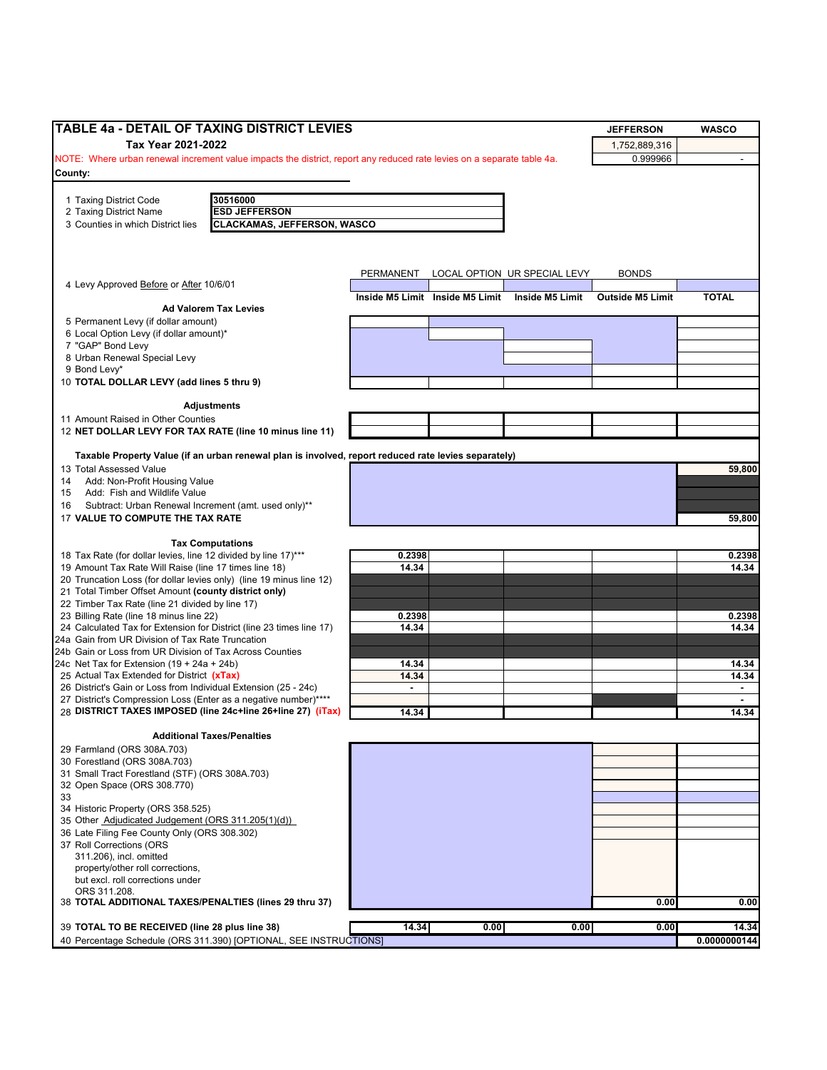## TABLE 4a - DETAIL OF TAXING DISTRICT LEVIES

**Tax Year 2021-2022**

NOTE: Where urban renewal increment value impacts the district, report any reduced rate levies on a separate table 4a.

**County:**

| | JEFFERSON | WASCO |
|---|---|---|
| | 1,752,889,316 | |
| | 0.999966 | - |

1 Taxing District Code: 30516000
2 Taxing District Name: ESD JEFFERSON
3 Counties in which District lies: CLACKAMAS, JEFFERSON, WASCO

| | PERMANENT | LOCAL OPTION | UR SPECIAL LEVY | BONDS | |
|---|---|---|---|---|---|
| 4 Levy Approved Before or After 10/6/01 | | | | | |
| | **Inside M5 Limit** | **Inside M5 Limit** | **Inside M5 Limit** | **Outside M5 Limit** | **TOTAL** |
| **Ad Valorem Tax Levies** | | | | | |
| 5 Permanent Levy (if dollar amount) | | | | | |
| 6 Local Option Levy (if dollar amount)* | | | | | |
| 7 "GAP" Bond Levy | | | | | |
| 8 Urban Renewal Special Levy | | | | | |
| 9 Bond Levy* | | | | | |
| 10 **TOTAL DOLLAR LEVY (add lines 5 thru 9)** | | | | | |
| **Adjustments** | | | | | |
| 11 Amount Raised in Other Counties | | | | | |
| 12 **NET DOLLAR LEVY FOR TAX RATE (line 10 minus line 11)** | | | | | |
| **Taxable Property Value (if an urban renewal plan is involved, report reduced rate levies separately)** | | | | | |
| 13 Total Assessed Value | | | | | 59,800 |
| 14 Add: Non-Profit Housing Value | | | | | |
| 15 Add: Fish and Wildlife Value | | | | | |
| 16 Subtract: Urban Renewal Increment (amt. used only)** | | | | | |
| 17 **VALUE TO COMPUTE THE TAX RATE** | | | | | 59,800 |
| **Tax Computations** | | | | | |
| 18 Tax Rate (for dollar levies, line 12 divided by line 17)*** | 0.2398 | | | | 0.2398 |
| 19 Amount Tax Rate Will Raise (line 17 times line 18) | 14.34 | | | | 14.34 |
| 20 Truncation Loss (for dollar levies only) (line 19 minus line 12) | | | | | |
| 21 Total Timber Offset Amount **(county district only)** | | | | | |
| 22 Timber Tax Rate (line 21 divided by line 17) | | | | | |
| 23 Billing Rate (line 18 minus line 22) | 0.2398 | | | | 0.2398 |
| 24 Calculated Tax for Extension for District (line 23 times line 17) | 14.34 | | | | 14.34 |
| 24a Gain from UR Division of Tax Rate Truncation | | | | | |
| 24b Gain or Loss from UR Division of Tax Across Counties | | | | | |
| 24c Net Tax for Extension (19 + 24a + 24b) | 14.34 | | | | 14.34 |
| 25 Actual Tax Extended for District **(xTax)** | 14.34 | | | | 14.34 |
| 26 District's Gain or Loss from Individual Extension (25 - 24c) | - | | | | - |
| 27 District's Compression Loss (Enter as a negative number)**** | | | | | - |
| 28 **DISTRICT TAXES IMPOSED (line 24c+line 26+line 27) (iTax)** | 14.34 | | | | 14.34 |
| **Additional Taxes/Penalties** | | | | | |
| 29 Farmland (ORS 308A.703) | | | | | |
| 30 Forestland (ORS 308A.703) | | | | | |
| 31 Small Tract Forestland (STF) (ORS 308A.703) | | | | | |
| 32 Open Space (ORS 308.770) | | | | | |
| 33 | | | | | |
| 34 Historic Property (ORS 358.525) | | | | | |
| 35 Other Adjudicated Judgement (ORS 311.205(1)(d)) | | | | | |
| 36 Late Filing Fee County Only (ORS 308.302) | | | | | |
| 37 Roll Corrections (ORS 311.206), incl. omitted property/other roll corrections, but excl. roll corrections under ORS 311.208. | | | | | |
| 38 **TOTAL ADDITIONAL TAXES/PENALTIES (lines 29 thru 37)** | | | | 0.00 | 0.00 |
| 39 **TOTAL TO BE RECEIVED (line 28 plus line 38)** | 14.34 | 0.00 | 0.00 | 0.00 | 14.34 |
| 40 Percentage Schedule (ORS 311.390) [OPTIONAL, SEE INSTRUCTIONS] | | | | | 0.0000000144 |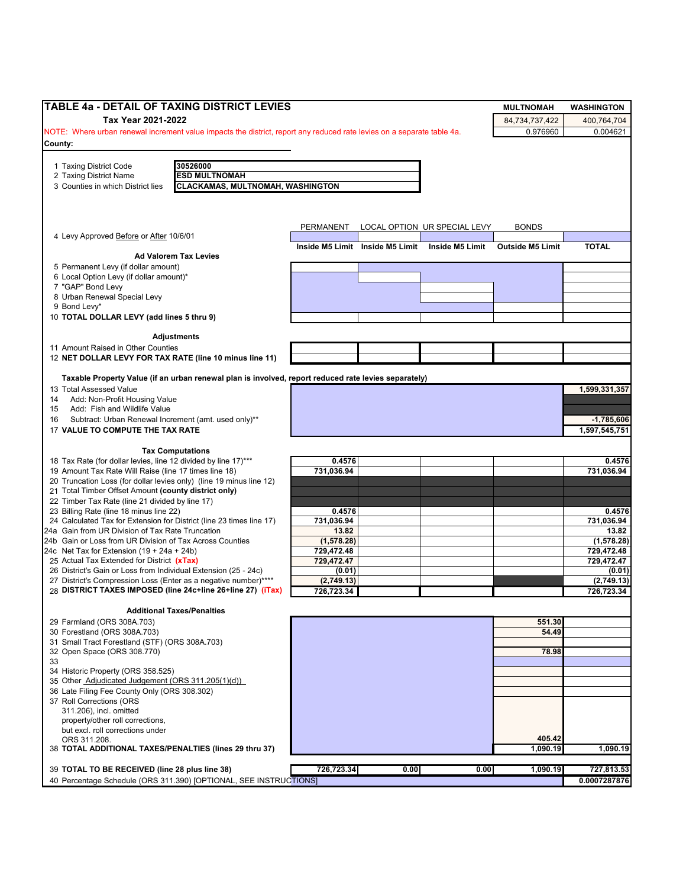# TABLE 4a - DETAIL OF TAXING DISTRICT LEVIES

**Tax Year 2021-2022**

NOTE: Where urban renewal increment value impacts the district, report any reduced rate levies on a separate table 4a.

| | MULTNOMAH | WASHINGTON |
|---|---|---|
| | 84,734,737,422 | 400,764,704 |
| | 0.976960 | 0.004621 |

**County:**

1 Taxing District Code: **30526000**
2 Taxing District Name: **ESD MULTNOMAH**
3 Counties in which District lies: **CLACKAMAS, MULTNOMAH, WASHINGTON**

| | PERMANENT | LOCAL OPTION | UR SPECIAL LEVY | BONDS | |
|---|---|---|---|---|---|
| 4 Levy Approved Before or After 10/6/01 | | | | | |
| | **Inside M5 Limit** | **Inside M5 Limit** | **Inside M5 Limit** | **Outside M5 Limit** | **TOTAL** |
| **Ad Valorem Tax Levies** | | | | | |
| 5 Permanent Levy (if dollar amount) | | | | | |
| 6 Local Option Levy (if dollar amount)* | | | | | |
| 7 "GAP" Bond Levy | | | | | |
| 8 Urban Renewal Special Levy | | | | | |
| 9 Bond Levy* | | | | | |
| 10 **TOTAL DOLLAR LEVY (add lines 5 thru 9)** | | | | | |
| **Adjustments** | | | | | |
| 11 Amount Raised in Other Counties | | | | | |
| 12 **NET DOLLAR LEVY FOR TAX RATE (line 10 minus line 11)** | | | | | |
| **Taxable Property Value (if an urban renewal plan is involved, report reduced rate levies separately)** | | | | | |
| 13 Total Assessed Value | | | | | 1,599,331,357 |
| 14 Add: Non-Profit Housing Value | | | | | |
| 15 Add: Fish and Wildlife Value | | | | | |
| 16 Subtract: Urban Renewal Increment (amt. used only)** | | | | | -1,785,606 |
| 17 **VALUE TO COMPUTE THE TAX RATE** | | | | | 1,597,545,751 |
| **Tax Computations** | | | | | |
| 18 Tax Rate (for dollar levies, line 12 divided by line 17)*** | 0.4576 | | | | 0.4576 |
| 19 Amount Tax Rate Will Raise (line 17 times line 18) | 731,036.94 | | | | 731,036.94 |
| 20 Truncation Loss (for dollar levies only) (line 19 minus line 12) | | | | | |
| 21 Total Timber Offset Amount **(county district only)** | | | | | |
| 22 Timber Tax Rate (line 21 divided by line 17) | | | | | |
| 23 Billing Rate (line 18 minus line 22) | 0.4576 | | | | 0.4576 |
| 24 Calculated Tax for Extension for District (line 23 times line 17) | 731,036.94 | | | | 731,036.94 |
| 24a Gain from UR Division of Tax Rate Truncation | 13.82 | | | | 13.82 |
| 24b Gain or Loss from UR Division of Tax Across Counties | (1,578.28) | | | | (1,578.28) |
| 24c Net Tax for Extension (19 + 24a + 24b) | 729,472.48 | | | | 729,472.48 |
| 25 Actual Tax Extended for District **(xTax)** | 729,472.47 | | | | 729,472.47 |
| 26 District's Gain or Loss from Individual Extension (25 - 24c) | (0.01) | | | | (0.01) |
| 27 District's Compression Loss (Enter as a negative number)**** | (2,749.13) | | | | (2,749.13) |
| 28 **DISTRICT TAXES IMPOSED (line 24c+line 26+line 27) (iTax)** | 726,723.34 | | | | 726,723.34 |
| **Additional Taxes/Penalties** | | | | | |
| 29 Farmland (ORS 308A.703) | | | | 551.30 | |
| 30 Forestland (ORS 308A.703) | | | | 54.49 | |
| 31 Small Tract Forestland (STF) (ORS 308A.703) | | | | | |
| 32 Open Space (ORS 308.770) | | | | 78.98 | |
| 33 | | | | | |
| 34 Historic Property (ORS 358.525) | | | | | |
| 35 Other Adjudicated Judgement (ORS 311.205(1)(d)) | | | | | |
| 36 Late Filing Fee County Only (ORS 308.302) | | | | | |
| 37 Roll Corrections (ORS 311.206), incl. omitted property/other roll corrections, but excl. roll corrections under ORS 311.208. | | | | 405.42 | |
| 38 **TOTAL ADDITIONAL TAXES/PENALTIES (lines 29 thru 37)** | | | | 1,090.19 | 1,090.19 |
| 39 **TOTAL TO BE RECEIVED (line 28 plus line 38)** | 726,723.34 | 0.00 | 0.00 | 1,090.19 | 727,813.53 |
| 40 Percentage Schedule (ORS 311.390) [OPTIONAL, SEE INSTRUCTIONS] | | | | | 0.0007287876 |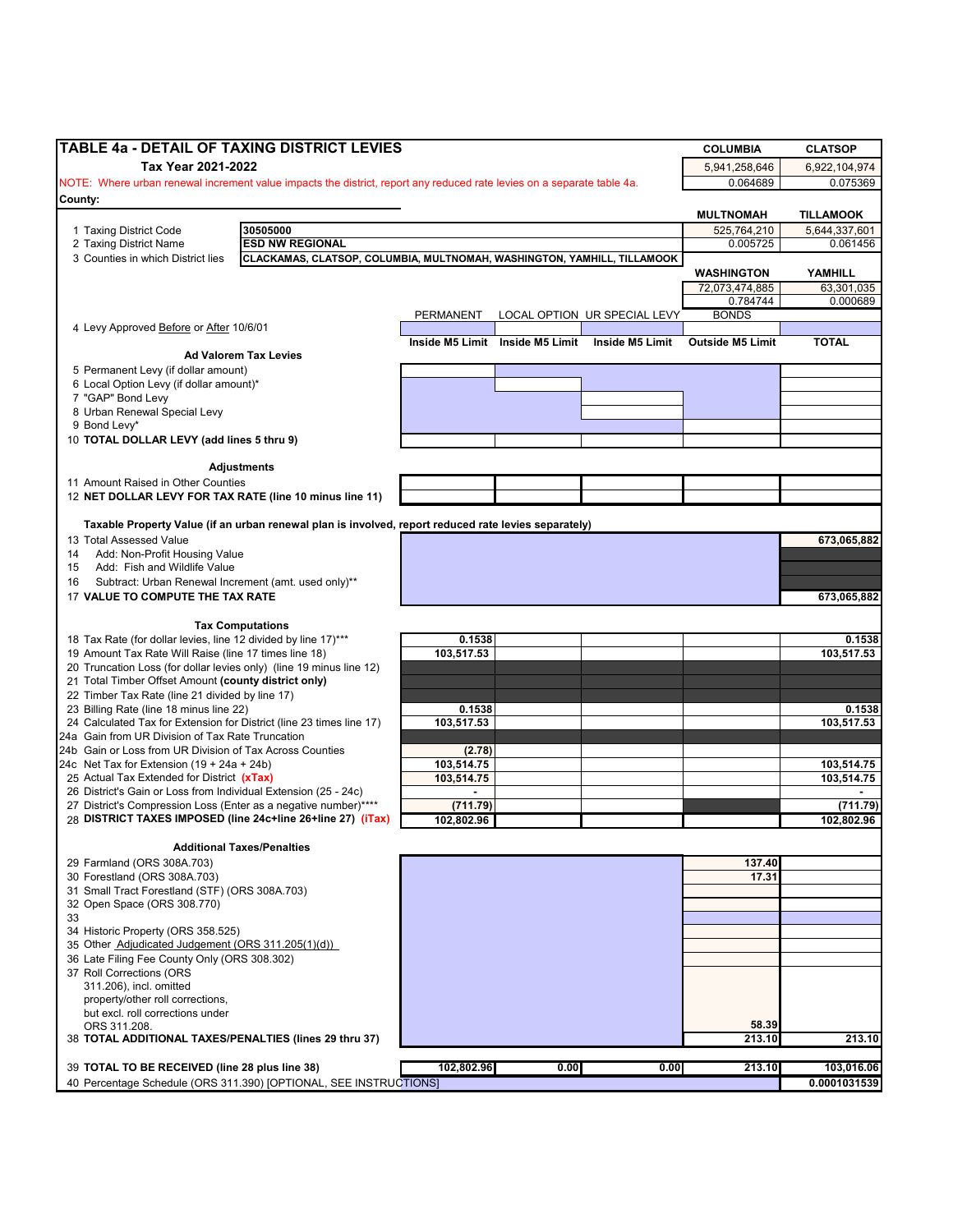## TABLE 4a - DETAIL OF TAXING DISTRICT LEVIES

**Tax Year 2021-2022**

NOTE: Where urban renewal increment value impacts the district, report any reduced rate levies on a separate table 4a.

**County:**

| COLUMBIA | CLATSOP |
|---|---|
| 5,941,258,646 | 6,922,104,974 |
| 0.064689 | 0.075369 |
| **MULTNOMAH** | **TILLAMOOK** |
| 525,764,210 | 5,644,337,601 |
| 0.005725 | 0.061456 |
| **WASHINGTON** | **YAMHILL** |
| 72,073,474,885 | 63,301,035 |
| 0.784744 | 0.000689 |

1 Taxing District Code: **30505000**

2 Taxing District Name: **ESD NW REGIONAL**

3 Counties in which District lies: **CLACKAMAS, CLATSOP, COLUMBIA, MULTNOMAH, WASHINGTON, YAMHILL, TILLAMOOK**

| | PERMANENT | LOCAL OPTION | UR SPECIAL LEVY | BONDS | |
|---|---|---|---|---|---|
| 4 Levy Approved Before or After 10/6/01 | | | | | |
| | **Inside M5 Limit** | **Inside M5 Limit** | **Inside M5 Limit** | **Outside M5 Limit** | **TOTAL** |
| **Ad Valorem Tax Levies** | | | | | |
| 5 Permanent Levy (if dollar amount) | | | | | |
| 6 Local Option Levy (if dollar amount)* | | | | | |
| 7 "GAP" Bond Levy | | | | | |
| 8 Urban Renewal Special Levy | | | | | |
| 9 Bond Levy* | | | | | |
| 10 **TOTAL DOLLAR LEVY (add lines 5 thru 9)** | | | | | |
| **Adjustments** | | | | | |
| 11 Amount Raised in Other Counties | | | | | |
| 12 **NET DOLLAR LEVY FOR TAX RATE (line 10 minus line 11)** | | | | | |
| **Taxable Property Value (if an urban renewal plan is involved, report reduced rate levies separately)** | | | | | |
| 13 Total Assessed Value | | | | | **673,065,882** |
| 14 Add: Non-Profit Housing Value | | | | | |
| 15 Add: Fish and Wildlife Value | | | | | |
| 16 Subtract: Urban Renewal Increment (amt. used only)** | | | | | |
| 17 **VALUE TO COMPUTE THE TAX RATE** | | | | | **673,065,882** |
| **Tax Computations** | | | | | |
| 18 Tax Rate (for dollar levies, line 12 divided by line 17)*** | **0.1538** | | | | **0.1538** |
| 19 Amount Tax Rate Will Raise (line 17 times line 18) | **103,517.53** | | | | **103,517.53** |
| 20 Truncation Loss (for dollar levies only) (line 19 minus line 12) | | | | | |
| 21 Total Timber Offset Amount **(county district only)** | | | | | |
| 22 Timber Tax Rate (line 21 divided by line 17) | | | | | |
| 23 Billing Rate (line 18 minus line 22) | **0.1538** | | | | **0.1538** |
| 24 Calculated Tax for Extension for District (line 23 times line 17) | **103,517.53** | | | | **103,517.53** |
| 24a Gain from UR Division of Tax Rate Truncation | | | | | |
| 24b Gain or Loss from UR Division of Tax Across Counties | **(2.78)** | | | | |
| 24c Net Tax for Extension (19 + 24a + 24b) | **103,514.75** | | | | **103,514.75** |
| 25 Actual Tax Extended for District **(xTax)** | **103,514.75** | | | | **103,514.75** |
| 26 District's Gain or Loss from Individual Extension (25 - 24c) | **-** | | | | **-** |
| 27 District's Compression Loss (Enter as a negative number)**** | **(711.79)** | | | | **(711.79)** |
| 28 **DISTRICT TAXES IMPOSED (line 24c+line 26+line 27) (iTax)** | **102,802.96** | | | | **102,802.96** |
| **Additional Taxes/Penalties** | | | | | |
| 29 Farmland (ORS 308A.703) | | | | **137.40** | |
| 30 Forestland (ORS 308A.703) | | | | **17.31** | |
| 31 Small Tract Forestland (STF) (ORS 308A.703) | | | | | |
| 32 Open Space (ORS 308.770) | | | | | |
| 33 | | | | | |
| 34 Historic Property (ORS 358.525) | | | | | |
| 35 Other Adjudicated Judgement (ORS 311.205(1)(d)) | | | | | |
| 36 Late Filing Fee County Only (ORS 308.302) | | | | | |
| 37 Roll Corrections (ORS 311.206), incl. omitted property/other roll corrections, but excl. roll corrections under ORS 311.208. | | | | **58.39** | |
| 38 **TOTAL ADDITIONAL TAXES/PENALTIES (lines 29 thru 37)** | | | | **213.10** | **213.10** |
| 39 **TOTAL TO BE RECEIVED (line 28 plus line 38)** | **102,802.96** | **0.00** | **0.00** | **213.10** | **103,016.06** |
| 40 Percentage Schedule (ORS 311.390) [OPTIONAL, SEE INSTRUCTIONS] | | | | | **0.0001031539** |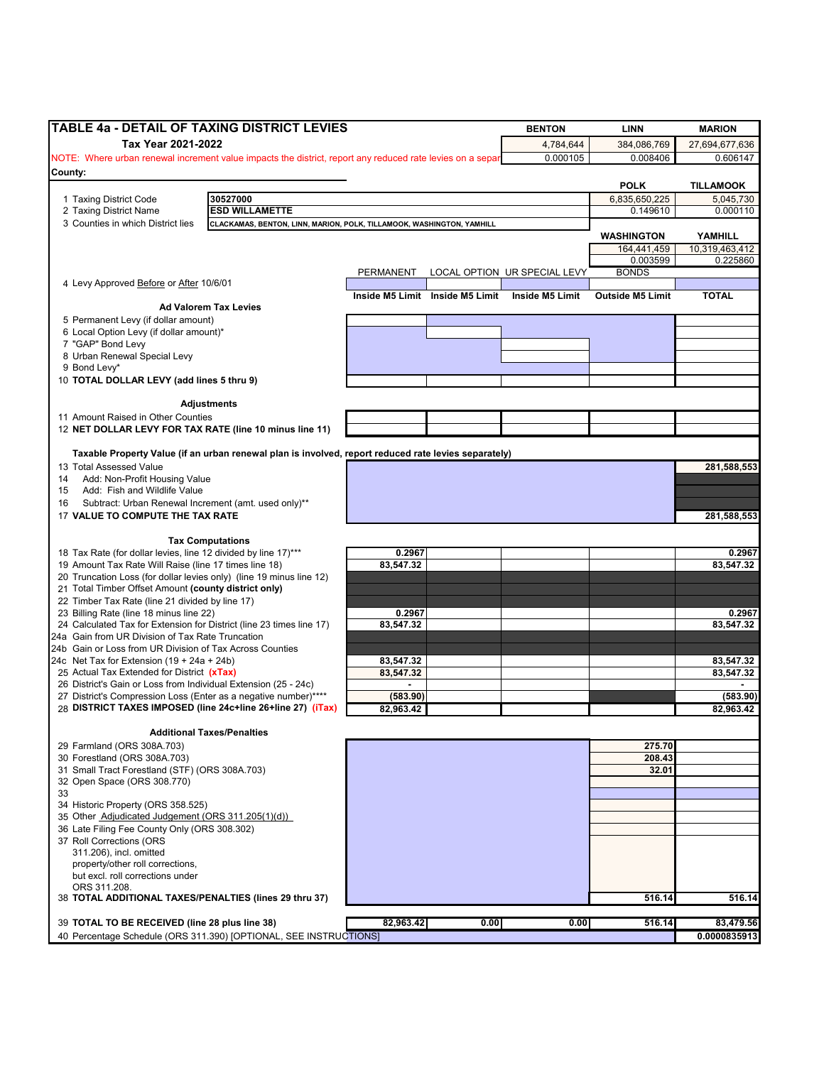## TABLE 4a - DETAIL OF TAXING DISTRICT LEVIES

**Tax Year 2021-2022**

NOTE: Where urban renewal increment value impacts the district, report any reduced rate levies on a separ

County:

| | BENTON | LINN | MARION |
|---|---|---|---|
| | 4,784,644 | 384,086,769 | 27,694,677,636 |
| | 0.000105 | 0.008406 | 0.606147 |

| | POLK | TILLAMOOK |
|---|---|---|
| | 6,835,650,225 | 5,045,730 |
| | 0.149610 | 0.000110 |

| | WASHINGTON | YAMHILL |
|---|---|---|
| | 164,441,459 | 10,319,463,412 |
| | 0.003599 | 0.225860 |

1 Taxing District Code: **30527000**
2 Taxing District Name: **ESD WILLAMETTE**
3 Counties in which District lies: **CLACKAMAS, BENTON, LINN, MARION, POLK, TILLAMOOK, WASHINGTON, YAMHILL**

| | PERMANENT | LOCAL OPTION | UR SPECIAL LEVY | BONDS | |
|---|---|---|---|---|---|
| 4 Levy Approved Before or After 10/6/01 | | | | | |
| | **Inside M5 Limit** | **Inside M5 Limit** | **Inside M5 Limit** | **Outside M5 Limit** | **TOTAL** |
| **Ad Valorem Tax Levies** | | | | | |
| 5 Permanent Levy (if dollar amount) | | | | | |
| 6 Local Option Levy (if dollar amount)* | | | | | |
| 7 "GAP" Bond Levy | | | | | |
| 8 Urban Renewal Special Levy | | | | | |
| 9 Bond Levy* | | | | | |
| 10 **TOTAL DOLLAR LEVY (add lines 5 thru 9)** | | | | | |
| **Adjustments** | | | | | |
| 11 Amount Raised in Other Counties | | | | | |
| 12 **NET DOLLAR LEVY FOR TAX RATE (line 10 minus line 11)** | | | | | |
| **Taxable Property Value (if an urban renewal plan is involved, report reduced rate levies separately)** | | | | | |
| 13 Total Assessed Value | | | | | **281,588,553** |
| 14 Add: Non-Profit Housing Value | | | | | |
| 15 Add: Fish and Wildlife Value | | | | | |
| 16 Subtract: Urban Renewal Increment (amt. used only)** | | | | | |
| 17 **VALUE TO COMPUTE THE TAX RATE** | | | | | **281,588,553** |
| **Tax Computations** | | | | | |
| 18 Tax Rate (for dollar levies, line 12 divided by line 17)*** | **0.2967** | | | | **0.2967** |
| 19 Amount Tax Rate Will Raise (line 17 times line 18) | **83,547.32** | | | | **83,547.32** |
| 20 Truncation Loss (for dollar levies only) (line 19 minus line 12) | | | | | |
| 21 Total Timber Offset Amount **(county district only)** | | | | | |
| 22 Timber Tax Rate (line 21 divided by line 17) | | | | | |
| 23 Billing Rate (line 18 minus line 22) | **0.2967** | | | | **0.2967** |
| 24 Calculated Tax for Extension for District (line 23 times line 17) | **83,547.32** | | | | **83,547.32** |
| 24a Gain from UR Division of Tax Rate Truncation | | | | | |
| 24b Gain or Loss from UR Division of Tax Across Counties | | | | | |
| 24c Net Tax for Extension (19 + 24a + 24b) | **83,547.32** | | | | **83,547.32** |
| 25 Actual Tax Extended for District **(xTax)** | **83,547.32** | | | | **83,547.32** |
| 26 District's Gain or Loss from Individual Extension (25 - 24c) | **-** | | | | **-** |
| 27 District's Compression Loss (Enter as a negative number)**** | **(583.90)** | | | | **(583.90)** |
| 28 **DISTRICT TAXES IMPOSED (line 24c+line 26+line 27) (iTax)** | **82,963.42** | | | | **82,963.42** |
| **Additional Taxes/Penalties** | | | | | |
| 29 Farmland (ORS 308A.703) | | | | **275.70** | |
| 30 Forestland (ORS 308A.703) | | | | **208.43** | |
| 31 Small Tract Forestland (STF) (ORS 308A.703) | | | | **32.01** | |
| 32 Open Space (ORS 308.770) | | | | | |
| 33 | | | | | |
| 34 Historic Property (ORS 358.525) | | | | | |
| 35 Other Adjudicated Judgement (ORS 311.205(1)(d)) | | | | | |
| 36 Late Filing Fee County Only (ORS 308.302) | | | | | |
| 37 Roll Corrections (ORS 311.206), incl. omitted property/other roll corrections, but excl. roll corrections under ORS 311.208. | | | | | |
| 38 **TOTAL ADDITIONAL TAXES/PENALTIES (lines 29 thru 37)** | | | | **516.14** | **516.14** |
| 39 **TOTAL TO BE RECEIVED (line 28 plus line 38)** | **82,963.42** | **0.00** | **0.00** | **516.14** | **83,479.56** |
| 40 Percentage Schedule (ORS 311.390) [OPTIONAL, SEE INSTRUCTIONS] | | | | | **0.0000835913** |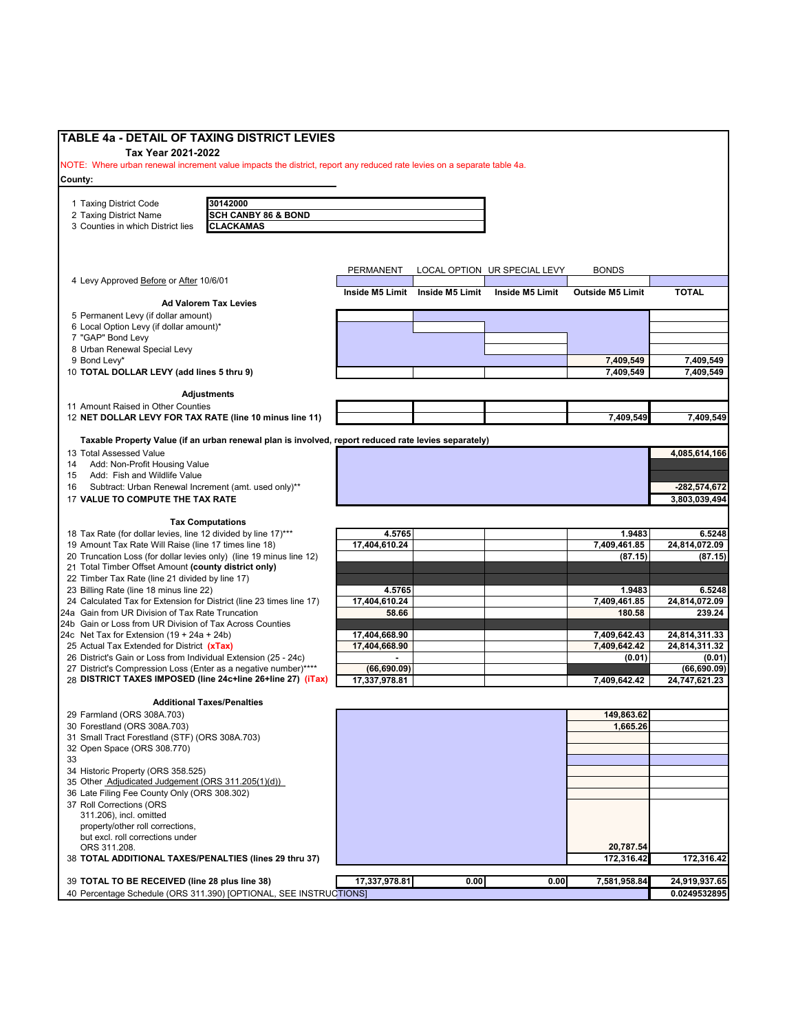## TABLE 4a - DETAIL OF TAXING DISTRICT LEVIES

**Tax Year 2021-2022**

NOTE: Where urban renewal increment value impacts the district, report any reduced rate levies on a separate table 4a.

**County:**

| | |
|---|---|
| 1 Taxing District Code | 30142000 |
| 2 Taxing District Name | SCH CANBY 86 & BOND |
| 3 Counties in which District lies | CLACKAMAS |

| | PERMANENT | LOCAL OPTION | UR SPECIAL LEVY | BONDS | |
|---|---|---|---|---|---|
| 4 Levy Approved Before or After 10/6/01 | | | | | |
| | **Inside M5 Limit** | **Inside M5 Limit** | **Inside M5 Limit** | **Outside M5 Limit** | **TOTAL** |
| **Ad Valorem Tax Levies** | | | | | |
| 5 Permanent Levy (if dollar amount) | | | | | |
| 6 Local Option Levy (if dollar amount)* | | | | | |
| 7 "GAP" Bond Levy | | | | | |
| 8 Urban Renewal Special Levy | | | | | |
| 9 Bond Levy* | | | | 7,409,549 | 7,409,549 |
| 10 **TOTAL DOLLAR LEVY (add lines 5 thru 9)** | | | | 7,409,549 | 7,409,549 |
| **Adjustments** | | | | | |
| 11 Amount Raised in Other Counties | | | | | |
| 12 **NET DOLLAR LEVY FOR TAX RATE (line 10 minus line 11)** | | | | 7,409,549 | 7,409,549 |
| **Taxable Property Value (if an urban renewal plan is involved, report reduced rate levies separately)** | | | | | |
| 13 Total Assessed Value | | | | | 4,085,614,166 |
| 14 Add: Non-Profit Housing Value | | | | | |
| 15 Add: Fish and Wildlife Value | | | | | |
| 16 Subtract: Urban Renewal Increment (amt. used only)** | | | | | -282,574,672 |
| 17 **VALUE TO COMPUTE THE TAX RATE** | | | | | 3,803,039,494 |
| **Tax Computations** | | | | | |
| 18 Tax Rate (for dollar levies, line 12 divided by line 17)*** | 4.5765 | | | 1.9483 | 6.5248 |
| 19 Amount Tax Rate Will Raise (line 17 times line 18) | 17,404,610.24 | | | 7,409,461.85 | 24,814,072.09 |
| 20 Truncation Loss (for dollar levies only) (line 19 minus line 12) | | | | (87.15) | (87.15) |
| 21 Total Timber Offset Amount **(county district only)** | | | | | |
| 22 Timber Tax Rate (line 21 divided by line 17) | | | | | |
| 23 Billing Rate (line 18 minus line 22) | 4.5765 | | | 1.9483 | 6.5248 |
| 24 Calculated Tax for Extension for District (line 23 times line 17) | 17,404,610.24 | | | 7,409,461.85 | 24,814,072.09 |
| 24a Gain from UR Division of Tax Rate Truncation | 58.66 | | | 180.58 | 239.24 |
| 24b Gain or Loss from UR Division of Tax Across Counties | | | | | |
| 24c Net Tax for Extension (19 + 24a + 24b) | 17,404,668.90 | | | 7,409,642.43 | 24,814,311.33 |
| 25 Actual Tax Extended for District **(xTax)** | 17,404,668.90 | | | 7,409,642.42 | 24,814,311.32 |
| 26 District's Gain or Loss from Individual Extension (25 - 24c) | - | | | (0.01) | (0.01) |
| 27 District's Compression Loss (Enter as a negative number)**** | (66,690.09) | | | | (66,690.09) |
| 28 **DISTRICT TAXES IMPOSED (line 24c+line 26+line 27) (iTax)** | 17,337,978.81 | | | 7,409,642.42 | 24,747,621.23 |
| **Additional Taxes/Penalties** | | | | | |
| 29 Farmland (ORS 308A.703) | | | | 149,863.62 | |
| 30 Forestland (ORS 308A.703) | | | | 1,665.26 | |
| 31 Small Tract Forestland (STF) (ORS 308A.703) | | | | | |
| 32 Open Space (ORS 308.770) | | | | | |
| 33 | | | | | |
| 34 Historic Property (ORS 358.525) | | | | | |
| 35 Other Adjudicated Judgement (ORS 311.205(1)(d)) | | | | | |
| 36 Late Filing Fee County Only (ORS 308.302) | | | | | |
| 37 Roll Corrections (ORS 311.206), incl. omitted property/other roll corrections, but excl. roll corrections under ORS 311.208. | | | | 20,787.54 | |
| 38 **TOTAL ADDITIONAL TAXES/PENALTIES (lines 29 thru 37)** | | | | 172,316.42 | 172,316.42 |
| 39 **TOTAL TO BE RECEIVED (line 28 plus line 38)** | 17,337,978.81 | 0.00 | 0.00 | 7,581,958.84 | 24,919,937.65 |
| 40 Percentage Schedule (ORS 311.390) [OPTIONAL, SEE INSTRUCTIONS] | | | | | 0.0249532895 |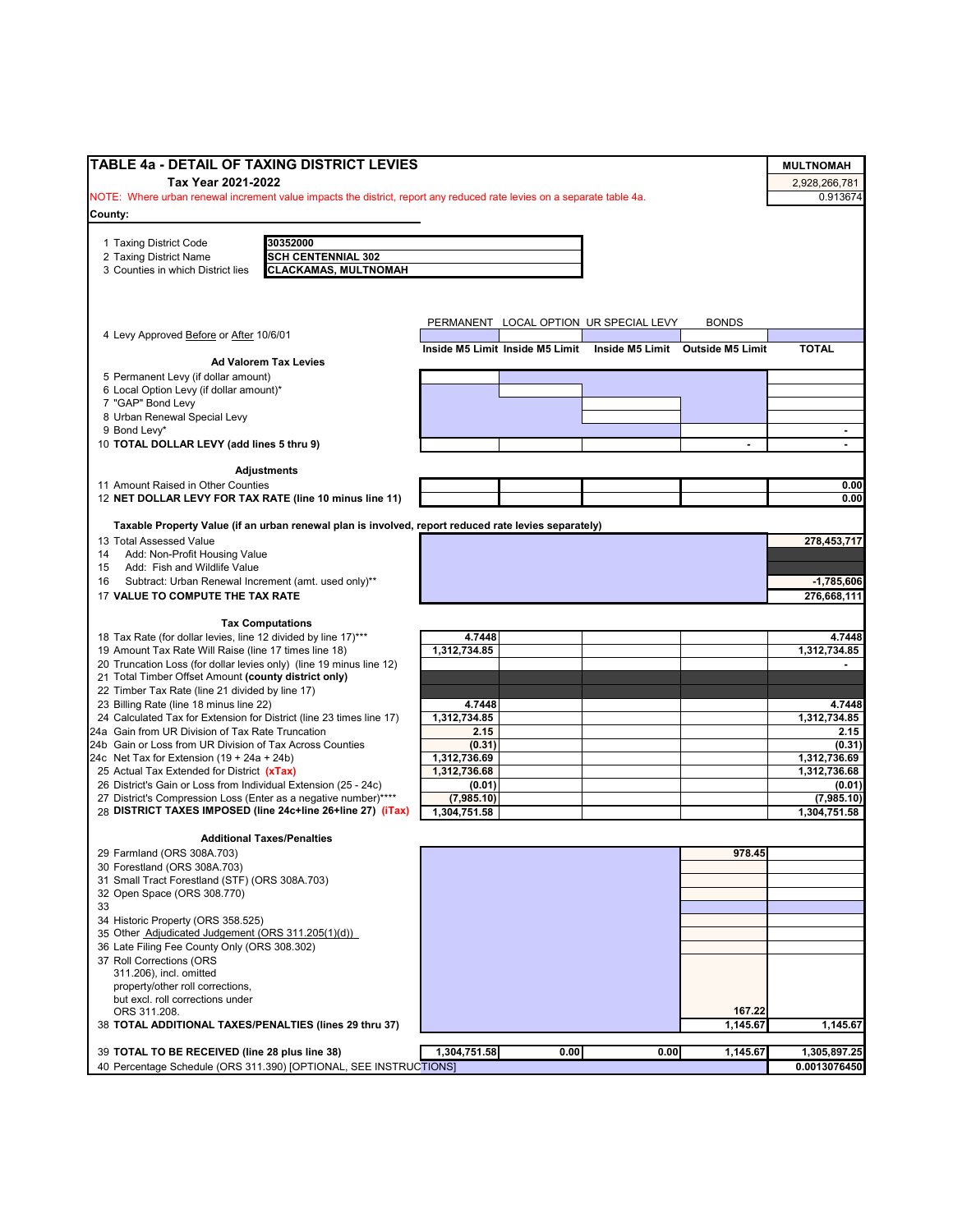# TABLE 4a - DETAIL OF TAXING DISTRICT LEVIES

**Tax Year 2021-2022**

| MULTNOMAH |
|---|
| 2,928,266,781 |
| 0.913674 |

NOTE: Where urban renewal increment value impacts the district, report any reduced rate levies on a separate table 4a.

**County:**

| | |
|---|---|
| 1 Taxing District Code | **30352000** |
| 2 Taxing District Name | **SCH CENTENNIAL 302** |
| 3 Counties in which District lies | **CLACKAMAS, MULTNOMAH** |

| | PERMANENT | LOCAL OPTION | UR SPECIAL LEVY | BONDS | |
|---|---|---|---|---|---|
| 4 Levy Approved Before or After 10/6/01 | | | | | |
| | **Inside M5 Limit** | **Inside M5 Limit** | **Inside M5 Limit** | **Outside M5 Limit** | **TOTAL** |
| **Ad Valorem Tax Levies** | | | | | |
| 5 Permanent Levy (if dollar amount) | | | | | |
| 6 Local Option Levy (if dollar amount)* | | | | | |
| 7 "GAP" Bond Levy | | | | | |
| 8 Urban Renewal Special Levy | | | | | |
| 9 Bond Levy* | | | | | - |
| 10 **TOTAL DOLLAR LEVY (add lines 5 thru 9)** | | | | - | - |
| **Adjustments** | | | | | |
| 11 Amount Raised in Other Counties | | | | | 0.00 |
| 12 **NET DOLLAR LEVY FOR TAX RATE (line 10 minus line 11)** | | | | | 0.00 |
| **Taxable Property Value (if an urban renewal plan is involved, report reduced rate levies separately)** | | | | | |
| 13 Total Assessed Value | | | | | **278,453,717** |
| 14 Add: Non-Profit Housing Value | | | | | |
| 15 Add: Fish and Wildlife Value | | | | | |
| 16 Subtract: Urban Renewal Increment (amt. used only)** | | | | | **-1,785,606** |
| 17 **VALUE TO COMPUTE THE TAX RATE** | | | | | **276,668,111** |
| **Tax Computations** | | | | | |
| 18 Tax Rate (for dollar levies, line 12 divided by line 17)*** | **4.7448** | | | | **4.7448** |
| 19 Amount Tax Rate Will Raise (line 17 times line 18) | **1,312,734.85** | | | | **1,312,734.85** |
| 20 Truncation Loss (for dollar levies only) (line 19 minus line 12) | | | | | - |
| 21 Total Timber Offset Amount **(county district only)** | | | | | |
| 22 Timber Tax Rate (line 21 divided by line 17) | | | | | |
| 23 Billing Rate (line 18 minus line 22) | **4.7448** | | | | **4.7448** |
| 24 Calculated Tax for Extension for District (line 23 times line 17) | **1,312,734.85** | | | | **1,312,734.85** |
| 24a Gain from UR Division of Tax Rate Truncation | **2.15** | | | | **2.15** |
| 24b Gain or Loss from UR Division of Tax Across Counties | **(0.31)** | | | | **(0.31)** |
| 24c Net Tax for Extension (19 + 24a + 24b) | **1,312,736.69** | | | | **1,312,736.69** |
| 25 Actual Tax Extended for District **(xTax)** | **1,312,736.68** | | | | **1,312,736.68** |
| 26 District's Gain or Loss from Individual Extension (25 - 24c) | **(0.01)** | | | | **(0.01)** |
| 27 District's Compression Loss (Enter as a negative number)**** | **(7,985.10)** | | | | **(7,985.10)** |
| 28 **DISTRICT TAXES IMPOSED (line 24c+line 26+line 27) (iTax)** | **1,304,751.58** | | | | **1,304,751.58** |
| **Additional Taxes/Penalties** | | | | | |
| 29 Farmland (ORS 308A.703) | | | | **978.45** | |
| 30 Forestland (ORS 308A.703) | | | | | |
| 31 Small Tract Forestland (STF) (ORS 308A.703) | | | | | |
| 32 Open Space (ORS 308.770) | | | | | |
| 33 | | | | | |
| 34 Historic Property (ORS 358.525) | | | | | |
| 35 Other Adjudicated Judgement (ORS 311.205(1)(d)) | | | | | |
| 36 Late Filing Fee County Only (ORS 308.302) | | | | | |
| 37 Roll Corrections (ORS 311.206), incl. omitted property/other roll corrections, but excl. roll corrections under ORS 311.208. | | | | **167.22** | |
| 38 **TOTAL ADDITIONAL TAXES/PENALTIES (lines 29 thru 37)** | | | | **1,145.67** | **1,145.67** |
| 39 **TOTAL TO BE RECEIVED (line 28 plus line 38)** | **1,304,751.58** | **0.00** | **0.00** | **1,145.67** | **1,305,897.25** |
| 40 Percentage Schedule (ORS 311.390) [OPTIONAL, SEE INSTRUCTIONS] | | | | | **0.0013076450** |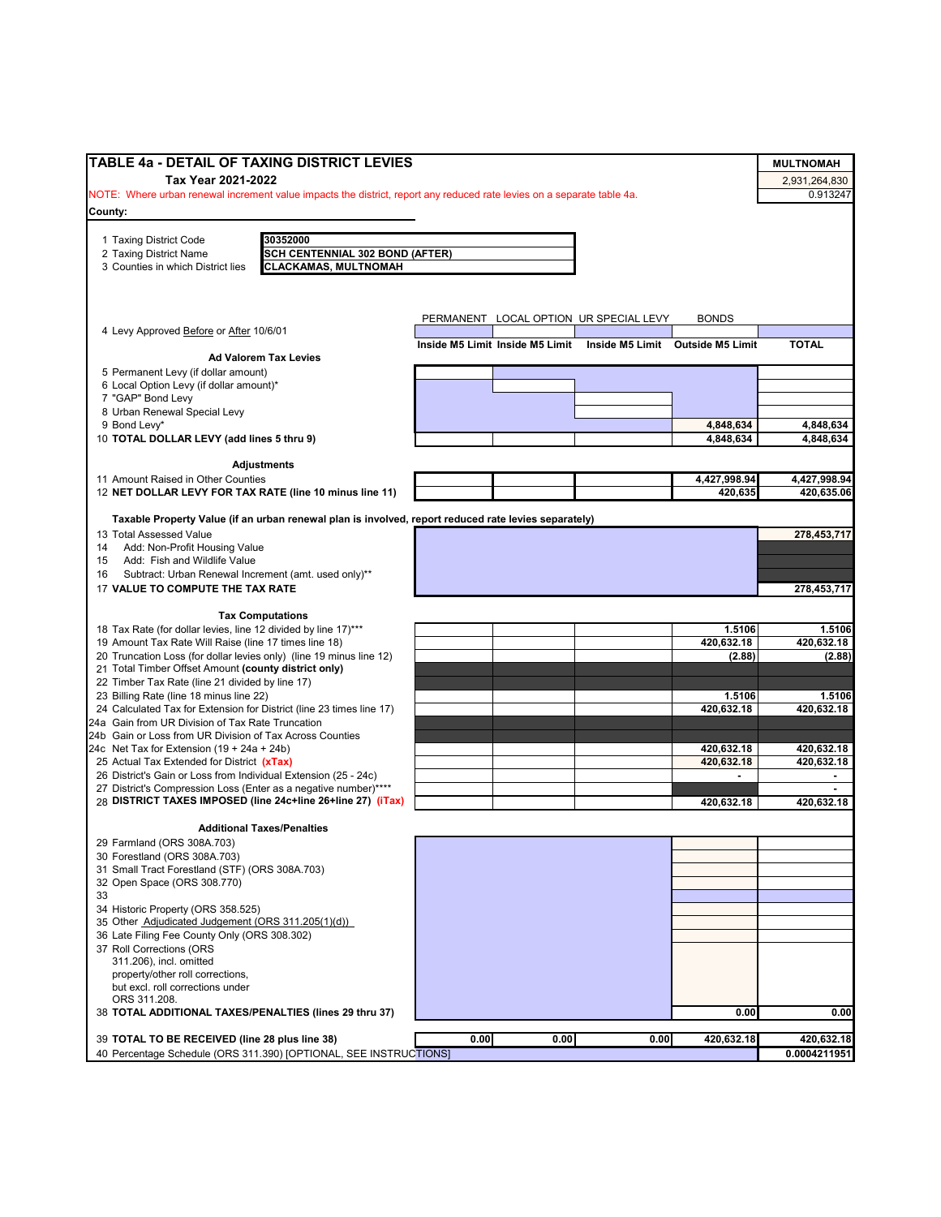## TABLE 4a - DETAIL OF TAXING DISTRICT LEVIES

**Tax Year 2021-2022**

NOTE: Where urban renewal increment value impacts the district, report any reduced rate levies on a separate table 4a.

**County:**

| | |
|---|---|
| **MULTNOMAH** | |
| 2,931,264,830 | |
| 0.913247 | |

| | |
|---|---|
| 1 Taxing District Code | 30352000 |
| 2 Taxing District Name | SCH CENTENNIAL 302 BOND (AFTER) |
| 3 Counties in which District lies | CLACKAMAS, MULTNOMAH |

| | PERMANENT | LOCAL OPTION | UR SPECIAL LEVY | BONDS | |
|---|---|---|---|---|---|
| 4 Levy Approved Before or After 10/6/01 | | | | | |
| | Inside M5 Limit | Inside M5 Limit | Inside M5 Limit | Outside M5 Limit | TOTAL |
| **Ad Valorem Tax Levies** | | | | | |
| 5 Permanent Levy (if dollar amount) | | | | | |
| 6 Local Option Levy (if dollar amount)* | | | | | |
| 7 "GAP" Bond Levy | | | | | |
| 8 Urban Renewal Special Levy | | | | | |
| 9 Bond Levy* | | | | 4,848,634 | 4,848,634 |
| 10 **TOTAL DOLLAR LEVY (add lines 5 thru 9)** | | | | 4,848,634 | 4,848,634 |
| **Adjustments** | | | | | |
| 11 Amount Raised in Other Counties | | | | 4,427,998.94 | 4,427,998.94 |
| 12 **NET DOLLAR LEVY FOR TAX RATE (line 10 minus line 11)** | | | | 420,635 | 420,635.06 |
| **Taxable Property Value (if an urban renewal plan is involved, report reduced rate levies separately)** | | | | | |
| 13 Total Assessed Value | | | | | 278,453,717 |
| 14 Add: Non-Profit Housing Value | | | | | |
| 15 Add: Fish and Wildlife Value | | | | | |
| 16 Subtract: Urban Renewal Increment (amt. used only)** | | | | | |
| 17 **VALUE TO COMPUTE THE TAX RATE** | | | | | 278,453,717 |
| **Tax Computations** | | | | | |
| 18 Tax Rate (for dollar levies, line 12 divided by line 17)*** | | | | 1.5106 | 1.5106 |
| 19 Amount Tax Rate Will Raise (line 17 times line 18) | | | | 420,632.18 | 420,632.18 |
| 20 Truncation Loss (for dollar levies only) (line 19 minus line 12) | | | | (2.88) | (2.88) |
| 21 Total Timber Offset Amount **(county district only)** | | | | | |
| 22 Timber Tax Rate (line 21 divided by line 17) | | | | | |
| 23 Billing Rate (line 18 minus line 22) | | | | 1.5106 | 1.5106 |
| 24 Calculated Tax for Extension for District (line 23 times line 17) | | | | 420,632.18 | 420,632.18 |
| 24a Gain from UR Division of Tax Rate Truncation | | | | | |
| 24b Gain or Loss from UR Division of Tax Across Counties | | | | | |
| 24c Net Tax for Extension (19 + 24a + 24b) | | | | 420,632.18 | 420,632.18 |
| 25 Actual Tax Extended for District **(xTax)** | | | | 420,632.18 | 420,632.18 |
| 26 District's Gain or Loss from Individual Extension (25 - 24c) | | | | - | - |
| 27 District's Compression Loss (Enter as a negative number)**** | | | | | - |
| 28 **DISTRICT TAXES IMPOSED (line 24c+line 26+line 27) (iTax)** | | | | 420,632.18 | 420,632.18 |
| **Additional Taxes/Penalties** | | | | | |
| 29 Farmland (ORS 308A.703) | | | | | |
| 30 Forestland (ORS 308A.703) | | | | | |
| 31 Small Tract Forestland (STF) (ORS 308A.703) | | | | | |
| 32 Open Space (ORS 308.770) | | | | | |
| 33 | | | | | |
| 34 Historic Property (ORS 358.525) | | | | | |
| 35 Other Adjudicated Judgement (ORS 311.205(1)(d)) | | | | | |
| 36 Late Filing Fee County Only (ORS 308.302) | | | | | |
| 37 Roll Corrections (ORS 311.206), incl. omitted property/other roll corrections, but excl. roll corrections under ORS 311.208. | | | | | |
| 38 **TOTAL ADDITIONAL TAXES/PENALTIES (lines 29 thru 37)** | | | | 0.00 | 0.00 |
| 39 **TOTAL TO BE RECEIVED (line 28 plus line 38)** | 0.00 | 0.00 | 0.00 | 420,632.18 | 420,632.18 |
| 40 Percentage Schedule (ORS 311.390) [OPTIONAL, SEE INSTRUCTIONS] | | | | | 0.0004211951 |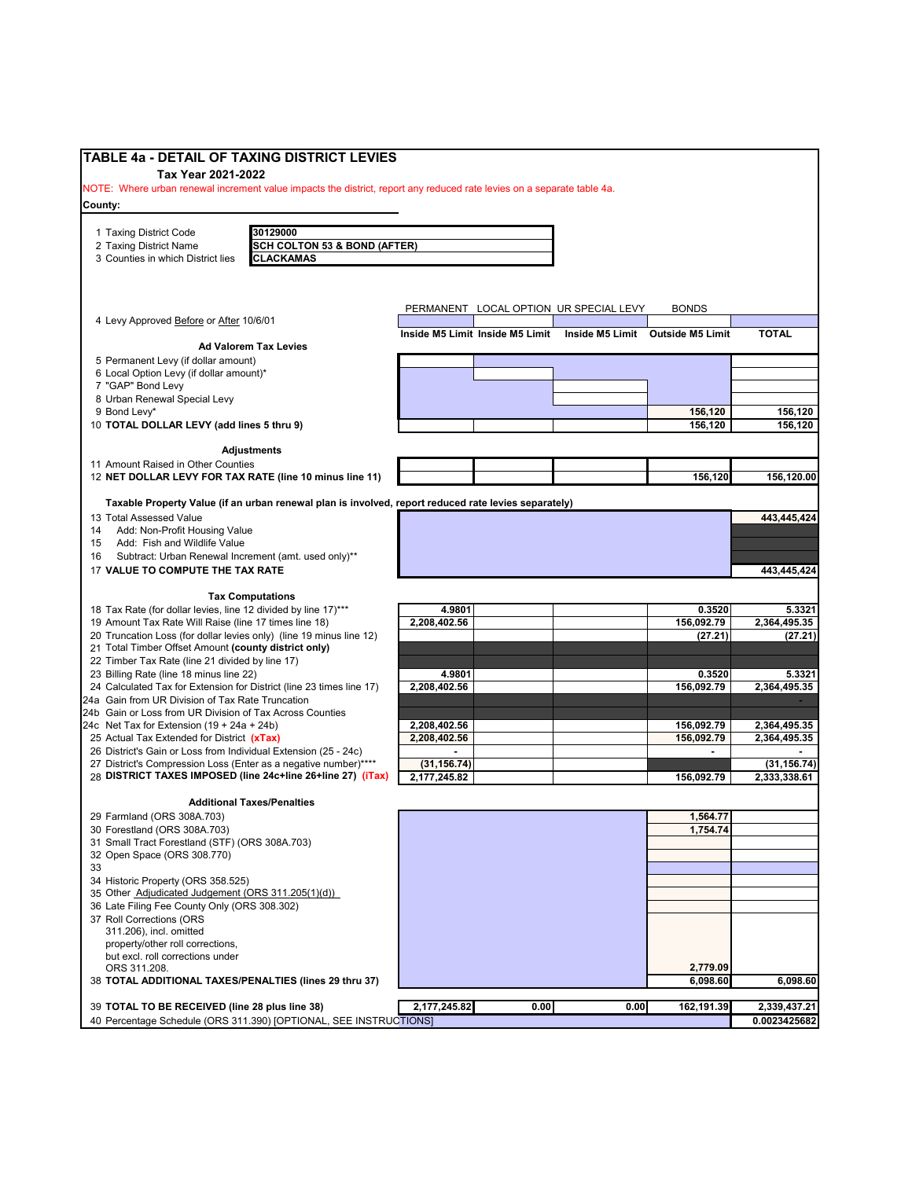# TABLE 4a - DETAIL OF TAXING DISTRICT LEVIES

**Tax Year 2021-2022**

NOTE: Where urban renewal increment value impacts the district, report any reduced rate levies on a separate table 4a.

**County:**

| | |
|---|---|
| 1 Taxing District Code | 30129000 |
| 2 Taxing District Name | SCH COLTON 53 & BOND (AFTER) |
| 3 Counties in which District lies | CLACKAMAS |

| | PERMANENT | LOCAL OPTION | UR SPECIAL LEVY | BONDS | |
|---|---|---|---|---|---|
| 4 Levy Approved Before or After 10/6/01 | | | | | |
| | Inside M5 Limit | Inside M5 Limit | Inside M5 Limit | Outside M5 Limit | TOTAL |
| **Ad Valorem Tax Levies** | | | | | |
| 5 Permanent Levy (if dollar amount) | | | | | |
| 6 Local Option Levy (if dollar amount)* | | | | | |
| 7 "GAP" Bond Levy | | | | | |
| 8 Urban Renewal Special Levy | | | | | |
| 9 Bond Levy* | | | | 156,120 | 156,120 |
| 10 **TOTAL DOLLAR LEVY (add lines 5 thru 9)** | | | | 156,120 | 156,120 |
| **Adjustments** | | | | | |
| 11 Amount Raised in Other Counties | | | | | |
| 12 **NET DOLLAR LEVY FOR TAX RATE (line 10 minus line 11)** | | | | 156,120 | 156,120.00 |
| **Taxable Property Value (if an urban renewal plan is involved, report reduced rate levies separately)** | | | | | |
| 13 Total Assessed Value | | | | | 443,445,424 |
| 14 Add: Non-Profit Housing Value | | | | | |
| 15 Add: Fish and Wildlife Value | | | | | |
| 16 Subtract: Urban Renewal Increment (amt. used only)** | | | | | |
| 17 **VALUE TO COMPUTE THE TAX RATE** | | | | | 443,445,424 |
| **Tax Computations** | | | | | |
| 18 Tax Rate (for dollar levies, line 12 divided by line 17)*** | 4.9801 | | | 0.3520 | 5.3321 |
| 19 Amount Tax Rate Will Raise (line 17 times line 18) | 2,208,402.56 | | | 156,092.79 | 2,364,495.35 |
| 20 Truncation Loss (for dollar levies only) (line 19 minus line 12) | | | | (27.21) | (27.21) |
| 21 Total Timber Offset Amount **(county district only)** | | | | | |
| 22 Timber Tax Rate (line 21 divided by line 17) | | | | | |
| 23 Billing Rate (line 18 minus line 22) | 4.9801 | | | 0.3520 | 5.3321 |
| 24 Calculated Tax for Extension for District (line 23 times line 17) | 2,208,402.56 | | | 156,092.79 | 2,364,495.35 |
| 24a Gain from UR Division of Tax Rate Truncation | | | | | - |
| 24b Gain or Loss from UR Division of Tax Across Counties | | | | | |
| 24c Net Tax for Extension (19 + 24a + 24b) | 2,208,402.56 | | | 156,092.79 | 2,364,495.35 |
| 25 Actual Tax Extended for District **(xTax)** | 2,208,402.56 | | | 156,092.79 | 2,364,495.35 |
| 26 District's Gain or Loss from Individual Extension (25 - 24c) | - | | | - | - |
| 27 District's Compression Loss (Enter as a negative number)**** | (31,156.74) | | | | (31,156.74) |
| 28 **DISTRICT TAXES IMPOSED (line 24c+line 26+line 27) (iTax)** | 2,177,245.82 | | | 156,092.79 | 2,333,338.61 |
| **Additional Taxes/Penalties** | | | | | |
| 29 Farmland (ORS 308A.703) | | | | 1,564.77 | |
| 30 Forestland (ORS 308A.703) | | | | 1,754.74 | |
| 31 Small Tract Forestland (STF) (ORS 308A.703) | | | | | |
| 32 Open Space (ORS 308.770) | | | | | |
| 33 | | | | | |
| 34 Historic Property (ORS 358.525) | | | | | |
| 35 Other Adjudicated Judgement (ORS 311.205(1)(d)) | | | | | |
| 36 Late Filing Fee County Only (ORS 308.302) | | | | | |
| 37 Roll Corrections (ORS 311.206), incl. omitted property/other roll corrections, but excl. roll corrections under ORS 311.208. | | | | 2,779.09 | |
| 38 **TOTAL ADDITIONAL TAXES/PENALTIES (lines 29 thru 37)** | | | | 6,098.60 | 6,098.60 |
| 39 **TOTAL TO BE RECEIVED (line 28 plus line 38)** | 2,177,245.82 | 0.00 | 0.00 | 162,191.39 | 2,339,437.21 |
| 40 Percentage Schedule (ORS 311.390) [OPTIONAL, SEE INSTRUCTIONS] | | | | | 0.0023425682 |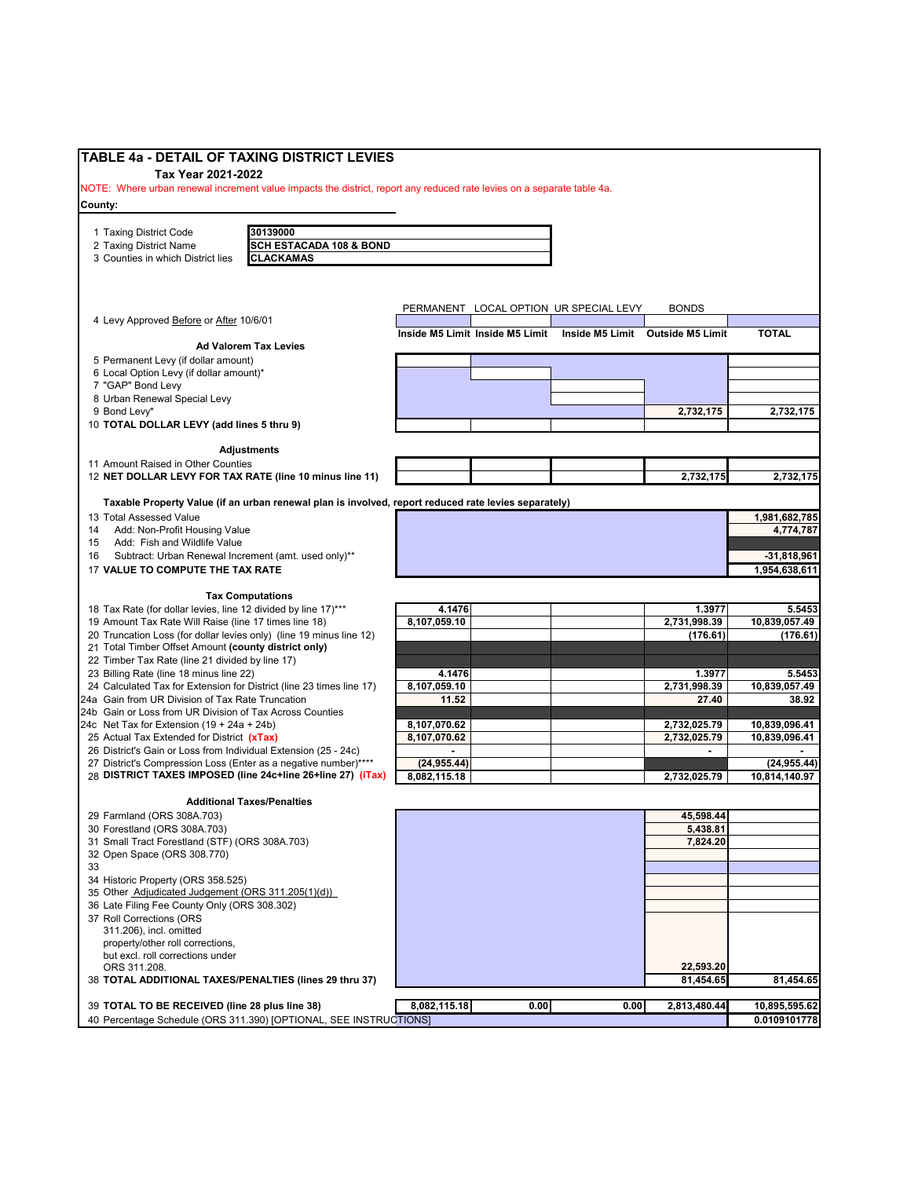# TABLE 4a - DETAIL OF TAXING DISTRICT LEVIES

**Tax Year 2021-2022**

NOTE: Where urban renewal increment value impacts the district, report any reduced rate levies on a separate table 4a.

**County:**

| | |
|---|---|
| 1 Taxing District Code | **30139000** |
| 2 Taxing District Name | **SCH ESTACADA 108 & BOND** |
| 3 Counties in which District lies | **CLACKAMAS** |

| | PERMANENT | LOCAL OPTION | UR SPECIAL LEVY | BONDS | |
|---|---|---|---|---|---|
| 4 Levy Approved Before or After 10/6/01 | | | | | |
| | Inside M5 Limit | Inside M5 Limit | Inside M5 Limit | Outside M5 Limit | TOTAL |
| **Ad Valorem Tax Levies** | | | | | |
| 5 Permanent Levy (if dollar amount) | | | | | |
| 6 Local Option Levy (if dollar amount)* | | | | | |
| 7 "GAP" Bond Levy | | | | | |
| 8 Urban Renewal Special Levy | | | | | |
| 9 Bond Levy* | | | | 2,732,175 | 2,732,175 |
| 10 **TOTAL DOLLAR LEVY (add lines 5 thru 9)** | | | | | |
| **Adjustments** | | | | | |
| 11 Amount Raised in Other Counties | | | | | |
| 12 **NET DOLLAR LEVY FOR TAX RATE (line 10 minus line 11)** | | | | 2,732,175 | 2,732,175 |
| **Taxable Property Value (if an urban renewal plan is involved, report reduced rate levies separately)** | | | | | |
| 13 Total Assessed Value | | | | | 1,981,682,785 |
| 14 Add: Non-Profit Housing Value | | | | | 4,774,787 |
| 15 Add: Fish and Wildlife Value | | | | | |
| 16 Subtract: Urban Renewal Increment (amt. used only)** | | | | | -31,818,961 |
| 17 **VALUE TO COMPUTE THE TAX RATE** | | | | | 1,954,638,611 |
| **Tax Computations** | | | | | |
| 18 Tax Rate (for dollar levies, line 12 divided by line 17)*** | 4.1476 | | | 1.3977 | 5.5453 |
| 19 Amount Tax Rate Will Raise (line 17 times line 18) | 8,107,059.10 | | | 2,731,998.39 | 10,839,057.49 |
| 20 Truncation Loss (for dollar levies only) (line 19 minus line 12) | | | | (176.61) | (176.61) |
| 21 Total Timber Offset Amount **(county district only)** | | | | | |
| 22 Timber Tax Rate (line 21 divided by line 17) | | | | | |
| 23 Billing Rate (line 18 minus line 22) | 4.1476 | | | 1.3977 | 5.5453 |
| 24 Calculated Tax for Extension for District (line 23 times line 17) | 8,107,059.10 | | | 2,731,998.39 | 10,839,057.49 |
| 24a Gain from UR Division of Tax Rate Truncation | 11.52 | | | 27.40 | 38.92 |
| 24b Gain or Loss from UR Division of Tax Across Counties | | | | | |
| 24c Net Tax for Extension (19 + 24a + 24b) | 8,107,070.62 | | | 2,732,025.79 | 10,839,096.41 |
| 25 Actual Tax Extended for District **(xTax)** | 8,107,070.62 | | | 2,732,025.79 | 10,839,096.41 |
| 26 District's Gain or Loss from Individual Extension (25 - 24c) | - | | | - | - |
| 27 District's Compression Loss (Enter as a negative number)**** | (24,955.44) | | | | (24,955.44) |
| 28 **DISTRICT TAXES IMPOSED (line 24c+line 26+line 27) (iTax)** | 8,082,115.18 | | | 2,732,025.79 | 10,814,140.97 |
| **Additional Taxes/Penalties** | | | | | |
| 29 Farmland (ORS 308A.703) | | | | 45,598.44 | |
| 30 Forestland (ORS 308A.703) | | | | 5,438.81 | |
| 31 Small Tract Forestland (STF) (ORS 308A.703) | | | | 7,824.20 | |
| 32 Open Space (ORS 308.770) | | | | | |
| 33 | | | | | |
| 34 Historic Property (ORS 358.525) | | | | | |
| 35 Other Adjudicated Judgement (ORS 311.205(1)(d)) | | | | | |
| 36 Late Filing Fee County Only (ORS 308.302) | | | | | |
| 37 Roll Corrections (ORS 311.206), incl. omitted property/other roll corrections, but excl. roll corrections under ORS 311.208. | | | | 22,593.20 | |
| 38 **TOTAL ADDITIONAL TAXES/PENALTIES (lines 29 thru 37)** | | | | 81,454.65 | 81,454.65 |
| 39 **TOTAL TO BE RECEIVED (line 28 plus line 38)** | 8,082,115.18 | 0.00 | 0.00 | 2,813,480.44 | 10,895,595.62 |
| 40 Percentage Schedule (ORS 311.390) [OPTIONAL, SEE INSTRUCTIONS] | | | | | 0.0109101778 |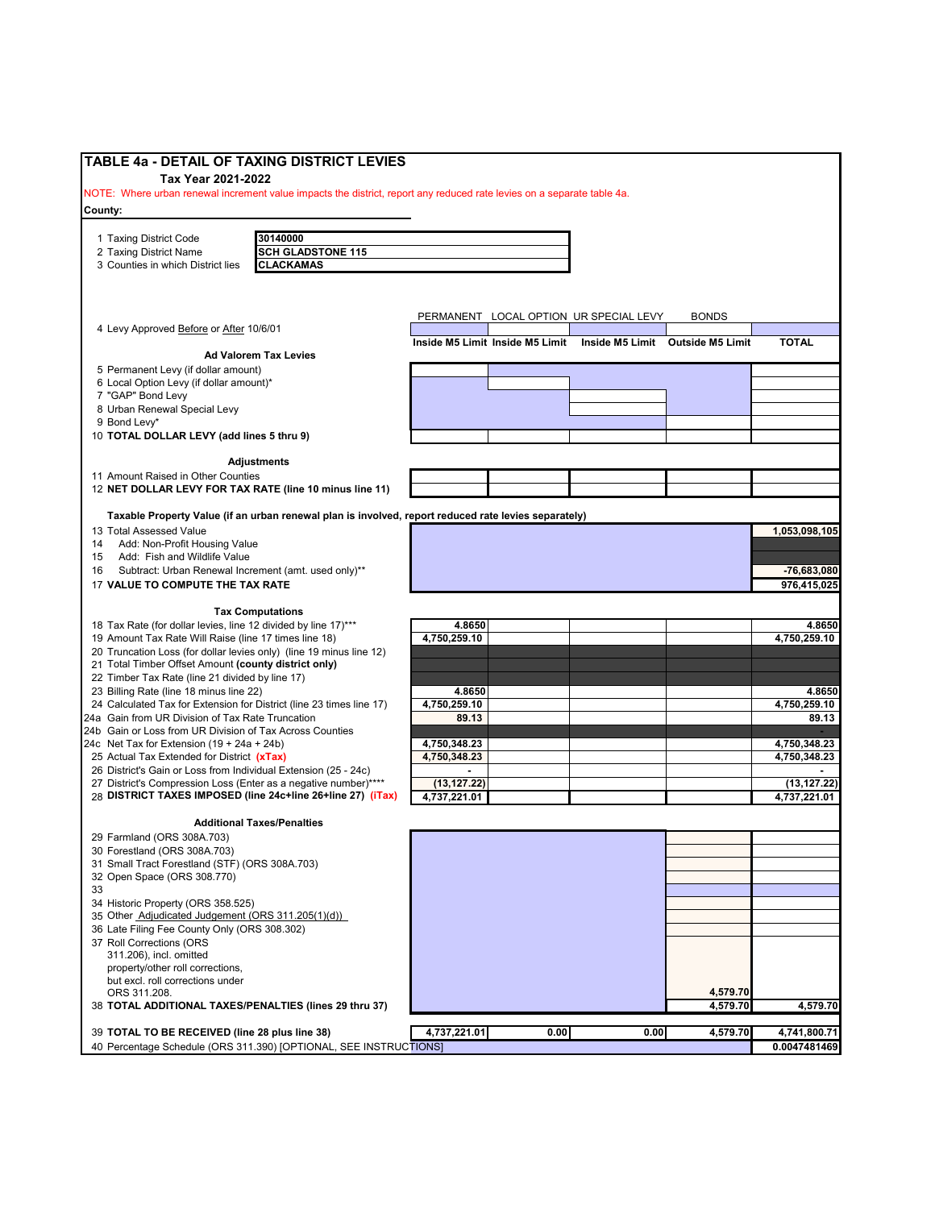# TABLE 4a - DETAIL OF TAXING DISTRICT LEVIES

**Tax Year 2021-2022**

NOTE: Where urban renewal increment value impacts the district, report any reduced rate levies on a separate table 4a.

**County:**

| | |
|---|---|
| 1 Taxing District Code | 30140000 |
| 2 Taxing District Name | SCH GLADSTONE 115 |
| 3 Counties in which District lies | CLACKAMAS |

| | PERMANENT | LOCAL OPTION | UR SPECIAL LEVY | BONDS | |
|---|---|---|---|---|---|
| 4 Levy Approved Before or After 10/6/01 | | | | | |
| | Inside M5 Limit | Inside M5 Limit | Inside M5 Limit | Outside M5 Limit | TOTAL |
| **Ad Valorem Tax Levies** | | | | | |
| 5 Permanent Levy (if dollar amount) | | | | | |
| 6 Local Option Levy (if dollar amount)* | | | | | |
| 7 "GAP" Bond Levy | | | | | |
| 8 Urban Renewal Special Levy | | | | | |
| 9 Bond Levy* | | | | | |
| 10 **TOTAL DOLLAR LEVY (add lines 5 thru 9)** | | | | | |
| **Adjustments** | | | | | |
| 11 Amount Raised in Other Counties | | | | | |
| 12 **NET DOLLAR LEVY FOR TAX RATE (line 10 minus line 11)** | | | | | |
| **Taxable Property Value (if an urban renewal plan is involved, report reduced rate levies separately)** | | | | | |
| 13 Total Assessed Value | | | | | 1,053,098,105 |
| 14 Add: Non-Profit Housing Value | | | | | |
| 15 Add: Fish and Wildlife Value | | | | | |
| 16 Subtract: Urban Renewal Increment (amt. used only)** | | | | | -76,683,080 |
| 17 **VALUE TO COMPUTE THE TAX RATE** | | | | | 976,415,025 |
| **Tax Computations** | | | | | |
| 18 Tax Rate (for dollar levies, line 12 divided by line 17)*** | 4.8650 | | | | 4.8650 |
| 19 Amount Tax Rate Will Raise (line 17 times line 18) | 4,750,259.10 | | | | 4,750,259.10 |
| 20 Truncation Loss (for dollar levies only) (line 19 minus line 12) | | | | | |
| 21 Total Timber Offset Amount **(county district only)** | | | | | |
| 22 Timber Tax Rate (line 21 divided by line 17) | | | | | |
| 23 Billing Rate (line 18 minus line 22) | 4.8650 | | | | 4.8650 |
| 24 Calculated Tax for Extension for District (line 23 times line 17) | 4,750,259.10 | | | | 4,750,259.10 |
| 24a Gain from UR Division of Tax Rate Truncation | 89.13 | | | | 89.13 |
| 24b Gain or Loss from UR Division of Tax Across Counties | | | | | - |
| 24c Net Tax for Extension (19 + 24a + 24b) | 4,750,348.23 | | | | 4,750,348.23 |
| 25 Actual Tax Extended for District **(xTax)** | 4,750,348.23 | | | | 4,750,348.23 |
| 26 District's Gain or Loss from Individual Extension (25 - 24c) | - | | | | - |
| 27 District's Compression Loss (Enter as a negative number)**** | (13,127.22) | | | | (13,127.22) |
| 28 **DISTRICT TAXES IMPOSED (line 24c+line 26+line 27) (iTax)** | 4,737,221.01 | | | | 4,737,221.01 |
| **Additional Taxes/Penalties** | | | | | |
| 29 Farmland (ORS 308A.703) | | | | | |
| 30 Forestland (ORS 308A.703) | | | | | |
| 31 Small Tract Forestland (STF) (ORS 308A.703) | | | | | |
| 32 Open Space (ORS 308.770) | | | | | |
| 33 | | | | | |
| 34 Historic Property (ORS 358.525) | | | | | |
| 35 Other Adjudicated Judgement (ORS 311.205(1)(d)) | | | | | |
| 36 Late Filing Fee County Only (ORS 308.302) | | | | | |
| 37 Roll Corrections (ORS 311.206), incl. omitted property/other roll corrections, but excl. roll corrections under ORS 311.208. | | | | 4,579.70 | |
| 38 **TOTAL ADDITIONAL TAXES/PENALTIES (lines 29 thru 37)** | | | | 4,579.70 | 4,579.70 |
| 39 **TOTAL TO BE RECEIVED (line 28 plus line 38)** | 4,737,221.01 | 0.00 | 0.00 | 4,579.70 | 4,741,800.71 |
| 40 Percentage Schedule (ORS 311.390) [OPTIONAL, SEE INSTRUCTIONS] | | | | | 0.0047481469 |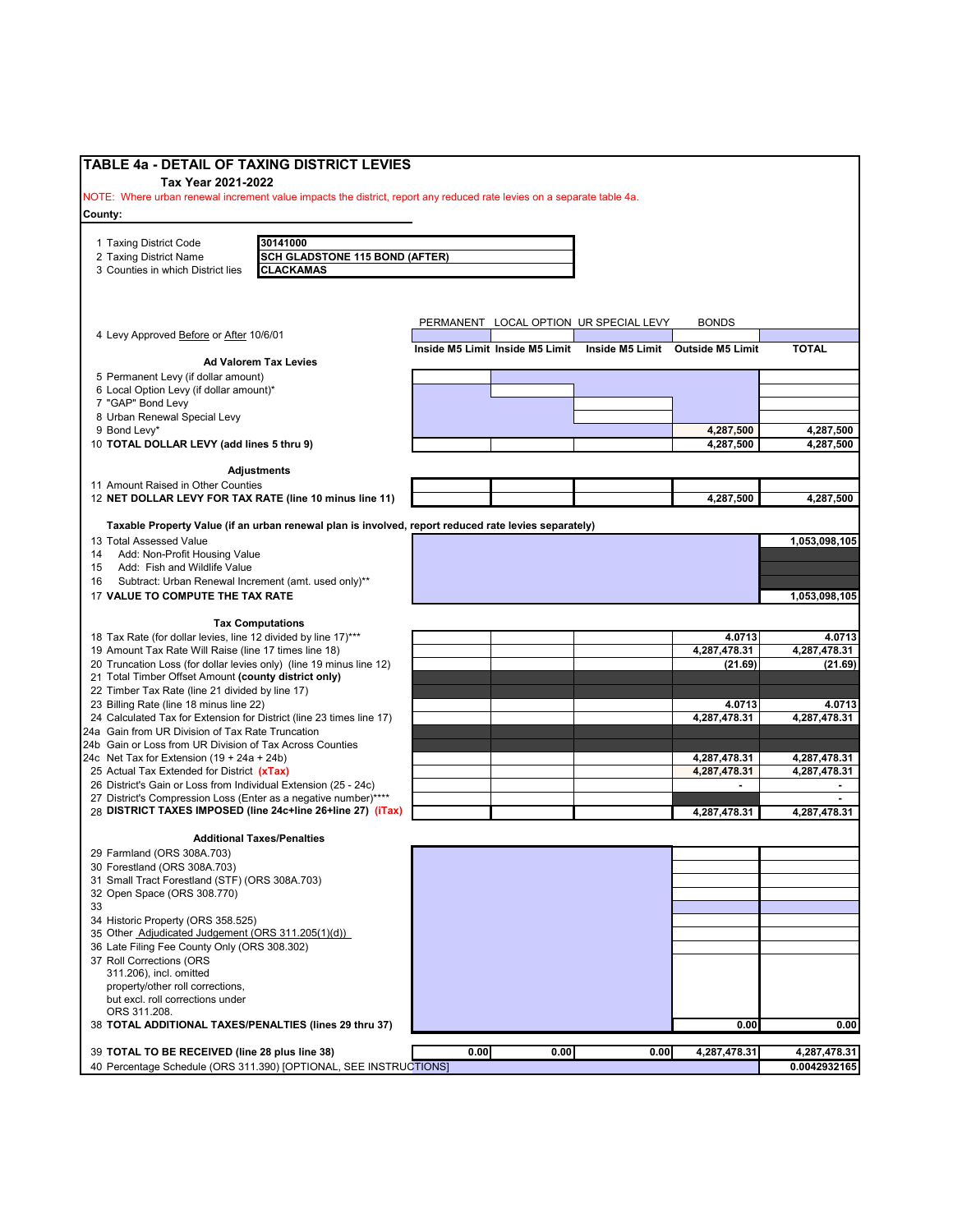## TABLE 4a - DETAIL OF TAXING DISTRICT LEVIES

**Tax Year 2021-2022**

NOTE: Where urban renewal increment value impacts the district, report any reduced rate levies on a separate table 4a.

**County:**

| | |
|---|---|
| 1 Taxing District Code | 30141000 |
| 2 Taxing District Name | SCH GLADSTONE 115 BOND (AFTER) |
| 3 Counties in which District lies | CLACKAMAS |

| | PERMANENT | LOCAL OPTION | UR SPECIAL LEVY | BONDS | |
|---|---|---|---|---|---|
| 4 Levy Approved Before or After 10/6/01 | | | | | |
| | Inside M5 Limit | Inside M5 Limit | Inside M5 Limit | Outside M5 Limit | TOTAL |
| **Ad Valorem Tax Levies** | | | | | |
| 5 Permanent Levy (if dollar amount) | | | | | |
| 6 Local Option Levy (if dollar amount)* | | | | | |
| 7 "GAP" Bond Levy | | | | | |
| 8 Urban Renewal Special Levy | | | | | |
| 9 Bond Levy* | | | | 4,287,500 | 4,287,500 |
| 10 **TOTAL DOLLAR LEVY (add lines 5 thru 9)** | | | | 4,287,500 | 4,287,500 |
| **Adjustments** | | | | | |
| 11 Amount Raised in Other Counties | | | | | |
| 12 **NET DOLLAR LEVY FOR TAX RATE (line 10 minus line 11)** | | | | 4,287,500 | 4,287,500 |
| **Taxable Property Value (if an urban renewal plan is involved, report reduced rate levies separately)** | | | | | |
| 13 Total Assessed Value | | | | | 1,053,098,105 |
| 14 Add: Non-Profit Housing Value | | | | | |
| 15 Add: Fish and Wildlife Value | | | | | |
| 16 Subtract: Urban Renewal Increment (amt. used only)** | | | | | |
| 17 **VALUE TO COMPUTE THE TAX RATE** | | | | | 1,053,098,105 |
| **Tax Computations** | | | | | |
| 18 Tax Rate (for dollar levies, line 12 divided by line 17)*** | | | | 4.0713 | 4.0713 |
| 19 Amount Tax Rate Will Raise (line 17 times line 18) | | | | 4,287,478.31 | 4,287,478.31 |
| 20 Truncation Loss (for dollar levies only) (line 19 minus line 12) | | | | (21.69) | (21.69) |
| 21 Total Timber Offset Amount **(county district only)** | | | | | |
| 22 Timber Tax Rate (line 21 divided by line 17) | | | | | |
| 23 Billing Rate (line 18 minus line 22) | | | | 4.0713 | 4.0713 |
| 24 Calculated Tax for Extension for District (line 23 times line 17) | | | | 4,287,478.31 | 4,287,478.31 |
| 24a Gain from UR Division of Tax Rate Truncation | | | | | |
| 24b Gain or Loss from UR Division of Tax Across Counties | | | | | |
| 24c Net Tax for Extension (19 + 24a + 24b) | | | | 4,287,478.31 | 4,287,478.31 |
| 25 Actual Tax Extended for District **(xTax)** | | | | 4,287,478.31 | 4,287,478.31 |
| 26 District's Gain or Loss from Individual Extension (25 - 24c) | | | | - | - |
| 27 District's Compression Loss (Enter as a negative number)**** | | | | | - |
| 28 **DISTRICT TAXES IMPOSED (line 24c+line 26+line 27) (iTax)** | | | | 4,287,478.31 | 4,287,478.31 |
| **Additional Taxes/Penalties** | | | | | |
| 29 Farmland (ORS 308A.703) | | | | | |
| 30 Forestland (ORS 308A.703) | | | | | |
| 31 Small Tract Forestland (STF) (ORS 308A.703) | | | | | |
| 32 Open Space (ORS 308.770) | | | | | |
| 33 | | | | | |
| 34 Historic Property (ORS 358.525) | | | | | |
| 35 Other Adjudicated Judgement (ORS 311.205(1)(d)) | | | | | |
| 36 Late Filing Fee County Only (ORS 308.302) | | | | | |
| 37 Roll Corrections (ORS 311.206), incl. omitted property/other roll corrections, but excl. roll corrections under ORS 311.208. | | | | | |
| 38 **TOTAL ADDITIONAL TAXES/PENALTIES (lines 29 thru 37)** | | | | 0.00 | 0.00 |
| 39 **TOTAL TO BE RECEIVED (line 28 plus line 38)** | 0.00 | 0.00 | 0.00 | 4,287,478.31 | 4,287,478.31 |
| 40 Percentage Schedule (ORS 311.390) [OPTIONAL, SEE INSTRUCTIONS] | | | | | 0.0042932165 |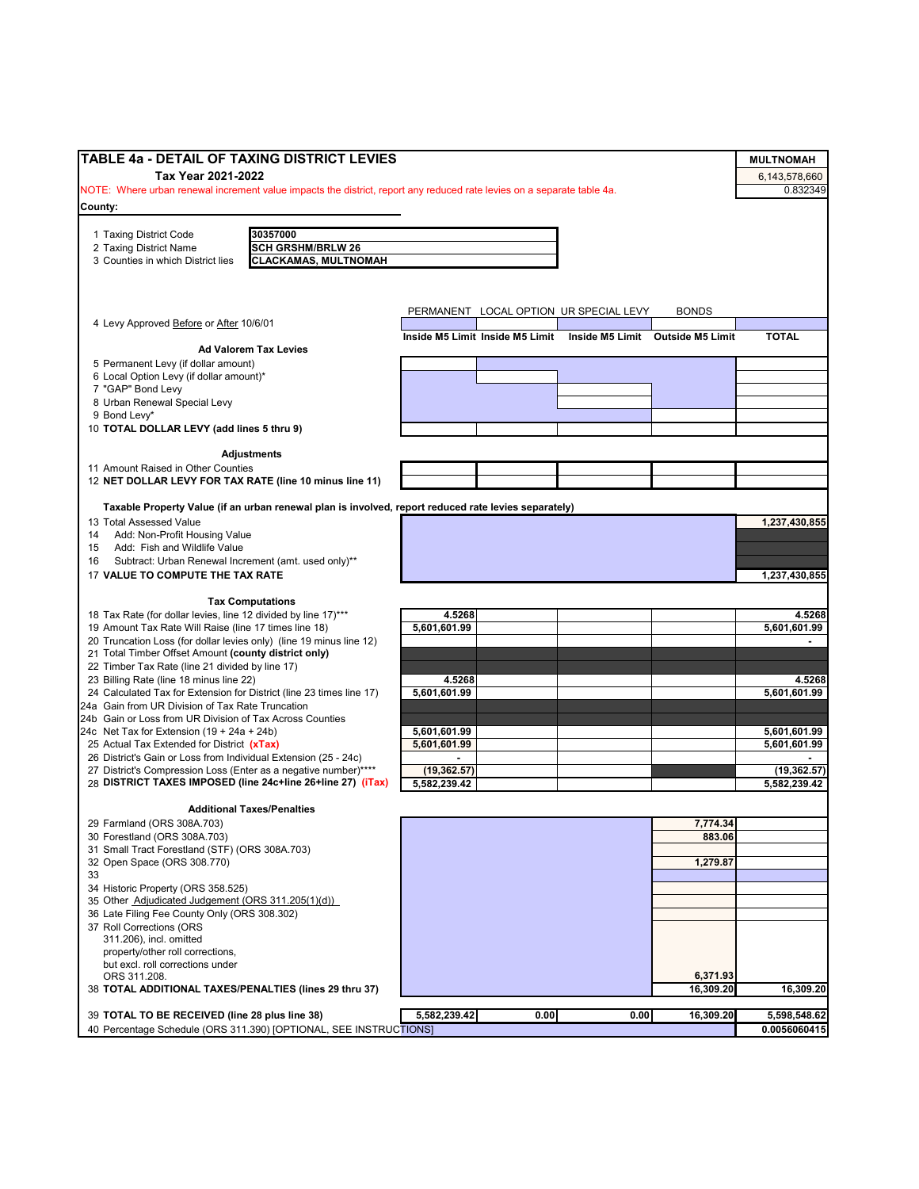## TABLE 4a - DETAIL OF TAXING DISTRICT LEVIES

**Tax Year 2021-2022**

NOTE: Where urban renewal increment value impacts the district, report any reduced rate levies on a separate table 4a.

| MULTNOMAH |
|---|
| 6,143,578,660 |
| 0.832349 |

**County:**

| | |
|---|---|
| 1 Taxing District Code | 30357000 |
| 2 Taxing District Name | SCH GRSHM/BRLW 26 |
| 3 Counties in which District lies | CLACKAMAS, MULTNOMAH |

| | PERMANENT | LOCAL OPTION | UR SPECIAL LEVY | BONDS | |
|---|---|---|---|---|---|
| 4 Levy Approved Before or After 10/6/01 | | | | | |
| | Inside M5 Limit | Inside M5 Limit | Inside M5 Limit | Outside M5 Limit | TOTAL |
| **Ad Valorem Tax Levies** | | | | | |
| 5 Permanent Levy (if dollar amount) | | | | | |
| 6 Local Option Levy (if dollar amount)* | | | | | |
| 7 "GAP" Bond Levy | | | | | |
| 8 Urban Renewal Special Levy | | | | | |
| 9 Bond Levy* | | | | | |
| 10 **TOTAL DOLLAR LEVY (add lines 5 thru 9)** | | | | | |
| **Adjustments** | | | | | |
| 11 Amount Raised in Other Counties | | | | | |
| 12 **NET DOLLAR LEVY FOR TAX RATE (line 10 minus line 11)** | | | | | |
| **Taxable Property Value (if an urban renewal plan is involved, report reduced rate levies separately)** | | | | | |
| 13 Total Assessed Value | | | | | 1,237,430,855 |
| 14 Add: Non-Profit Housing Value | | | | | |
| 15 Add: Fish and Wildlife Value | | | | | |
| 16 Subtract: Urban Renewal Increment (amt. used only)** | | | | | |
| 17 **VALUE TO COMPUTE THE TAX RATE** | | | | | 1,237,430,855 |
| **Tax Computations** | | | | | |
| 18 Tax Rate (for dollar levies, line 12 divided by line 17)*** | 4.5268 | | | | 4.5268 |
| 19 Amount Tax Rate Will Raise (line 17 times line 18) | 5,601,601.99 | | | | 5,601,601.99 |
| 20 Truncation Loss (for dollar levies only) (line 19 minus line 12) | | | | | - |
| 21 Total Timber Offset Amount **(county district only)** | | | | | |
| 22 Timber Tax Rate (line 21 divided by line 17) | | | | | |
| 23 Billing Rate (line 18 minus line 22) | 4.5268 | | | | 4.5268 |
| 24 Calculated Tax for Extension for District (line 23 times line 17) | 5,601,601.99 | | | | 5,601,601.99 |
| 24a Gain from UR Division of Tax Rate Truncation | | | | | |
| 24b Gain or Loss from UR Division of Tax Across Counties | | | | | |
| 24c Net Tax for Extension (19 + 24a + 24b) | 5,601,601.99 | | | | 5,601,601.99 |
| 25 Actual Tax Extended for District **(xTax)** | 5,601,601.99 | | | | 5,601,601.99 |
| 26 District's Gain or Loss from Individual Extension (25 - 24c) | - | | | | - |
| 27 District's Compression Loss (Enter as a negative number)**** | (19,362.57) | | | | (19,362.57) |
| 28 **DISTRICT TAXES IMPOSED (line 24c+line 26+line 27) (iTax)** | 5,582,239.42 | | | | 5,582,239.42 |
| **Additional Taxes/Penalties** | | | | | |
| 29 Farmland (ORS 308A.703) | | | | 7,774.34 | |
| 30 Forestland (ORS 308A.703) | | | | 883.06 | |
| 31 Small Tract Forestland (STF) (ORS 308A.703) | | | | | |
| 32 Open Space (ORS 308.770) | | | | 1,279.87 | |
| 33 | | | | | |
| 34 Historic Property (ORS 358.525) | | | | | |
| 35 Other Adjudicated Judgement (ORS 311.205(1)(d)) | | | | | |
| 36 Late Filing Fee County Only (ORS 308.302) | | | | | |
| 37 Roll Corrections (ORS 311.206), incl. omitted property/other roll corrections, but excl. roll corrections under ORS 311.208. | | | | 6,371.93 | |
| 38 **TOTAL ADDITIONAL TAXES/PENALTIES (lines 29 thru 37)** | | | | 16,309.20 | 16,309.20 |
| 39 **TOTAL TO BE RECEIVED (line 28 plus line 38)** | 5,582,239.42 | 0.00 | 0.00 | 16,309.20 | 5,598,548.62 |
| 40 Percentage Schedule (ORS 311.390) [OPTIONAL, SEE INSTRUCTIONS] | | | | | 0.0056060415 |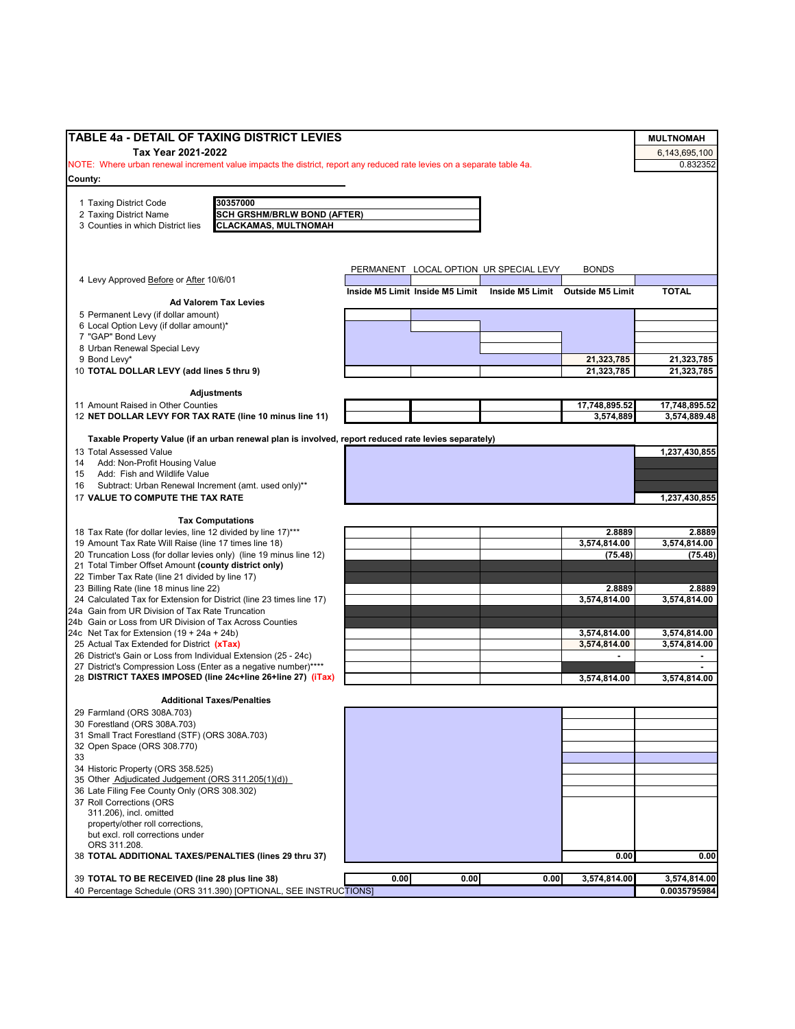## TABLE 4a - DETAIL OF TAXING DISTRICT LEVIES

**Tax Year 2021-2022**

NOTE: Where urban renewal increment value impacts the district, report any reduced rate levies on a separate table 4a.

County:

| MULTNOMAH |
|---|
| 6,143,695,100 |
| 0.832352 |

1 Taxing District Code: **30357000**
2 Taxing District Name: **SCH GRSHM/BRLW BOND (AFTER)**
3 Counties in which District lies: **CLACKAMAS, MULTNOMAH**

4 Levy Approved Before or After 10/6/01

| | PERMANENT Inside M5 Limit | LOCAL OPTION Inside M5 Limit | UR SPECIAL LEVY Inside M5 Limit | BONDS Outside M5 Limit | TOTAL |
|---|---|---|---|---|---|
| **Ad Valorem Tax Levies** | | | | | |
| 5 Permanent Levy (if dollar amount) | | | | | |
| 6 Local Option Levy (if dollar amount)* | | | | | |
| 7 "GAP" Bond Levy | | | | | |
| 8 Urban Renewal Special Levy | | | | | |
| 9 Bond Levy* | | | | 21,323,785 | 21,323,785 |
| 10 **TOTAL DOLLAR LEVY (add lines 5 thru 9)** | | | | 21,323,785 | 21,323,785 |
| **Adjustments** | | | | | |
| 11 Amount Raised in Other Counties | | | | 17,748,895.52 | 17,748,895.52 |
| 12 **NET DOLLAR LEVY FOR TAX RATE (line 10 minus line 11)** | | | | 3,574,889 | 3,574,889.48 |
| **Taxable Property Value (if an urban renewal plan is involved, report reduced rate levies separately)** | | | | | |
| 13 Total Assessed Value | | | | | 1,237,430,855 |
| 14 Add: Non-Profit Housing Value | | | | | |
| 15 Add: Fish and Wildlife Value | | | | | |
| 16 Subtract: Urban Renewal Increment (amt. used only)** | | | | | |
| 17 **VALUE TO COMPUTE THE TAX RATE** | | | | | 1,237,430,855 |
| **Tax Computations** | | | | | |
| 18 Tax Rate (for dollar levies, line 12 divided by line 17)*** | | | | 2.8889 | 2.8889 |
| 19 Amount Tax Rate Will Raise (line 17 times line 18) | | | | 3,574,814.00 | 3,574,814.00 |
| 20 Truncation Loss (for dollar levies only) (line 19 minus line 12) | | | | (75.48) | (75.48) |
| 21 Total Timber Offset Amount **(county district only)** | | | | | |
| 22 Timber Tax Rate (line 21 divided by line 17) | | | | | |
| 23 Billing Rate (line 18 minus line 22) | | | | 2.8889 | 2.8889 |
| 24 Calculated Tax for Extension for District (line 23 times line 17) | | | | 3,574,814.00 | 3,574,814.00 |
| 24a Gain from UR Division of Tax Rate Truncation | | | | | |
| 24b Gain or Loss from UR Division of Tax Across Counties | | | | | |
| 24c Net Tax for Extension (19 + 24a + 24b) | | | | 3,574,814.00 | 3,574,814.00 |
| 25 Actual Tax Extended for District **(xTax)** | | | | 3,574,814.00 | 3,574,814.00 |
| 26 District's Gain or Loss from Individual Extension (25 - 24c) | | | | - | - |
| 27 District's Compression Loss (Enter as a negative number)**** | | | | | - |
| 28 **DISTRICT TAXES IMPOSED (line 24c+line 26+line 27) (iTax)** | | | | 3,574,814.00 | 3,574,814.00 |
| **Additional Taxes/Penalties** | | | | | |
| 29 Farmland (ORS 308A.703) | | | | | |
| 30 Forestland (ORS 308A.703) | | | | | |
| 31 Small Tract Forestland (STF) (ORS 308A.703) | | | | | |
| 32 Open Space (ORS 308.770) | | | | | |
| 33 | | | | | |
| 34 Historic Property (ORS 358.525) | | | | | |
| 35 Other Adjudicated Judgement (ORS 311.205(1)(d)) | | | | | |
| 36 Late Filing Fee County Only (ORS 308.302) | | | | | |
| 37 Roll Corrections (ORS 311.206), incl. omitted property/other roll corrections, but excl. roll corrections under ORS 311.208. | | | | | |
| 38 **TOTAL ADDITIONAL TAXES/PENALTIES (lines 29 thru 37)** | | | | 0.00 | 0.00 |
| 39 **TOTAL TO BE RECEIVED (line 28 plus line 38)** | 0.00 | 0.00 | 0.00 | 3,574,814.00 | 3,574,814.00 |
| 40 Percentage Schedule (ORS 311.390) [OPTIONAL, SEE INSTRUCTIONS] | | | | | 0.0035795984 |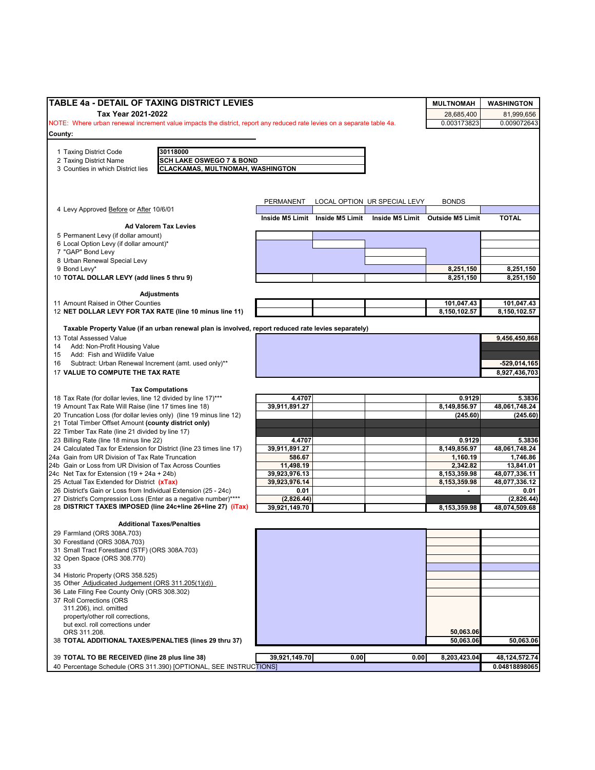## TABLE 4a - DETAIL OF TAXING DISTRICT LEVIES

**Tax Year 2021-2022**

| | MULTNOMAH | WASHINGTON |
|---|---|---|
| | 28,685,400 | 81,999,656 |
| | 0.003173823 | 0.009072643 |

NOTE: Where urban renewal increment value impacts the district, report any reduced rate levies on a separate table 4a.

**County:**

| | | |
|---|---|---|
| 1 | Taxing District Code | **30118000** |
| 2 | Taxing District Name | **SCH LAKE OSWEGO 7 & BOND** |
| 3 | Counties in which District lies | **CLACKAMAS, MULTNOMAH, WASHINGTON** |

| | PERMANENT | LOCAL OPTION | UR SPECIAL LEVY | BONDS | |
|---|---|---|---|---|---|
| 4 Levy Approved Before or After 10/6/01 | | | | | |
| | **Inside M5 Limit** | **Inside M5 Limit** | **Inside M5 Limit** | **Outside M5 Limit** | **TOTAL** |
| **Ad Valorem Tax Levies** | | | | | |
| 5 Permanent Levy (if dollar amount) | | | | | |
| 6 Local Option Levy (if dollar amount)* | | | | | |
| 7 "GAP" Bond Levy | | | | | |
| 8 Urban Renewal Special Levy | | | | | |
| 9 Bond Levy* | | | | 8,251,150 | 8,251,150 |
| 10 **TOTAL DOLLAR LEVY (add lines 5 thru 9)** | | | | 8,251,150 | 8,251,150 |
| **Adjustments** | | | | | |
| 11 Amount Raised in Other Counties | | | | 101,047.43 | 101,047.43 |
| 12 **NET DOLLAR LEVY FOR TAX RATE (line 10 minus line 11)** | | | | 8,150,102.57 | 8,150,102.57 |
| **Taxable Property Value (if an urban renewal plan is involved, report reduced rate levies separately)** | | | | | |
| 13 Total Assessed Value | | | | | 9,456,450,868 |
| 14 Add: Non-Profit Housing Value | | | | | |
| 15 Add: Fish and Wildlife Value | | | | | |
| 16 Subtract: Urban Renewal Increment (amt. used only)** | | | | | -529,014,165 |
| 17 **VALUE TO COMPUTE THE TAX RATE** | | | | | 8,927,436,703 |
| **Tax Computations** | | | | | |
| 18 Tax Rate (for dollar levies, line 12 divided by line 17)*** | 4.4707 | | | 0.9129 | 5.3836 |
| 19 Amount Tax Rate Will Raise (line 17 times line 18) | 39,911,891.27 | | | 8,149,856.97 | 48,061,748.24 |
| 20 Truncation Loss (for dollar levies only) (line 19 minus line 12) | | | | (245.60) | (245.60) |
| 21 Total Timber Offset Amount **(county district only)** | | | | | |
| 22 Timber Tax Rate (line 21 divided by line 17) | | | | | |
| 23 Billing Rate (line 18 minus line 22) | 4.4707 | | | 0.9129 | 5.3836 |
| 24 Calculated Tax for Extension for District (line 23 times line 17) | 39,911,891.27 | | | 8,149,856.97 | 48,061,748.24 |
| 24a Gain from UR Division of Tax Rate Truncation | 586.67 | | | 1,160.19 | 1,746.86 |
| 24b Gain or Loss from UR Division of Tax Across Counties | 11,498.19 | | | 2,342.82 | 13,841.01 |
| 24c Net Tax for Extension (19 + 24a + 24b) | 39,923,976.13 | | | 8,153,359.98 | 48,077,336.11 |
| 25 Actual Tax Extended for District **(xTax)** | 39,923,976.14 | | | 8,153,359.98 | 48,077,336.12 |
| 26 District's Gain or Loss from Individual Extension (25 - 24c) | 0.01 | | | - | 0.01 |
| 27 District's Compression Loss (Enter as a negative number)**** | (2,826.44) | | | | (2,826.44) |
| 28 **DISTRICT TAXES IMPOSED (line 24c+line 26+line 27) (iTax)** | 39,921,149.70 | | | 8,153,359.98 | 48,074,509.68 |
| **Additional Taxes/Penalties** | | | | | |
| 29 Farmland (ORS 308A.703) | | | | | |
| 30 Forestland (ORS 308A.703) | | | | | |
| 31 Small Tract Forestland (STF) (ORS 308A.703) | | | | | |
| 32 Open Space (ORS 308.770) | | | | | |
| 33 | | | | | |
| 34 Historic Property (ORS 358.525) | | | | | |
| 35 Other Adjudicated Judgement (ORS 311.205(1)(d)) | | | | | |
| 36 Late Filing Fee County Only (ORS 308.302) | | | | | |
| 37 Roll Corrections (ORS 311.206), incl. omitted property/other roll corrections, but excl. roll corrections under ORS 311.208. | | | | 50,063.06 | |
| 38 **TOTAL ADDITIONAL TAXES/PENALTIES (lines 29 thru 37)** | | | | 50,063.06 | 50,063.06 |
| 39 **TOTAL TO BE RECEIVED (line 28 plus line 38)** | 39,921,149.70 | 0.00 | 0.00 | 8,203,423.04 | 48,124,572.74 |
| 40 Percentage Schedule (ORS 311.390) [OPTIONAL, SEE INSTRUCTIONS] | | | | | 0.04818898065 |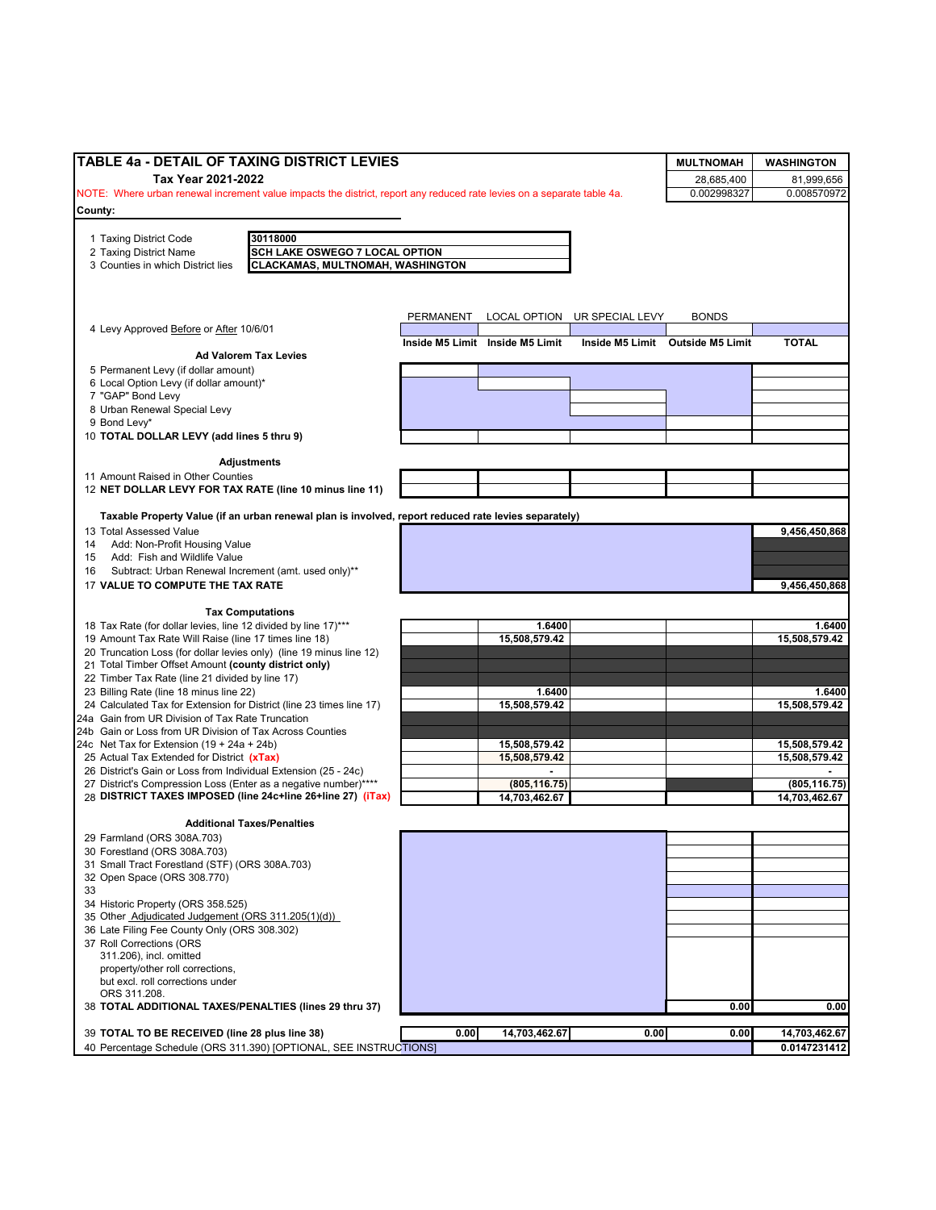## TABLE 4a - DETAIL OF TAXING DISTRICT LEVIES

**Tax Year 2021-2022**

NOTE: Where urban renewal increment value impacts the district, report any reduced rate levies on a separate table 4a.

| | MULTNOMAH | WASHINGTON |
|---|---|---|
| | 28,685,400 | 81,999,656 |
| | 0.002998327 | 0.008570972 |

**County:**

| | |
|---|---|
| 1 Taxing District Code | 30118000 |
| 2 Taxing District Name | SCH LAKE OSWEGO 7 LOCAL OPTION |
| 3 Counties in which District lies | CLACKAMAS, MULTNOMAH, WASHINGTON |

| | PERMANENT | LOCAL OPTION | UR SPECIAL LEVY | BONDS | |
|---|---|---|---|---|---|
| 4 Levy Approved Before or After 10/6/01 | | | | | |
| | Inside M5 Limit | Inside M5 Limit | Inside M5 Limit | Outside M5 Limit | TOTAL |
| **Ad Valorem Tax Levies** | | | | | |
| 5 Permanent Levy (if dollar amount) | | | | | |
| 6 Local Option Levy (if dollar amount)* | | | | | |
| 7 "GAP" Bond Levy | | | | | |
| 8 Urban Renewal Special Levy | | | | | |
| 9 Bond Levy* | | | | | |
| 10 **TOTAL DOLLAR LEVY (add lines 5 thru 9)** | | | | | |
| **Adjustments** | | | | | |
| 11 Amount Raised in Other Counties | | | | | |
| 12 **NET DOLLAR LEVY FOR TAX RATE (line 10 minus line 11)** | | | | | |
| **Taxable Property Value (if an urban renewal plan is involved, report reduced rate levies separately)** | | | | | |
| 13 Total Assessed Value | | | | | 9,456,450,868 |
| 14 Add: Non-Profit Housing Value | | | | | |
| 15 Add: Fish and Wildlife Value | | | | | |
| 16 Subtract: Urban Renewal Increment (amt. used only)** | | | | | |
| 17 **VALUE TO COMPUTE THE TAX RATE** | | | | | 9,456,450,868 |
| **Tax Computations** | | | | | |
| 18 Tax Rate (for dollar levies, line 12 divided by line 17)*** | | 1.6400 | | | 1.6400 |
| 19 Amount Tax Rate Will Raise (line 17 times line 18) | | 15,508,579.42 | | | 15,508,579.42 |
| 20 Truncation Loss (for dollar levies only) (line 19 minus line 12) | | | | | |
| 21 Total Timber Offset Amount **(county district only)** | | | | | |
| 22 Timber Tax Rate (line 21 divided by line 17) | | | | | |
| 23 Billing Rate (line 18 minus line 22) | | 1.6400 | | | 1.6400 |
| 24 Calculated Tax for Extension for District (line 23 times line 17) | | 15,508,579.42 | | | 15,508,579.42 |
| 24a Gain from UR Division of Tax Rate Truncation | | | | | |
| 24b Gain or Loss from UR Division of Tax Across Counties | | | | | |
| 24c Net Tax for Extension (19 + 24a + 24b) | | 15,508,579.42 | | | 15,508,579.42 |
| 25 Actual Tax Extended for District (xTax) | | 15,508,579.42 | | | 15,508,579.42 |
| 26 District's Gain or Loss from Individual Extension (25 - 24c) | | - | | | - |
| 27 District's Compression Loss (Enter as a negative number)**** | | (805,116.75) | | | (805,116.75) |
| 28 **DISTRICT TAXES IMPOSED (line 24c+line 26+line 27) (iTax)** | | 14,703,462.67 | | | 14,703,462.67 |
| **Additional Taxes/Penalties** | | | | | |
| 29 Farmland (ORS 308A.703) | | | | | |
| 30 Forestland (ORS 308A.703) | | | | | |
| 31 Small Tract Forestland (STF) (ORS 308A.703) | | | | | |
| 32 Open Space (ORS 308.770) | | | | | |
| 33 | | | | | |
| 34 Historic Property (ORS 358.525) | | | | | |
| 35 Other Adjudicated Judgement (ORS 311.205(1)(d)) | | | | | |
| 36 Late Filing Fee County Only (ORS 308.302) | | | | | |
| 37 Roll Corrections (ORS 311.206), incl. omitted property/other roll corrections, but excl. roll corrections under ORS 311.208. | | | | | |
| 38 **TOTAL ADDITIONAL TAXES/PENALTIES (lines 29 thru 37)** | | | | 0.00 | 0.00 |
| 39 **TOTAL TO BE RECEIVED (line 28 plus line 38)** | 0.00 | 14,703,462.67 | 0.00 | 0.00 | 14,703,462.67 |
| 40 Percentage Schedule (ORS 311.390) [OPTIONAL, SEE INSTRUCTIONS] | | | | | 0.0147231412 |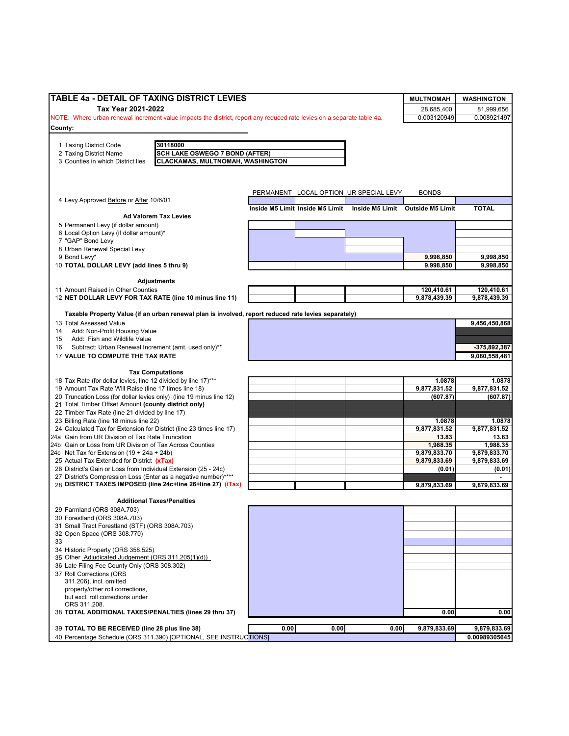## TABLE 4a - DETAIL OF TAXING DISTRICT LEVIES

**Tax Year 2021-2022**

| | MULTNOMAH | WASHINGTON |
|---|---|---|
| | 28,685,400 | 81,999,656 |
| | 0.003120949 | 0.008921497 |

NOTE: Where urban renewal increment value impacts the district, report any reduced rate levies on a separate table 4a.

**County:**

1 Taxing District Code: **30118000**
2 Taxing District Name: **SCH LAKE OSWEGO 7 BOND (AFTER)**
3 Counties in which District lies: **CLACKAMAS, MULTNOMAH, WASHINGTON**

| | PERMANENT | LOCAL OPTION | UR SPECIAL LEVY | BONDS | |
|---|---|---|---|---|---|
| 4 Levy Approved Before or After 10/6/01 | | | | | |
| | Inside M5 Limit | Inside M5 Limit | Inside M5 Limit | Outside M5 Limit | TOTAL |
| **Ad Valorem Tax Levies** | | | | | |
| 5 Permanent Levy (if dollar amount) | | | | | |
| 6 Local Option Levy (if dollar amount)* | | | | | |
| 7 "GAP" Bond Levy | | | | | |
| 8 Urban Renewal Special Levy | | | | | |
| 9 Bond Levy* | | | | 9,998,850 | 9,998,850 |
| 10 **TOTAL DOLLAR LEVY (add lines 5 thru 9)** | | | | 9,998,850 | 9,998,850 |
| **Adjustments** | | | | | |
| 11 Amount Raised in Other Counties | | | | 120,410.61 | 120,410.61 |
| 12 **NET DOLLAR LEVY FOR TAX RATE (line 10 minus line 11)** | | | | 9,878,439.39 | 9,878,439.39 |
| **Taxable Property Value (if an urban renewal plan is involved, report reduced rate levies separately)** | | | | | |
| 13 Total Assessed Value | | | | | 9,456,450,868 |
| 14 Add: Non-Profit Housing Value | | | | | |
| 15 Add: Fish and Wildlife Value | | | | | |
| 16 Subtract: Urban Renewal Increment (amt. used only)** | | | | | -375,892,387 |
| 17 **VALUE TO COMPUTE THE TAX RATE** | | | | | 9,080,558,481 |
| **Tax Computations** | | | | | |
| 18 Tax Rate (for dollar levies, line 12 divided by line 17)*** | | | | 1.0878 | 1.0878 |
| 19 Amount Tax Rate Will Raise (line 17 times line 18) | | | | 9,877,831.52 | 9,877,831.52 |
| 20 Truncation Loss (for dollar levies only) (line 19 minus line 12) | | | | (607.87) | (607.87) |
| 21 Total Timber Offset Amount **(county district only)** | | | | | |
| 22 Timber Tax Rate (line 21 divided by line 17) | | | | | |
| 23 Billing Rate (line 18 minus line 22) | | | | 1.0878 | 1.0878 |
| 24 Calculated Tax for Extension for District (line 23 times line 17) | | | | 9,877,831.52 | 9,877,831.52 |
| 24a Gain from UR Division of Tax Rate Truncation | | | | 13.83 | 13.83 |
| 24b Gain or Loss from UR Division of Tax Across Counties | | | | 1,988.35 | 1,988.35 |
| 24c Net Tax for Extension (19 + 24a + 24b) | | | | 9,879,833.70 | 9,879,833.70 |
| 25 Actual Tax Extended for District **(xTax)** | | | | 9,879,833.69 | 9,879,833.69 |
| 26 District's Gain or Loss from Individual Extension (25 - 24c) | | | | (0.01) | (0.01) |
| 27 District's Compression Loss (Enter as a negative number)**** | | | | | - |
| 28 **DISTRICT TAXES IMPOSED (line 24c+line 26+line 27) (iTax)** | | | | 9,879,833.69 | 9,879,833.69 |
| **Additional Taxes/Penalties** | | | | | |
| 29 Farmland (ORS 308A.703) | | | | | |
| 30 Forestland (ORS 308A.703) | | | | | |
| 31 Small Tract Forestland (STF) (ORS 308A.703) | | | | | |
| 32 Open Space (ORS 308.770) | | | | | |
| 33 | | | | | |
| 34 Historic Property (ORS 358.525) | | | | | |
| 35 Other Adjudicated Judgement (ORS 311.205(1)(d)) | | | | | |
| 36 Late Filing Fee County Only (ORS 308.302) | | | | | |
| 37 Roll Corrections (ORS 311.206), incl. omitted property/other roll corrections, but excl. roll corrections under ORS 311.208. | | | | | |
| 38 **TOTAL ADDITIONAL TAXES/PENALTIES (lines 29 thru 37)** | | | | 0.00 | 0.00 |
| 39 **TOTAL TO BE RECEIVED (line 28 plus line 38)** | 0.00 | 0.00 | 0.00 | 9,879,833.69 | 9,879,833.69 |
| 40 Percentage Schedule (ORS 311.390) [OPTIONAL, SEE INSTRUCTIONS] | | | | | 0.00989305645 |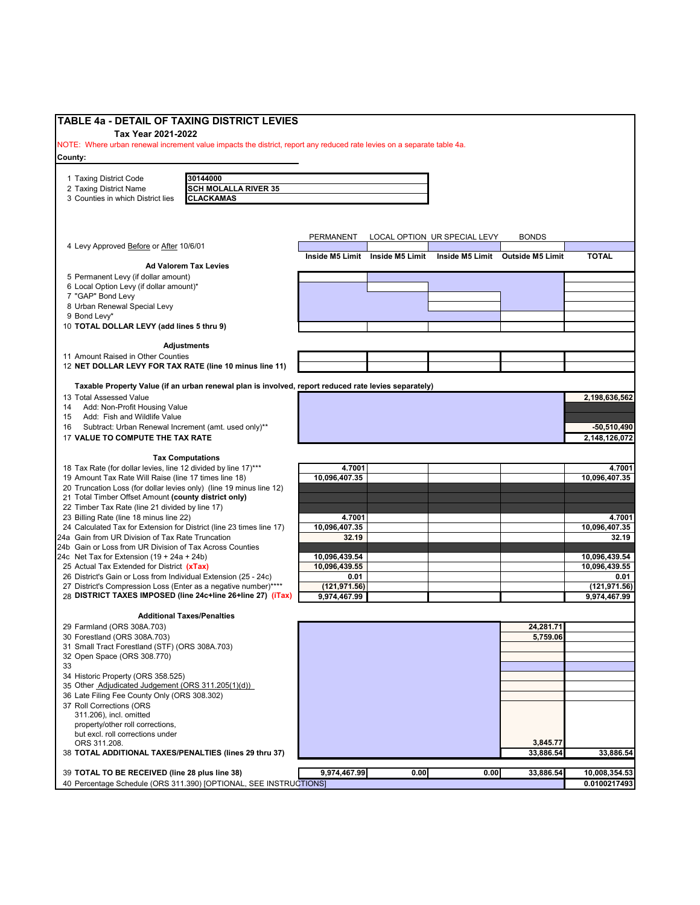# TABLE 4a - DETAIL OF TAXING DISTRICT LEVIES

**Tax Year 2021-2022**

NOTE: Where urban renewal increment value impacts the district, report any reduced rate levies on a separate table 4a.

**County:**

| | |
|---|---|
| 1 Taxing District Code | **30144000** |
| 2 Taxing District Name | **SCH MOLALLA RIVER 35** |
| 3 Counties in which District lies | **CLACKAMAS** |

| | PERMANENT | LOCAL OPTION | UR SPECIAL LEVY | BONDS | |
|---|---|---|---|---|---|
| 4 Levy Approved Before or After 10/6/01 | | | | | |
| | Inside M5 Limit | Inside M5 Limit | Inside M5 Limit | Outside M5 Limit | TOTAL |
| **Ad Valorem Tax Levies** | | | | | |
| 5 Permanent Levy (if dollar amount) | | | | | |
| 6 Local Option Levy (if dollar amount)* | | | | | |
| 7 "GAP" Bond Levy | | | | | |
| 8 Urban Renewal Special Levy | | | | | |
| 9 Bond Levy* | | | | | |
| 10 **TOTAL DOLLAR LEVY (add lines 5 thru 9)** | | | | | |
| **Adjustments** | | | | | |
| 11 Amount Raised in Other Counties | | | | | |
| 12 **NET DOLLAR LEVY FOR TAX RATE (line 10 minus line 11)** | | | | | |
| **Taxable Property Value (if an urban renewal plan is involved, report reduced rate levies separately)** | | | | | |
| 13 Total Assessed Value | | | | | 2,198,636,562 |
| 14 Add: Non-Profit Housing Value | | | | | |
| 15 Add: Fish and Wildlife Value | | | | | |
| 16 Subtract: Urban Renewal Increment (amt. used only)** | | | | | -50,510,490 |
| 17 **VALUE TO COMPUTE THE TAX RATE** | | | | | 2,148,126,072 |
| **Tax Computations** | | | | | |
| 18 Tax Rate (for dollar levies, line 12 divided by line 17)*** | 4.7001 | | | | 4.7001 |
| 19 Amount Tax Rate Will Raise (line 17 times line 18) | 10,096,407.35 | | | | 10,096,407.35 |
| 20 Truncation Loss (for dollar levies only) (line 19 minus line 12) | | | | | |
| 21 Total Timber Offset Amount **(county district only)** | | | | | |
| 22 Timber Tax Rate (line 21 divided by line 17) | | | | | |
| 23 Billing Rate (line 18 minus line 22) | 4.7001 | | | | 4.7001 |
| 24 Calculated Tax for Extension for District (line 23 times line 17) | 10,096,407.35 | | | | 10,096,407.35 |
| 24a Gain from UR Division of Tax Rate Truncation | 32.19 | | | | 32.19 |
| 24b Gain or Loss from UR Division of Tax Across Counties | | | | | |
| 24c Net Tax for Extension (19 + 24a + 24b) | 10,096,439.54 | | | | 10,096,439.54 |
| 25 Actual Tax Extended for District **(xTax)** | 10,096,439.55 | | | | 10,096,439.55 |
| 26 District's Gain or Loss from Individual Extension (25 - 24c) | 0.01 | | | | 0.01 |
| 27 District's Compression Loss (Enter as a negative number)**** | (121,971.56) | | | | (121,971.56) |
| 28 **DISTRICT TAXES IMPOSED (line 24c+line 26+line 27) (iTax)** | 9,974,467.99 | | | | 9,974,467.99 |
| **Additional Taxes/Penalties** | | | | | |
| 29 Farmland (ORS 308A.703) | | | | 24,281.71 | |
| 30 Forestland (ORS 308A.703) | | | | 5,759.06 | |
| 31 Small Tract Forestland (STF) (ORS 308A.703) | | | | | |
| 32 Open Space (ORS 308.770) | | | | | |
| 33 | | | | | |
| 34 Historic Property (ORS 358.525) | | | | | |
| 35 Other Adjudicated Judgement (ORS 311.205(1)(d)) | | | | | |
| 36 Late Filing Fee County Only (ORS 308.302) | | | | | |
| 37 Roll Corrections (ORS 311.206), incl. omitted property/other roll corrections, but excl. roll corrections under ORS 311.208. | | | | 3,845.77 | |
| 38 **TOTAL ADDITIONAL TAXES/PENALTIES (lines 29 thru 37)** | | | | 33,886.54 | 33,886.54 |
| 39 **TOTAL TO BE RECEIVED (line 28 plus line 38)** | 9,974,467.99 | 0.00 | 0.00 | 33,886.54 | 10,008,354.53 |
| 40 Percentage Schedule (ORS 311.390) [OPTIONAL, SEE INSTRUCTIONS] | | | | | 0.0100217493 |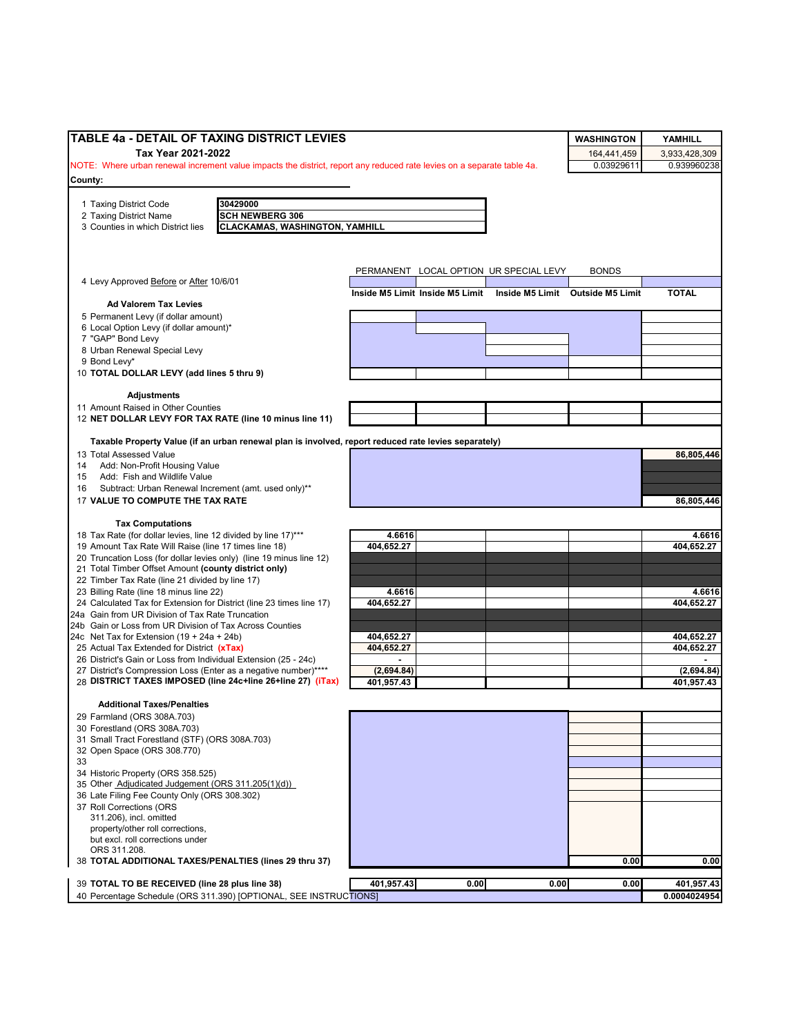# TABLE 4a - DETAIL OF TAXING DISTRICT LEVIES

**Tax Year 2021-2022**

NOTE: Where urban renewal increment value impacts the district, report any reduced rate levies on a separate table 4a.

| | WASHINGTON | YAMHILL |
|---|---|---|
| | 164,441,459 | 3,933,428,309 |
| | 0.03929611 | 0.939960238 |

**County:**

1 Taxing District Code: **30429000**
2 Taxing District Name: **SCH NEWBERG 306**
3 Counties in which District lies: **CLACKAMAS, WASHINGTON, YAMHILL**

| | PERMANENT | LOCAL OPTION | UR SPECIAL LEVY | BONDS | |
|---|---|---|---|---|---|
| 4 Levy Approved Before or After 10/6/01 | | | | | |
| | Inside M5 Limit | Inside M5 Limit | Inside M5 Limit | Outside M5 Limit | TOTAL |
| **Ad Valorem Tax Levies** | | | | | |
| 5 Permanent Levy (if dollar amount) | | | | | |
| 6 Local Option Levy (if dollar amount)* | | | | | |
| 7 "GAP" Bond Levy | | | | | |
| 8 Urban Renewal Special Levy | | | | | |
| 9 Bond Levy* | | | | | |
| 10 **TOTAL DOLLAR LEVY (add lines 5 thru 9)** | | | | | |
| **Adjustments** | | | | | |
| 11 Amount Raised in Other Counties | | | | | |
| 12 **NET DOLLAR LEVY FOR TAX RATE (line 10 minus line 11)** | | | | | |
| **Taxable Property Value (if an urban renewal plan is involved, report reduced rate levies separately)** | | | | | |
| 13 Total Assessed Value | | | | | 86,805,446 |
| 14 Add: Non-Profit Housing Value | | | | | |
| 15 Add: Fish and Wildlife Value | | | | | |
| 16 Subtract: Urban Renewal Increment (amt. used only)** | | | | | |
| 17 **VALUE TO COMPUTE THE TAX RATE** | | | | | 86,805,446 |
| **Tax Computations** | | | | | |
| 18 Tax Rate (for dollar levies, line 12 divided by line 17)*** | 4.6616 | | | | 4.6616 |
| 19 Amount Tax Rate Will Raise (line 17 times line 18) | 404,652.27 | | | | 404,652.27 |
| 20 Truncation Loss (for dollar levies only) (line 19 minus line 12) | | | | | |
| 21 Total Timber Offset Amount **(county district only)** | | | | | |
| 22 Timber Tax Rate (line 21 divided by line 17) | | | | | |
| 23 Billing Rate (line 18 minus line 22) | 4.6616 | | | | 4.6616 |
| 24 Calculated Tax for Extension for District (line 23 times line 17) | 404,652.27 | | | | 404,652.27 |
| 24a Gain from UR Division of Tax Rate Truncation | | | | | |
| 24b Gain or Loss from UR Division of Tax Across Counties | | | | | |
| 24c Net Tax for Extension (19 + 24a + 24b) | 404,652.27 | | | | 404,652.27 |
| 25 Actual Tax Extended for District **(xTax)** | 404,652.27 | | | | 404,652.27 |
| 26 District's Gain or Loss from Individual Extension (25 - 24c) | - | | | | - |
| 27 District's Compression Loss (Enter as a negative number)**** | (2,694.84) | | | | (2,694.84) |
| 28 **DISTRICT TAXES IMPOSED (line 24c+line 26+line 27) (iTax)** | 401,957.43 | | | | 401,957.43 |
| **Additional Taxes/Penalties** | | | | | |
| 29 Farmland (ORS 308A.703) | | | | | |
| 30 Forestland (ORS 308A.703) | | | | | |
| 31 Small Tract Forestland (STF) (ORS 308A.703) | | | | | |
| 32 Open Space (ORS 308.770) | | | | | |
| 33 | | | | | |
| 34 Historic Property (ORS 358.525) | | | | | |
| 35 Other Adjudicated Judgement (ORS 311.205(1)(d)) | | | | | |
| 36 Late Filing Fee County Only (ORS 308.302) | | | | | |
| 37 Roll Corrections (ORS 311.206), incl. omitted property/other roll corrections, but excl. roll corrections under ORS 311.208. | | | | | |
| 38 **TOTAL ADDITIONAL TAXES/PENALTIES (lines 29 thru 37)** | | | | 0.00 | 0.00 |
| 39 **TOTAL TO BE RECEIVED (line 28 plus line 38)** | 401,957.43 | 0.00 | 0.00 | 0.00 | 401,957.43 |
| 40 Percentage Schedule (ORS 311.390) [OPTIONAL, SEE INSTRUCTIONS] | | | | | 0.0004024954 |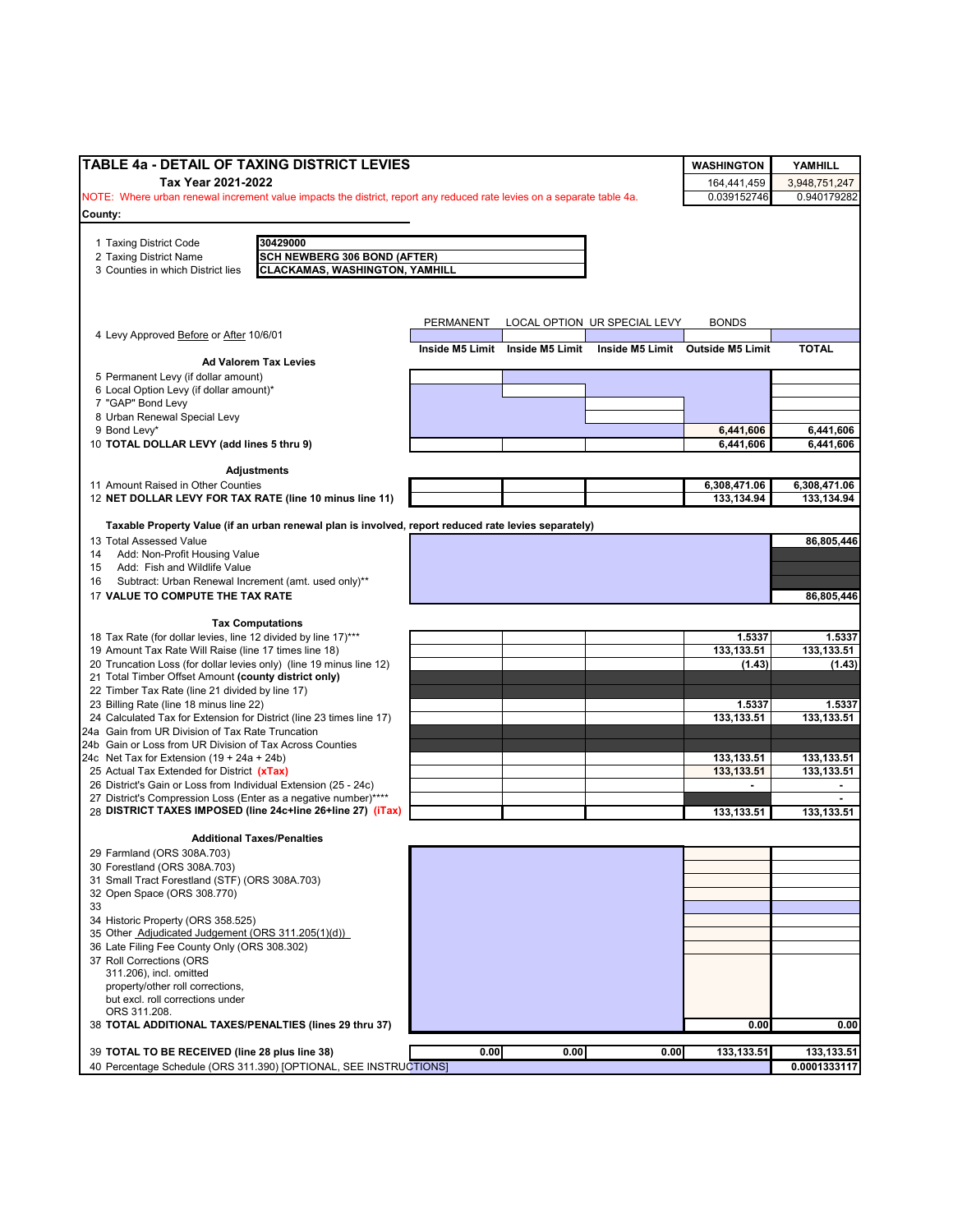## TABLE 4a - DETAIL OF TAXING DISTRICT LEVIES

**Tax Year 2021-2022**

NOTE: Where urban renewal increment value impacts the district, report any reduced rate levies on a separate table 4a.

| WASHINGTON | YAMHILL |
|---|---|
| 164,441,459 | 3,948,751,247 |
| 0.039152746 | 0.940179282 |

**County:**

| | |
|---|---|
| 1 Taxing District Code | 30429000 |
| 2 Taxing District Name | SCH NEWBERG 306 BOND (AFTER) |
| 3 Counties in which District lies | CLACKAMAS, WASHINGTON, YAMHILL |

| | PERMANENT | LOCAL OPTION | UR SPECIAL LEVY | BONDS | |
|---|---|---|---|---|---|
| 4 Levy Approved Before or After 10/6/01 | | | | | |
| | Inside M5 Limit | Inside M5 Limit | Inside M5 Limit | Outside M5 Limit | TOTAL |
| **Ad Valorem Tax Levies** | | | | | |
| 5 Permanent Levy (if dollar amount) | | | | | |
| 6 Local Option Levy (if dollar amount)* | | | | | |
| 7 "GAP" Bond Levy | | | | | |
| 8 Urban Renewal Special Levy | | | | | |
| 9 Bond Levy* | | | | 6,441,606 | 6,441,606 |
| 10 **TOTAL DOLLAR LEVY (add lines 5 thru 9)** | | | | 6,441,606 | 6,441,606 |
| **Adjustments** | | | | | |
| 11 Amount Raised in Other Counties | | | | 6,308,471.06 | 6,308,471.06 |
| 12 **NET DOLLAR LEVY FOR TAX RATE (line 10 minus line 11)** | | | | 133,134.94 | 133,134.94 |
| **Taxable Property Value (if an urban renewal plan is involved, report reduced rate levies separately)** | | | | | |
| 13 Total Assessed Value | | | | | 86,805,446 |
| 14 Add: Non-Profit Housing Value | | | | | |
| 15 Add: Fish and Wildlife Value | | | | | |
| 16 Subtract: Urban Renewal Increment (amt. used only)** | | | | | |
| 17 **VALUE TO COMPUTE THE TAX RATE** | | | | | 86,805,446 |
| **Tax Computations** | | | | | |
| 18 Tax Rate (for dollar levies, line 12 divided by line 17)*** | | | | 1.5337 | 1.5337 |
| 19 Amount Tax Rate Will Raise (line 17 times line 18) | | | | 133,133.51 | 133,133.51 |
| 20 Truncation Loss (for dollar levies only) (line 19 minus line 12) | | | | (1.43) | (1.43) |
| 21 Total Timber Offset Amount **(county district only)** | | | | | |
| 22 Timber Tax Rate (line 21 divided by line 17) | | | | | |
| 23 Billing Rate (line 18 minus line 22) | | | | 1.5337 | 1.5337 |
| 24 Calculated Tax for Extension for District (line 23 times line 17) | | | | 133,133.51 | 133,133.51 |
| 24a Gain from UR Division of Tax Rate Truncation | | | | | |
| 24b Gain or Loss from UR Division of Tax Across Counties | | | | | |
| 24c Net Tax for Extension (19 + 24a + 24b) | | | | 133,133.51 | 133,133.51 |
| 25 Actual Tax Extended for District **(xTax)** | | | | 133,133.51 | 133,133.51 |
| 26 District's Gain or Loss from Individual Extension (25 - 24c) | | | | - | - |
| 27 District's Compression Loss (Enter as a negative number)**** | | | | | - |
| 28 **DISTRICT TAXES IMPOSED (line 24c+line 26+line 27) (iTax)** | | | | 133,133.51 | 133,133.51 |
| **Additional Taxes/Penalties** | | | | | |
| 29 Farmland (ORS 308A.703) | | | | | |
| 30 Forestland (ORS 308A.703) | | | | | |
| 31 Small Tract Forestland (STF) (ORS 308A.703) | | | | | |
| 32 Open Space (ORS 308.770) | | | | | |
| 33 | | | | | |
| 34 Historic Property (ORS 358.525) | | | | | |
| 35 Other Adjudicated Judgement (ORS 311.205(1)(d)) | | | | | |
| 36 Late Filing Fee County Only (ORS 308.302) | | | | | |
| 37 Roll Corrections (ORS 311.206), incl. omitted property/other roll corrections, but excl. roll corrections under ORS 311.208. | | | | | |
| 38 **TOTAL ADDITIONAL TAXES/PENALTIES (lines 29 thru 37)** | | | | 0.00 | 0.00 |
| 39 **TOTAL TO BE RECEIVED (line 28 plus line 38)** | 0.00 | 0.00 | 0.00 | 133,133.51 | 133,133.51 |
| 40 Percentage Schedule (ORS 311.390) [OPTIONAL, SEE INSTRUCTIONS] | | | | | 0.0001333117 |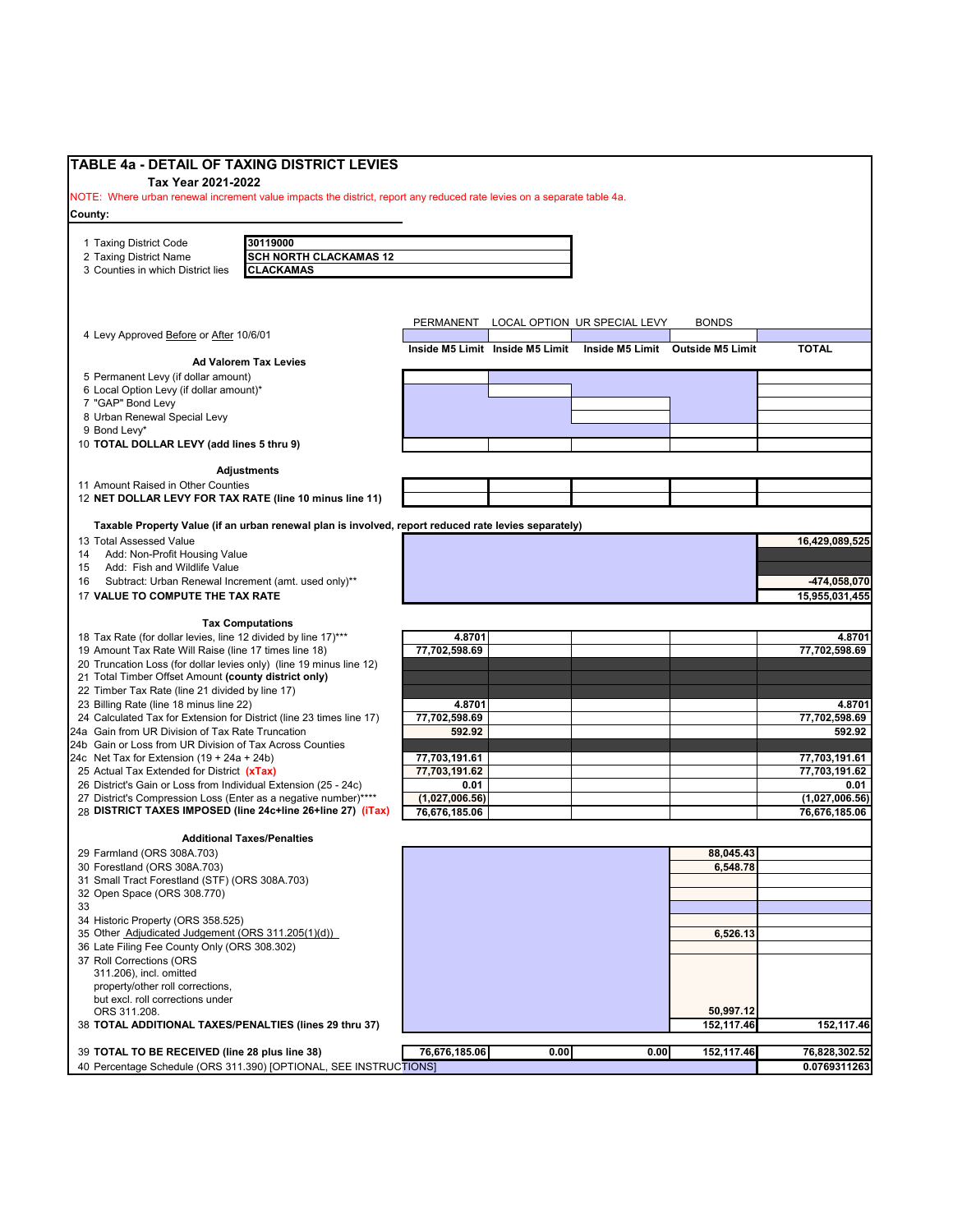# TABLE 4a - DETAIL OF TAXING DISTRICT LEVIES

**Tax Year 2021-2022**

NOTE: Where urban renewal increment value impacts the district, report any reduced rate levies on a separate table 4a.

**County:**

| | |
|---|---|
| 1 Taxing District Code | 30119000 |
| 2 Taxing District Name | SCH NORTH CLACKAMAS 12 |
| 3 Counties in which District lies | CLACKAMAS |

| | PERMANENT | LOCAL OPTION | UR SPECIAL LEVY | BONDS | |
|---|---|---|---|---|---|
| 4 Levy Approved Before or After 10/6/01 | | | | | |
| | Inside M5 Limit | Inside M5 Limit | Inside M5 Limit | Outside M5 Limit | TOTAL |
| **Ad Valorem Tax Levies** | | | | | |
| 5 Permanent Levy (if dollar amount) | | | | | |
| 6 Local Option Levy (if dollar amount)* | | | | | |
| 7 "GAP" Bond Levy | | | | | |
| 8 Urban Renewal Special Levy | | | | | |
| 9 Bond Levy* | | | | | |
| 10 **TOTAL DOLLAR LEVY (add lines 5 thru 9)** | | | | | |
| **Adjustments** | | | | | |
| 11 Amount Raised in Other Counties | | | | | |
| 12 **NET DOLLAR LEVY FOR TAX RATE (line 10 minus line 11)** | | | | | |
| **Taxable Property Value (if an urban renewal plan is involved, report reduced rate levies separately)** | | | | | |
| 13 Total Assessed Value | | | | | 16,429,089,525 |
| 14 Add: Non-Profit Housing Value | | | | | |
| 15 Add: Fish and Wildlife Value | | | | | |
| 16 Subtract: Urban Renewal Increment (amt. used only)** | | | | | -474,058,070 |
| 17 **VALUE TO COMPUTE THE TAX RATE** | | | | | 15,955,031,455 |
| **Tax Computations** | | | | | |
| 18 Tax Rate (for dollar levies, line 12 divided by line 17)*** | 4.8701 | | | | 4.8701 |
| 19 Amount Tax Rate Will Raise (line 17 times line 18) | 77,702,598.69 | | | | 77,702,598.69 |
| 20 Truncation Loss (for dollar levies only) (line 19 minus line 12) | | | | | |
| 21 Total Timber Offset Amount **(county district only)** | | | | | |
| 22 Timber Tax Rate (line 21 divided by line 17) | | | | | |
| 23 Billing Rate (line 18 minus line 22) | 4.8701 | | | | 4.8701 |
| 24 Calculated Tax for Extension for District (line 23 times line 17) | 77,702,598.69 | | | | 77,702,598.69 |
| 24a Gain from UR Division of Tax Rate Truncation | 592.92 | | | | 592.92 |
| 24b Gain or Loss from UR Division of Tax Across Counties | | | | | |
| 24c Net Tax for Extension (19 + 24a + 24b) | 77,703,191.61 | | | | 77,703,191.61 |
| 25 Actual Tax Extended for District (xTax) | 77,703,191.62 | | | | 77,703,191.62 |
| 26 District's Gain or Loss from Individual Extension (25 - 24c) | 0.01 | | | | 0.01 |
| 27 District's Compression Loss (Enter as a negative number)**** | (1,027,006.56) | | | | (1,027,006.56) |
| 28 **DISTRICT TAXES IMPOSED (line 24c+line 26+line 27) (iTax)** | 76,676,185.06 | | | | 76,676,185.06 |
| **Additional Taxes/Penalties** | | | | | |
| 29 Farmland (ORS 308A.703) | | | | 88,045.43 | |
| 30 Forestland (ORS 308A.703) | | | | 6,548.78 | |
| 31 Small Tract Forestland (STF) (ORS 308A.703) | | | | | |
| 32 Open Space (ORS 308.770) | | | | | |
| 33 | | | | | |
| 34 Historic Property (ORS 358.525) | | | | | |
| 35 Other Adjudicated Judgement (ORS 311.205(1)(d)) | | | | 6,526.13 | |
| 36 Late Filing Fee County Only (ORS 308.302) | | | | | |
| 37 Roll Corrections (ORS 311.206), incl. omitted property/other roll corrections, but excl. roll corrections under ORS 311.208. | | | | 50,997.12 | |
| 38 **TOTAL ADDITIONAL TAXES/PENALTIES (lines 29 thru 37)** | | | | 152,117.46 | 152,117.46 |
| 39 **TOTAL TO BE RECEIVED (line 28 plus line 38)** | 76,676,185.06 | 0.00 | 0.00 | 152,117.46 | 76,828,302.52 |
| 40 Percentage Schedule (ORS 311.390) [OPTIONAL, SEE INSTRUCTIONS] | | | | | 0.0769311263 |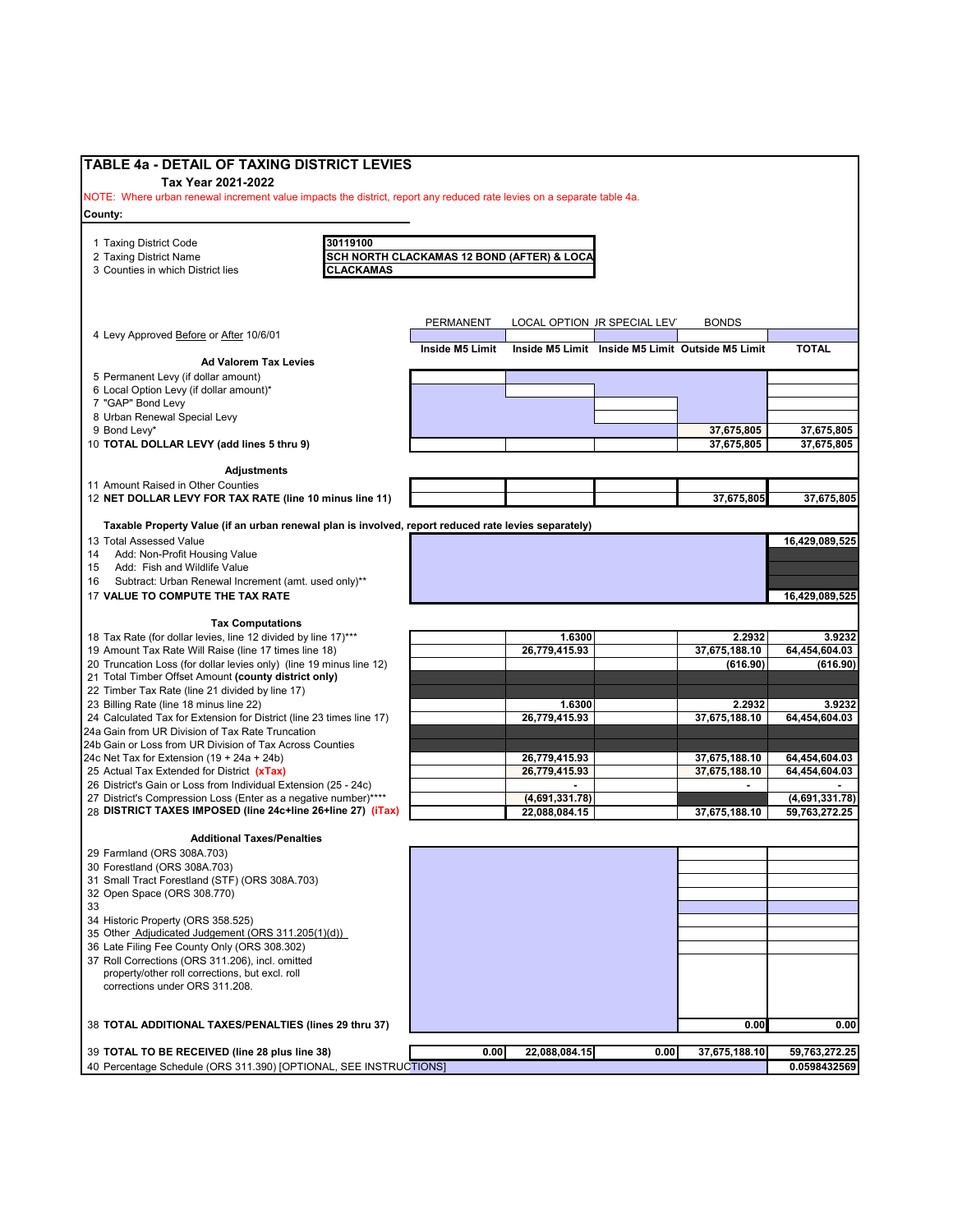# TABLE 4a - DETAIL OF TAXING DISTRICT LEVIES

**Tax Year 2021-2022**

NOTE: Where urban renewal increment value impacts the district, report any reduced rate levies on a separate table 4a.

**County:**

| | |
|---|---|
| 1 Taxing District Code | 30119100 |
| 2 Taxing District Name | SCH NORTH CLACKAMAS 12 BOND (AFTER) & LOCA |
| 3 Counties in which District lies | CLACKAMAS |

| | PERMANENT | LOCAL OPTION | JR SPECIAL LEV | BONDS | |
|---|---|---|---|---|---|
| 4 Levy Approved Before or After 10/6/01 | | | | | |
| | Inside M5 Limit | Inside M5 Limit | Inside M5 Limit | Outside M5 Limit | TOTAL |
| **Ad Valorem Tax Levies** | | | | | |
| 5 Permanent Levy (if dollar amount) | | | | | |
| 6 Local Option Levy (if dollar amount)* | | | | | |
| 7 "GAP" Bond Levy | | | | | |
| 8 Urban Renewal Special Levy | | | | | |
| 9 Bond Levy* | | | | 37,675,805 | 37,675,805 |
| 10 **TOTAL DOLLAR LEVY (add lines 5 thru 9)** | | | | 37,675,805 | 37,675,805 |
| **Adjustments** | | | | | |
| 11 Amount Raised in Other Counties | | | | | |
| 12 **NET DOLLAR LEVY FOR TAX RATE (line 10 minus line 11)** | | | | 37,675,805 | 37,675,805 |
| **Taxable Property Value (if an urban renewal plan is involved, report reduced rate levies separately)** | | | | | |
| 13 Total Assessed Value | | | | | 16,429,089,525 |
| 14 Add: Non-Profit Housing Value | | | | | |
| 15 Add: Fish and Wildlife Value | | | | | |
| 16 Subtract: Urban Renewal Increment (amt. used only)** | | | | | |
| 17 **VALUE TO COMPUTE THE TAX RATE** | | | | | 16,429,089,525 |
| **Tax Computations** | | | | | |
| 18 Tax Rate (for dollar levies, line 12 divided by line 17)*** | | 1.6300 | | 2.2932 | 3.9232 |
| 19 Amount Tax Rate Will Raise (line 17 times line 18) | | 26,779,415.93 | | 37,675,188.10 | 64,454,604.03 |
| 20 Truncation Loss (for dollar levies only) (line 19 minus line 12) | | | | (616.90) | (616.90) |
| 21 Total Timber Offset Amount **(county district only)** | | | | | |
| 22 Timber Tax Rate (line 21 divided by line 17) | | | | | |
| 23 Billing Rate (line 18 minus line 22) | | 1.6300 | | 2.2932 | 3.9232 |
| 24 Calculated Tax for Extension for District (line 23 times line 17) | | 26,779,415.93 | | 37,675,188.10 | 64,454,604.03 |
| 24a Gain from UR Division of Tax Rate Truncation | | | | | |
| 24b Gain or Loss from UR Division of Tax Across Counties | | | | | |
| 24c Net Tax for Extension (19 + 24a + 24b) | | 26,779,415.93 | | 37,675,188.10 | 64,454,604.03 |
| 25 Actual Tax Extended for District **(xTax)** | | 26,779,415.93 | | 37,675,188.10 | 64,454,604.03 |
| 26 District's Gain or Loss from Individual Extension (25 - 24c) | | - | | - | - |
| 27 District's Compression Loss (Enter as a negative number)**** | | (4,691,331.78) | | | (4,691,331.78) |
| 28 **DISTRICT TAXES IMPOSED (line 24c+line 26+line 27) (iTax)** | | 22,088,084.15 | | 37,675,188.10 | 59,763,272.25 |
| **Additional Taxes/Penalties** | | | | | |
| 29 Farmland (ORS 308A.703) | | | | | |
| 30 Forestland (ORS 308A.703) | | | | | |
| 31 Small Tract Forestland (STF) (ORS 308A.703) | | | | | |
| 32 Open Space (ORS 308.770) | | | | | |
| 33 | | | | | |
| 34 Historic Property (ORS 358.525) | | | | | |
| 35 Other Adjudicated Judgement (ORS 311.205(1)(d)) | | | | | |
| 36 Late Filing Fee County Only (ORS 308.302) | | | | | |
| 37 Roll Corrections (ORS 311.206), incl. omitted property/other roll corrections, but excl. roll corrections under ORS 311.208. | | | | | |
| 38 **TOTAL ADDITIONAL TAXES/PENALTIES (lines 29 thru 37)** | | | | 0.00 | 0.00 |
| 39 **TOTAL TO BE RECEIVED (line 28 plus line 38)** | 0.00 | 22,088,084.15 | 0.00 | 37,675,188.10 | 59,763,272.25 |
| 40 Percentage Schedule (ORS 311.390) [OPTIONAL, SEE INSTRUCTIONS] | | | | | 0.0598432569 |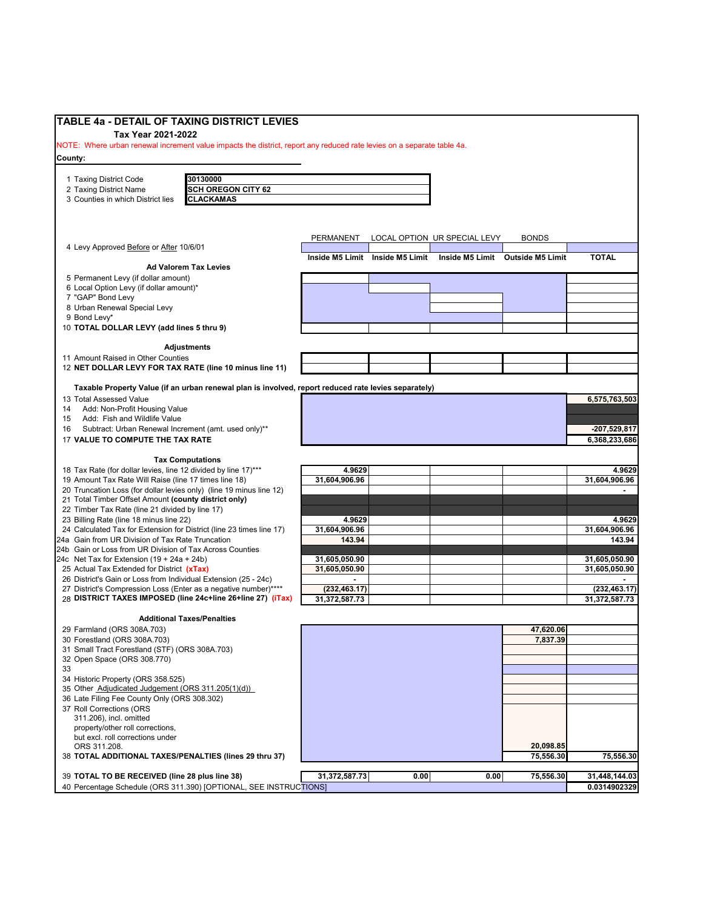# TABLE 4a - DETAIL OF TAXING DISTRICT LEVIES

**Tax Year 2021-2022**

NOTE: Where urban renewal increment value impacts the district, report any reduced rate levies on a separate table 4a.

**County:**

| | |
|---|---|
| 1 Taxing District Code | **30130000** |
| 2 Taxing District Name | **SCH OREGON CITY 62** |
| 3 Counties in which District lies | **CLACKAMAS** |

| | PERMANENT | LOCAL OPTION | UR SPECIAL LEVY | BONDS | |
|---|---|---|---|---|---|
| 4 Levy Approved Before or After 10/6/01 | | | | | |
| | **Inside M5 Limit** | **Inside M5 Limit** | **Inside M5 Limit** | **Outside M5 Limit** | **TOTAL** |
| **Ad Valorem Tax Levies** | | | | | |
| 5 Permanent Levy (if dollar amount) | | | | | |
| 6 Local Option Levy (if dollar amount)* | | | | | |
| 7 "GAP" Bond Levy | | | | | |
| 8 Urban Renewal Special Levy | | | | | |
| 9 Bond Levy* | | | | | |
| 10 **TOTAL DOLLAR LEVY (add lines 5 thru 9)** | | | | | |
| **Adjustments** | | | | | |
| 11 Amount Raised in Other Counties | | | | | |
| 12 **NET DOLLAR LEVY FOR TAX RATE (line 10 minus line 11)** | | | | | |
| **Taxable Property Value (if an urban renewal plan is involved, report reduced rate levies separately)** | | | | | |
| 13 Total Assessed Value | | | | | **6,575,763,503** |
| 14 Add: Non-Profit Housing Value | | | | | |
| 15 Add: Fish and Wildlife Value | | | | | |
| 16 Subtract: Urban Renewal Increment (amt. used only)** | | | | | **-207,529,817** |
| 17 **VALUE TO COMPUTE THE TAX RATE** | | | | | **6,368,233,686** |
| **Tax Computations** | | | | | |
| 18 Tax Rate (for dollar levies, line 12 divided by line 17)*** | **4.9629** | | | | **4.9629** |
| 19 Amount Tax Rate Will Raise (line 17 times line 18) | **31,604,906.96** | | | | **31,604,906.96** |
| 20 Truncation Loss (for dollar levies only) (line 19 minus line 12) | | | | | **-** |
| 21 Total Timber Offset Amount **(county district only)** | | | | | |
| 22 Timber Tax Rate (line 21 divided by line 17) | | | | | |
| 23 Billing Rate (line 18 minus line 22) | **4.9629** | | | | **4.9629** |
| 24 Calculated Tax for Extension for District (line 23 times line 17) | **31,604,906.96** | | | | **31,604,906.96** |
| 24a Gain from UR Division of Tax Rate Truncation | **143.94** | | | | **143.94** |
| 24b Gain or Loss from UR Division of Tax Across Counties | | | | | |
| 24c Net Tax for Extension (19 + 24a + 24b) | **31,605,050.90** | | | | **31,605,050.90** |
| 25 Actual Tax Extended for District **(xTax)** | **31,605,050.90** | | | | **31,605,050.90** |
| 26 District's Gain or Loss from Individual Extension (25 - 24c) | **-** | | | | **-** |
| 27 District's Compression Loss (Enter as a negative number)**** | **(232,463.17)** | | | | **(232,463.17)** |
| 28 **DISTRICT TAXES IMPOSED (line 24c+line 26+line 27) (iTax)** | **31,372,587.73** | | | | **31,372,587.73** |
| **Additional Taxes/Penalties** | | | | | |
| 29 Farmland (ORS 308A.703) | | | | **47,620.06** | |
| 30 Forestland (ORS 308A.703) | | | | **7,837.39** | |
| 31 Small Tract Forestland (STF) (ORS 308A.703) | | | | | |
| 32 Open Space (ORS 308.770) | | | | | |
| 33 | | | | | |
| 34 Historic Property (ORS 358.525) | | | | | |
| 35 Other Adjudicated Judgement (ORS 311.205(1)(d)) | | | | | |
| 36 Late Filing Fee County Only (ORS 308.302) | | | | | |
| 37 Roll Corrections (ORS 311.206), incl. omitted property/other roll corrections, but excl. roll corrections under ORS 311.208. | | | | **20,098.85** | |
| 38 **TOTAL ADDITIONAL TAXES/PENALTIES (lines 29 thru 37)** | | | | **75,556.30** | **75,556.30** |
| 39 **TOTAL TO BE RECEIVED (line 28 plus line 38)** | **31,372,587.73** | **0.00** | **0.00** | **75,556.30** | **31,448,144.03** |
| 40 Percentage Schedule (ORS 311.390) [OPTIONAL, SEE INSTRUCTIONS] | | | | | **0.0314902329** |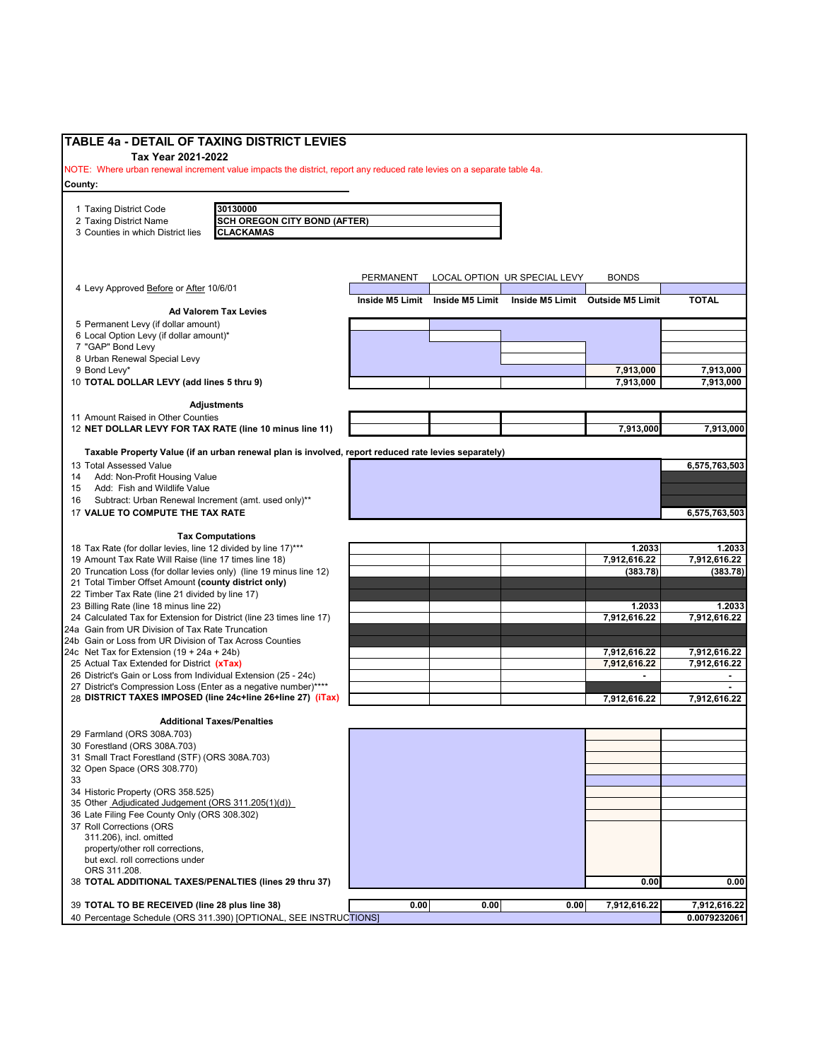# TABLE 4a - DETAIL OF TAXING DISTRICT LEVIES

**Tax Year 2021-2022**

NOTE: Where urban renewal increment value impacts the district, report any reduced rate levies on a separate table 4a.

**County:**

| | |
|---|---|
| 1 Taxing District Code | 30130000 |
| 2 Taxing District Name | SCH OREGON CITY BOND (AFTER) |
| 3 Counties in which District lies | CLACKAMAS |

| | PERMANENT | LOCAL OPTION | UR SPECIAL LEVY | BONDS | |
|---|---|---|---|---|---|
| 4 Levy Approved Before or After 10/6/01 | | | | | |
| | **Inside M5 Limit** | **Inside M5 Limit** | **Inside M5 Limit** | **Outside M5 Limit** | **TOTAL** |
| **Ad Valorem Tax Levies** | | | | | |
| 5 Permanent Levy (if dollar amount) | | | | | |
| 6 Local Option Levy (if dollar amount)* | | | | | |
| 7 "GAP" Bond Levy | | | | | |
| 8 Urban Renewal Special Levy | | | | | |
| 9 Bond Levy* | | | | 7,913,000 | 7,913,000 |
| 10 **TOTAL DOLLAR LEVY (add lines 5 thru 9)** | | | | 7,913,000 | 7,913,000 |
| **Adjustments** | | | | | |
| 11 Amount Raised in Other Counties | | | | | |
| 12 **NET DOLLAR LEVY FOR TAX RATE (line 10 minus line 11)** | | | | 7,913,000 | 7,913,000 |
| **Taxable Property Value (if an urban renewal plan is involved, report reduced rate levies separately)** | | | | | |
| 13 Total Assessed Value | | | | | 6,575,763,503 |
| 14 Add: Non-Profit Housing Value | | | | | |
| 15 Add: Fish and Wildlife Value | | | | | |
| 16 Subtract: Urban Renewal Increment (amt. used only)** | | | | | |
| 17 **VALUE TO COMPUTE THE TAX RATE** | | | | | 6,575,763,503 |
| **Tax Computations** | | | | | |
| 18 Tax Rate (for dollar levies, line 12 divided by line 17)*** | | | | 1.2033 | 1.2033 |
| 19 Amount Tax Rate Will Raise (line 17 times line 18) | | | | 7,912,616.22 | 7,912,616.22 |
| 20 Truncation Loss (for dollar levies only) (line 19 minus line 12) | | | | (383.78) | (383.78) |
| 21 Total Timber Offset Amount **(county district only)** | | | | | |
| 22 Timber Tax Rate (line 21 divided by line 17) | | | | | |
| 23 Billing Rate (line 18 minus line 22) | | | | 1.2033 | 1.2033 |
| 24 Calculated Tax for Extension for District (line 23 times line 17) | | | | 7,912,616.22 | 7,912,616.22 |
| 24a Gain from UR Division of Tax Rate Truncation | | | | | |
| 24b Gain or Loss from UR Division of Tax Across Counties | | | | | |
| 24c Net Tax for Extension (19 + 24a + 24b) | | | | 7,912,616.22 | 7,912,616.22 |
| 25 Actual Tax Extended for District **(xTax)** | | | | 7,912,616.22 | 7,912,616.22 |
| 26 District's Gain or Loss from Individual Extension (25 - 24c) | | | | - | - |
| 27 District's Compression Loss (Enter as a negative number)**** | | | | | - |
| 28 **DISTRICT TAXES IMPOSED (line 24c+line 26+line 27) (iTax)** | | | | 7,912,616.22 | 7,912,616.22 |
| **Additional Taxes/Penalties** | | | | | |
| 29 Farmland (ORS 308A.703) | | | | | |
| 30 Forestland (ORS 308A.703) | | | | | |
| 31 Small Tract Forestland (STF) (ORS 308A.703) | | | | | |
| 32 Open Space (ORS 308.770) | | | | | |
| 33 | | | | | |
| 34 Historic Property (ORS 358.525) | | | | | |
| 35 Other Adjudicated Judgement (ORS 311.205(1)(d)) | | | | | |
| 36 Late Filing Fee County Only (ORS 308.302) | | | | | |
| 37 Roll Corrections (ORS 311.206), incl. omitted property/other roll corrections, but excl. roll corrections under ORS 311.208. | | | | | |
| 38 **TOTAL ADDITIONAL TAXES/PENALTIES (lines 29 thru 37)** | | | | 0.00 | 0.00 |
| 39 **TOTAL TO BE RECEIVED (line 28 plus line 38)** | 0.00 | 0.00 | 0.00 | 7,912,616.22 | 7,912,616.22 |
| 40 Percentage Schedule (ORS 311.390) [OPTIONAL, SEE INSTRUCTIONS] | | | | | 0.0079232061 |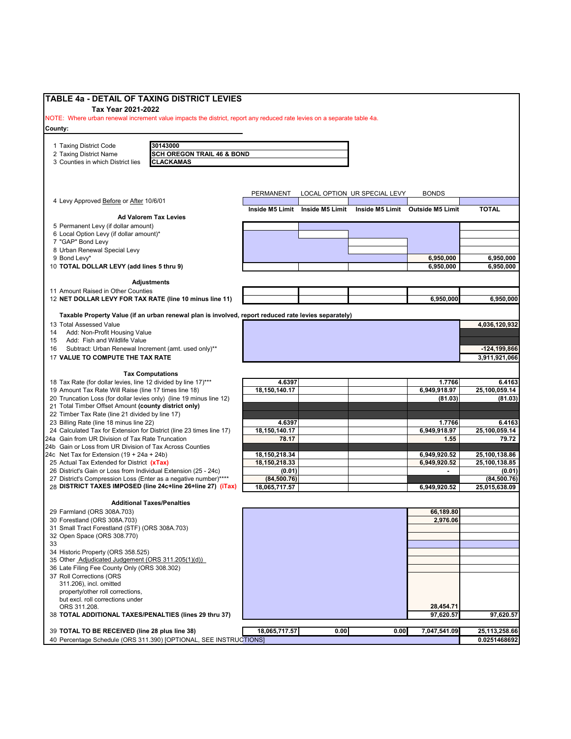## TABLE 4a - DETAIL OF TAXING DISTRICT LEVIES

**Tax Year 2021-2022**

NOTE: Where urban renewal increment value impacts the district, report any reduced rate levies on a separate table 4a.

**County:**

| | |
|---|---|
| 1 Taxing District Code | 30143000 |
| 2 Taxing District Name | SCH OREGON TRAIL 46 & BOND |
| 3 Counties in which District lies | CLACKAMAS |

| | PERMANENT | LOCAL OPTION | UR SPECIAL LEVY | BONDS | |
|---|---|---|---|---|---|
| 4 Levy Approved Before or After 10/6/01 | | | | | |
| | **Inside M5 Limit** | **Inside M5 Limit** | **Inside M5 Limit** | **Outside M5 Limit** | **TOTAL** |
| **Ad Valorem Tax Levies** | | | | | |
| 5 Permanent Levy (if dollar amount) | | | | | |
| 6 Local Option Levy (if dollar amount)* | | | | | |
| 7 "GAP" Bond Levy | | | | | |
| 8 Urban Renewal Special Levy | | | | | |
| 9 Bond Levy* | | | | 6,950,000 | 6,950,000 |
| 10 **TOTAL DOLLAR LEVY (add lines 5 thru 9)** | | | | 6,950,000 | 6,950,000 |
| **Adjustments** | | | | | |
| 11 Amount Raised in Other Counties | | | | | |
| 12 **NET DOLLAR LEVY FOR TAX RATE (line 10 minus line 11)** | | | | 6,950,000 | 6,950,000 |
| **Taxable Property Value (if an urban renewal plan is involved, report reduced rate levies separately)** | | | | | |
| 13 Total Assessed Value | | | | | 4,036,120,932 |
| 14 Add: Non-Profit Housing Value | | | | | |
| 15 Add: Fish and Wildlife Value | | | | | |
| 16 Subtract: Urban Renewal Increment (amt. used only)** | | | | | -124,199,866 |
| 17 **VALUE TO COMPUTE THE TAX RATE** | | | | | 3,911,921,066 |
| **Tax Computations** | | | | | |
| 18 Tax Rate (for dollar levies, line 12 divided by line 17)*** | 4.6397 | | | 1.7766 | 6.4163 |
| 19 Amount Tax Rate Will Raise (line 17 times line 18) | 18,150,140.17 | | | 6,949,918.97 | 25,100,059.14 |
| 20 Truncation Loss (for dollar levies only) (line 19 minus line 12) | | | | (81.03) | (81.03) |
| 21 Total Timber Offset Amount **(county district only)** | | | | | |
| 22 Timber Tax Rate (line 21 divided by line 17) | | | | | |
| 23 Billing Rate (line 18 minus line 22) | 4.6397 | | | 1.7766 | 6.4163 |
| 24 Calculated Tax for Extension for District (line 23 times line 17) | 18,150,140.17 | | | 6,949,918.97 | 25,100,059.14 |
| 24a Gain from UR Division of Tax Rate Truncation | 78.17 | | | 1.55 | 79.72 |
| 24b Gain or Loss from UR Division of Tax Across Counties | | | | | |
| 24c Net Tax for Extension (19 + 24a + 24b) | 18,150,218.34 | | | 6,949,920.52 | 25,100,138.86 |
| 25 Actual Tax Extended for District **(xTax)** | 18,150,218.33 | | | 6,949,920.52 | 25,100,138.85 |
| 26 District's Gain or Loss from Individual Extension (25 - 24c) | (0.01) | | | - | (0.01) |
| 27 District's Compression Loss (Enter as a negative number)**** | (84,500.76) | | | | (84,500.76) |
| 28 **DISTRICT TAXES IMPOSED (line 24c+line 26+line 27) (iTax)** | 18,065,717.57 | | | 6,949,920.52 | 25,015,638.09 |
| **Additional Taxes/Penalties** | | | | | |
| 29 Farmland (ORS 308A.703) | | | | 66,189.80 | |
| 30 Forestland (ORS 308A.703) | | | | 2,976.06 | |
| 31 Small Tract Forestland (STF) (ORS 308A.703) | | | | | |
| 32 Open Space (ORS 308.770) | | | | | |
| 33 | | | | | |
| 34 Historic Property (ORS 358.525) | | | | | |
| 35 Other Adjudicated Judgement (ORS 311.205(1)(d)) | | | | | |
| 36 Late Filing Fee County Only (ORS 308.302) | | | | | |
| 37 Roll Corrections (ORS 311.206), incl. omitted property/other roll corrections, but excl. roll corrections under ORS 311.208. | | | | 28,454.71 | |
| 38 **TOTAL ADDITIONAL TAXES/PENALTIES (lines 29 thru 37)** | | | | 97,620.57 | 97,620.57 |
| 39 **TOTAL TO BE RECEIVED (line 28 plus line 38)** | 18,065,717.57 | 0.00 | 0.00 | 7,047,541.09 | 25,113,258.66 |
| 40 Percentage Schedule (ORS 311.390) [OPTIONAL, SEE INSTRUCTIONS] | | | | | 0.0251468692 |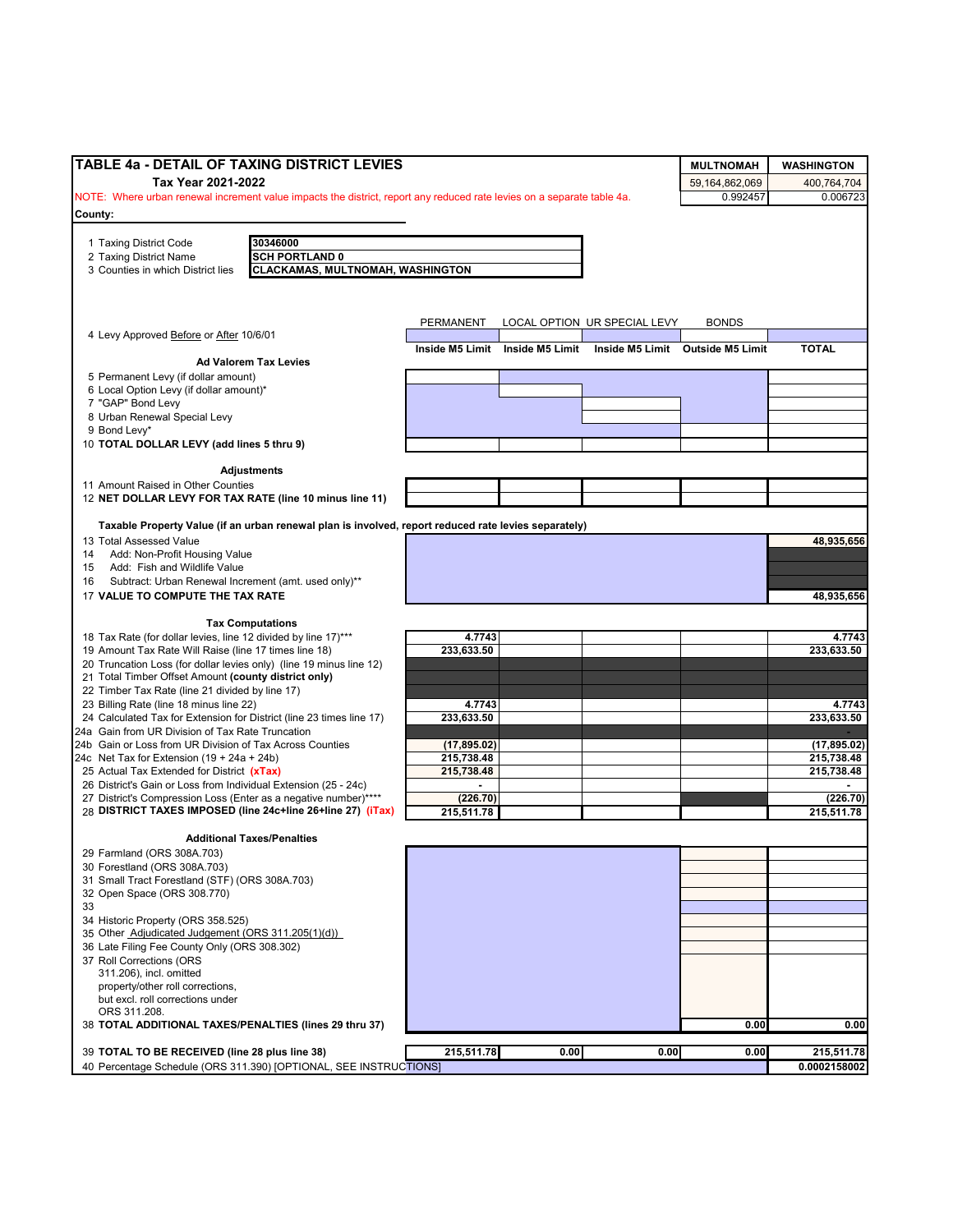## TABLE 4a - DETAIL OF TAXING DISTRICT LEVIES

**Tax Year 2021-2022**

| | MULTNOMAH | WASHINGTON |
|---|---|---|
| | 59,164,862,069 | 400,764,704 |
| | 0.992457 | 0.006723 |

NOTE: Where urban renewal increment value impacts the district, report any reduced rate levies on a separate table 4a.

**County:**

1 Taxing District Code: **30346000**
2 Taxing District Name: **SCH PORTLAND 0**
3 Counties in which District lies: **CLACKAMAS, MULTNOMAH, WASHINGTON**

| | PERMANENT | LOCAL OPTION | UR SPECIAL LEVY | BONDS | |
|---|---|---|---|---|---|
| 4 Levy Approved Before or After 10/6/01 | | | | | |
| | Inside M5 Limit | Inside M5 Limit | Inside M5 Limit | Outside M5 Limit | TOTAL |
| **Ad Valorem Tax Levies** | | | | | |
| 5 Permanent Levy (if dollar amount) | | | | | |
| 6 Local Option Levy (if dollar amount)* | | | | | |
| 7 "GAP" Bond Levy | | | | | |
| 8 Urban Renewal Special Levy | | | | | |
| 9 Bond Levy* | | | | | |
| 10 **TOTAL DOLLAR LEVY (add lines 5 thru 9)** | | | | | |
| **Adjustments** | | | | | |
| 11 Amount Raised in Other Counties | | | | | |
| 12 **NET DOLLAR LEVY FOR TAX RATE (line 10 minus line 11)** | | | | | |
| **Taxable Property Value (if an urban renewal plan is involved, report reduced rate levies separately)** | | | | | |
| 13 Total Assessed Value | | | | | 48,935,656 |
| 14 Add: Non-Profit Housing Value | | | | | |
| 15 Add: Fish and Wildlife Value | | | | | |
| 16 Subtract: Urban Renewal Increment (amt. used only)** | | | | | |
| 17 **VALUE TO COMPUTE THE TAX RATE** | | | | | 48,935,656 |
| **Tax Computations** | | | | | |
| 18 Tax Rate (for dollar levies, line 12 divided by line 17)*** | 4.7743 | | | | 4.7743 |
| 19 Amount Tax Rate Will Raise (line 17 times line 18) | 233,633.50 | | | | 233,633.50 |
| 20 Truncation Loss (for dollar levies only) (line 19 minus line 12) | | | | | |
| 21 Total Timber Offset Amount **(county district only)** | | | | | |
| 22 Timber Tax Rate (line 21 divided by line 17) | | | | | |
| 23 Billing Rate (line 18 minus line 22) | 4.7743 | | | | 4.7743 |
| 24 Calculated Tax for Extension for District (line 23 times line 17) | 233,633.50 | | | | 233,633.50 |
| 24a Gain from UR Division of Tax Rate Truncation | | | | | - |
| 24b Gain or Loss from UR Division of Tax Across Counties | (17,895.02) | | | | (17,895.02) |
| 24c Net Tax for Extension (19 + 24a + 24b) | 215,738.48 | | | | 215,738.48 |
| 25 Actual Tax Extended for District (xTax) | 215,738.48 | | | | 215,738.48 |
| 26 District's Gain or Loss from Individual Extension (25 - 24c) | - | | | | - |
| 27 District's Compression Loss (Enter as a negative number)**** | (226.70) | | | | (226.70) |
| 28 **DISTRICT TAXES IMPOSED (line 24c+line 26+line 27) (iTax)** | 215,511.78 | | | | 215,511.78 |
| **Additional Taxes/Penalties** | | | | | |
| 29 Farmland (ORS 308A.703) | | | | | |
| 30 Forestland (ORS 308A.703) | | | | | |
| 31 Small Tract Forestland (STF) (ORS 308A.703) | | | | | |
| 32 Open Space (ORS 308.770) | | | | | |
| 33 | | | | | |
| 34 Historic Property (ORS 358.525) | | | | | |
| 35 Other Adjudicated Judgement (ORS 311.205(1)(d)) | | | | | |
| 36 Late Filing Fee County Only (ORS 308.302) | | | | | |
| 37 Roll Corrections (ORS 311.206), incl. omitted property/other roll corrections, but excl. roll corrections under ORS 311.208. | | | | | |
| 38 **TOTAL ADDITIONAL TAXES/PENALTIES (lines 29 thru 37)** | | | | 0.00 | 0.00 |
| 39 **TOTAL TO BE RECEIVED (line 28 plus line 38)** | 215,511.78 | 0.00 | 0.00 | 0.00 | 215,511.78 |
| 40 Percentage Schedule (ORS 311.390) [OPTIONAL, SEE INSTRUCTIONS] | | | | | 0.0002158002 |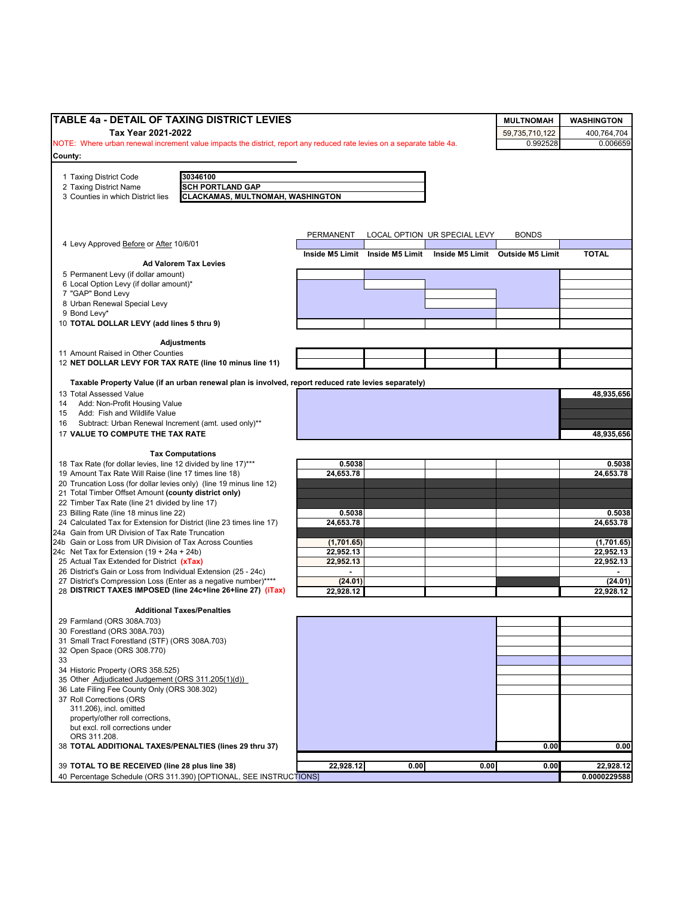# TABLE 4a - DETAIL OF TAXING DISTRICT LEVIES

**Tax Year 2021-2022**

NOTE: Where urban renewal increment value impacts the district, report any reduced rate levies on a separate table 4a.

| MULTNOMAH | WASHINGTON |
|---|---|
| 59,735,710,122 | 400,764,704 |
| 0.992528 | 0.006659 |

**County:**

1 Taxing District Code: **30346100**
2 Taxing District Name: **SCH PORTLAND GAP**
3 Counties in which District lies: **CLACKAMAS, MULTNOMAH, WASHINGTON**

| | PERMANENT | LOCAL OPTION | UR SPECIAL LEVY | BONDS | |
|---|---|---|---|---|---|
| 4 Levy Approved Before or After 10/6/01 | | | | | |
| | **Inside M5 Limit** | **Inside M5 Limit** | **Inside M5 Limit** | **Outside M5 Limit** | **TOTAL** |
| **Ad Valorem Tax Levies** | | | | | |
| 5 Permanent Levy (if dollar amount) | | | | | |
| 6 Local Option Levy (if dollar amount)* | | | | | |
| 7 "GAP" Bond Levy | | | | | |
| 8 Urban Renewal Special Levy | | | | | |
| 9 Bond Levy* | | | | | |
| 10 **TOTAL DOLLAR LEVY (add lines 5 thru 9)** | | | | | |
| **Adjustments** | | | | | |
| 11 Amount Raised in Other Counties | | | | | |
| 12 **NET DOLLAR LEVY FOR TAX RATE (line 10 minus line 11)** | | | | | |
| **Taxable Property Value (if an urban renewal plan is involved, report reduced rate levies separately)** | | | | | |
| 13 Total Assessed Value | | | | | **48,935,656** |
| 14 Add: Non-Profit Housing Value | | | | | |
| 15 Add: Fish and Wildlife Value | | | | | |
| 16 Subtract: Urban Renewal Increment (amt. used only)** | | | | | |
| 17 **VALUE TO COMPUTE THE TAX RATE** | | | | | **48,935,656** |
| **Tax Computations** | | | | | |
| 18 Tax Rate (for dollar levies, line 12 divided by line 17)*** | **0.5038** | | | | **0.5038** |
| 19 Amount Tax Rate Will Raise (line 17 times line 18) | **24,653.78** | | | | **24,653.78** |
| 20 Truncation Loss (for dollar levies only) (line 19 minus line 12) | | | | | |
| 21 Total Timber Offset Amount **(county district only)** | | | | | |
| 22 Timber Tax Rate (line 21 divided by line 17) | | | | | |
| 23 Billing Rate (line 18 minus line 22) | **0.5038** | | | | **0.5038** |
| 24 Calculated Tax for Extension for District (line 23 times line 17) | **24,653.78** | | | | **24,653.78** |
| 24a Gain from UR Division of Tax Rate Truncation | | | | | |
| 24b Gain or Loss from UR Division of Tax Across Counties | **(1,701.65)** | | | | **(1,701.65)** |
| 24c Net Tax for Extension (19 + 24a + 24b) | **22,952.13** | | | | **22,952.13** |
| 25 Actual Tax Extended for District **(xTax)** | **22,952.13** | | | | **22,952.13** |
| 26 District's Gain or Loss from Individual Extension (25 - 24c) | **-** | | | | **-** |
| 27 District's Compression Loss (Enter as a negative number)**** | **(24.01)** | | | | **(24.01)** |
| 28 **DISTRICT TAXES IMPOSED (line 24c+line 26+line 27) (iTax)** | **22,928.12** | | | | **22,928.12** |
| **Additional Taxes/Penalties** | | | | | |
| 29 Farmland (ORS 308A.703) | | | | | |
| 30 Forestland (ORS 308A.703) | | | | | |
| 31 Small Tract Forestland (STF) (ORS 308A.703) | | | | | |
| 32 Open Space (ORS 308.770) | | | | | |
| 33 | | | | | |
| 34 Historic Property (ORS 358.525) | | | | | |
| 35 Other Adjudicated Judgement (ORS 311.205(1)(d)) | | | | | |
| 36 Late Filing Fee County Only (ORS 308.302) | | | | | |
| 37 Roll Corrections (ORS 311.206), incl. omitted property/other roll corrections, but excl. roll corrections under ORS 311.208. | | | | | |
| 38 **TOTAL ADDITIONAL TAXES/PENALTIES (lines 29 thru 37)** | | | | **0.00** | **0.00** |
| 39 **TOTAL TO BE RECEIVED (line 28 plus line 38)** | **22,928.12** | **0.00** | **0.00** | **0.00** | **22,928.12** |
| 40 Percentage Schedule (ORS 311.390) [OPTIONAL, SEE INSTRUCTIONS] | | | | | **0.0000229588** |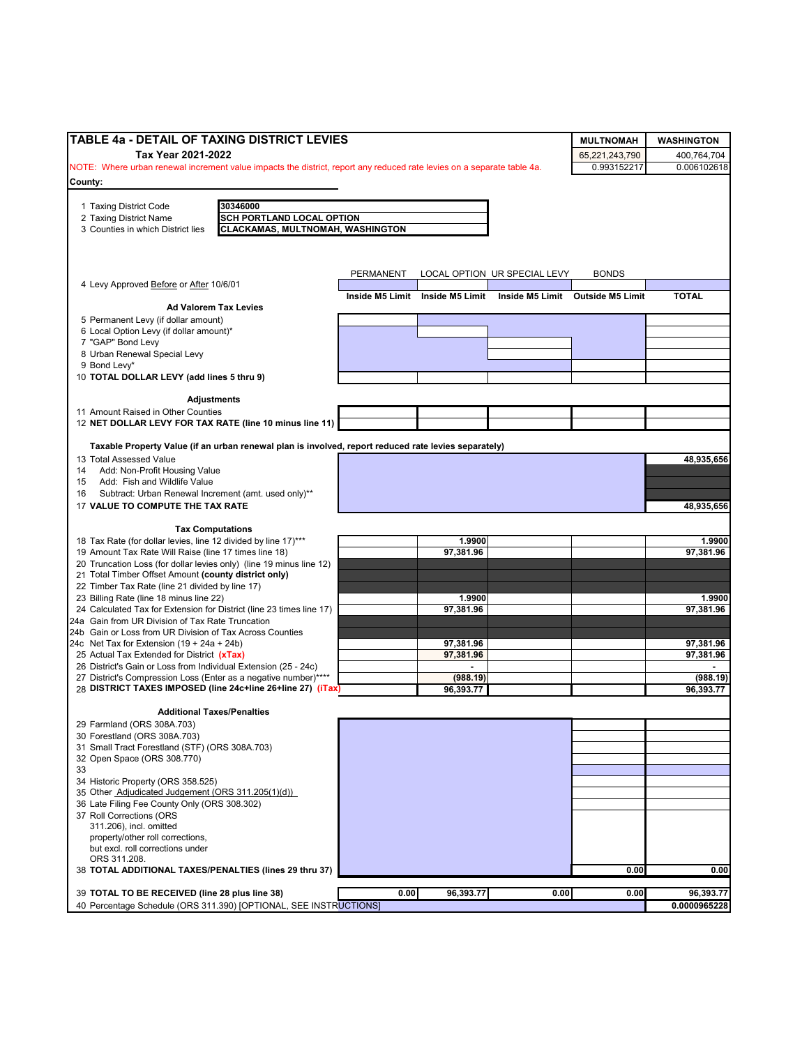# TABLE 4a - DETAIL OF TAXING DISTRICT LEVIES

**Tax Year 2021-2022**

NOTE: Where urban renewal increment value impacts the district, report any reduced rate levies on a separate table 4a.

| | MULTNOMAH | WASHINGTON |
|---|---|---|
| | 65,221,243,790 | 400,764,704 |
| | 0.993152217 | 0.006102618 |

**County:**

1 Taxing District Code: **30346000**
2 Taxing District Name: **SCH PORTLAND LOCAL OPTION**
3 Counties in which District lies: **CLACKAMAS, MULTNOMAH, WASHINGTON**

| | PERMANENT | LOCAL OPTION | UR SPECIAL LEVY | BONDS | |
|---|---|---|---|---|---|
| 4 Levy Approved Before or After 10/6/01 | | | | | |
| | **Inside M5 Limit** | **Inside M5 Limit** | **Inside M5 Limit** | **Outside M5 Limit** | **TOTAL** |
| **Ad Valorem Tax Levies** | | | | | |
| 5 Permanent Levy (if dollar amount) | | | | | |
| 6 Local Option Levy (if dollar amount)* | | | | | |
| 7 "GAP" Bond Levy | | | | | |
| 8 Urban Renewal Special Levy | | | | | |
| 9 Bond Levy* | | | | | |
| 10 **TOTAL DOLLAR LEVY (add lines 5 thru 9)** | | | | | |
| **Adjustments** | | | | | |
| 11 Amount Raised in Other Counties | | | | | |
| 12 **NET DOLLAR LEVY FOR TAX RATE (line 10 minus line 11)** | | | | | |
| **Taxable Property Value (if an urban renewal plan is involved, report reduced rate levies separately)** | | | | | |
| 13 Total Assessed Value | | | | | **48,935,656** |
| 14 Add: Non-Profit Housing Value | | | | | |
| 15 Add: Fish and Wildlife Value | | | | | |
| 16 Subtract: Urban Renewal Increment (amt. used only)** | | | | | |
| 17 **VALUE TO COMPUTE THE TAX RATE** | | | | | **48,935,656** |
| **Tax Computations** | | | | | |
| 18 Tax Rate (for dollar levies, line 12 divided by line 17)*** | | **1.9900** | | | **1.9900** |
| 19 Amount Tax Rate Will Raise (line 17 times line 18) | | **97,381.96** | | | **97,381.96** |
| 20 Truncation Loss (for dollar levies only) (line 19 minus line 12) | | | | | |
| 21 **Total Timber Offset Amount (county district only)** | | | | | |
| 22 Timber Tax Rate (line 21 divided by line 17) | | | | | |
| 23 Billing Rate (line 18 minus line 22) | | **1.9900** | | | **1.9900** |
| 24 Calculated Tax for Extension for District (line 23 times line 17) | | **97,381.96** | | | **97,381.96** |
| 24a Gain from UR Division of Tax Rate Truncation | | | | | |
| 24b Gain or Loss from UR Division of Tax Across Counties | | | | | |
| 24c Net Tax for Extension (19 + 24a + 24b) | | **97,381.96** | | | **97,381.96** |
| 25 Actual Tax Extended for District **(xTax)** | | **97,381.96** | | | **97,381.96** |
| 26 District's Gain or Loss from Individual Extension (25 - 24c) | | **-** | | | **-** |
| 27 District's Compression Loss (Enter as a negative number)**** | | **(988.19)** | | | **(988.19)** |
| 28 **DISTRICT TAXES IMPOSED (line 24c+line 26+line 27) (iTax)** | | **96,393.77** | | | **96,393.77** |
| **Additional Taxes/Penalties** | | | | | |
| 29 Farmland (ORS 308A.703) | | | | | |
| 30 Forestland (ORS 308A.703) | | | | | |
| 31 Small Tract Forestland (STF) (ORS 308A.703) | | | | | |
| 32 Open Space (ORS 308.770) | | | | | |
| 33 | | | | | |
| 34 Historic Property (ORS 358.525) | | | | | |
| 35 Other Adjudicated Judgement (ORS 311.205(1)(d)) | | | | | |
| 36 Late Filing Fee County Only (ORS 308.302) | | | | | |
| 37 Roll Corrections (ORS 311.206), incl. omitted property/other roll corrections, but excl. roll corrections under ORS 311.208. | | | | | |
| 38 **TOTAL ADDITIONAL TAXES/PENALTIES (lines 29 thru 37)** | | | | **0.00** | **0.00** |
| 39 **TOTAL TO BE RECEIVED (line 28 plus line 38)** | **0.00** | **96,393.77** | **0.00** | **0.00** | **96,393.77** |
| 40 Percentage Schedule (ORS 311.390) [OPTIONAL, SEE INSTRUCTIONS] | | | | | **0.0000965228** |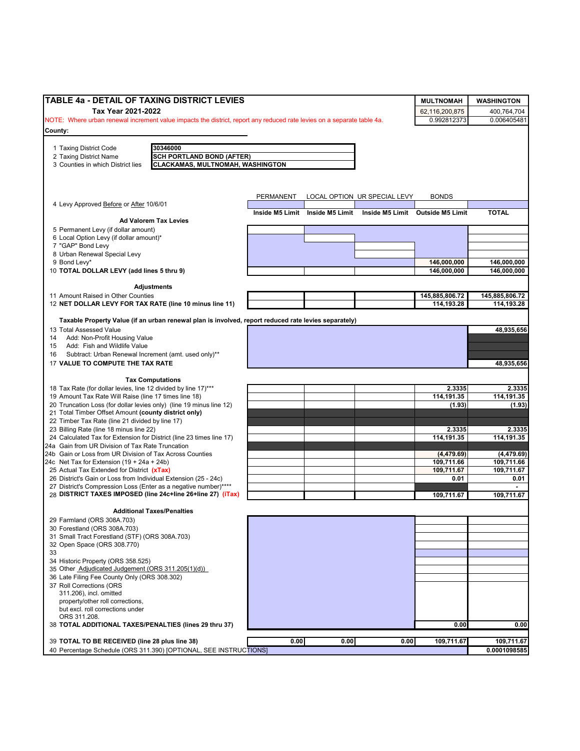# TABLE 4a - DETAIL OF TAXING DISTRICT LEVIES

**Tax Year 2021-2022**

NOTE: Where urban renewal increment value impacts the district, report any reduced rate levies on a separate table 4a.

| MULTNOMAH | WASHINGTON |
|---|---|
| 62,116,200,875 | 400,764,704 |
| 0.992812373 | 0.006405481 |

**County:**

| | |
|---|---|
| 1 Taxing District Code | 30346000 |
| 2 Taxing District Name | SCH PORTLAND BOND (AFTER) |
| 3 Counties in which District lies | CLACKAMAS, MULTNOMAH, WASHINGTON |

| | PERMANENT | LOCAL OPTION | UR SPECIAL LEVY | BONDS | |
|---|---|---|---|---|---|
| 4 Levy Approved Before or After 10/6/01 | | | | | |
| | Inside M5 Limit | Inside M5 Limit | Inside M5 Limit | Outside M5 Limit | TOTAL |
| **Ad Valorem Tax Levies** | | | | | |
| 5 Permanent Levy (if dollar amount) | | | | | |
| 6 Local Option Levy (if dollar amount)* | | | | | |
| 7 "GAP" Bond Levy | | | | | |
| 8 Urban Renewal Special Levy | | | | | |
| 9 Bond Levy* | | | | 146,000,000 | 146,000,000 |
| 10 **TOTAL DOLLAR LEVY (add lines 5 thru 9)** | | | | 146,000,000 | 146,000,000 |
| **Adjustments** | | | | | |
| 11 Amount Raised in Other Counties | | | | 145,885,806.72 | 145,885,806.72 |
| 12 **NET DOLLAR LEVY FOR TAX RATE (line 10 minus line 11)** | | | | 114,193.28 | 114,193.28 |
| **Taxable Property Value (if an urban renewal plan is involved, report reduced rate levies separately)** | | | | | |
| 13 Total Assessed Value | | | | | 48,935,656 |
| 14 Add: Non-Profit Housing Value | | | | | |
| 15 Add: Fish and Wildlife Value | | | | | |
| 16 Subtract: Urban Renewal Increment (amt. used only)** | | | | | |
| 17 **VALUE TO COMPUTE THE TAX RATE** | | | | | 48,935,656 |
| **Tax Computations** | | | | | |
| 18 Tax Rate (for dollar levies, line 12 divided by line 17)*** | | | | 2.3335 | 2.3335 |
| 19 Amount Tax Rate Will Raise (line 17 times line 18) | | | | 114,191.35 | 114,191.35 |
| 20 Truncation Loss (for dollar levies only) (line 19 minus line 12) | | | | (1.93) | (1.93) |
| 21 Total Timber Offset Amount **(county district only)** | | | | | |
| 22 Timber Tax Rate (line 21 divided by line 17) | | | | | |
| 23 Billing Rate (line 18 minus line 22) | | | | 2.3335 | 2.3335 |
| 24 Calculated Tax for Extension for District (line 23 times line 17) | | | | 114,191.35 | 114,191.35 |
| 24a Gain from UR Division of Tax Rate Truncation | | | | | |
| 24b Gain or Loss from UR Division of Tax Across Counties | | | | (4,479.69) | (4,479.69) |
| 24c Net Tax for Extension (19 + 24a + 24b) | | | | 109,711.66 | 109,711.66 |
| 25 Actual Tax Extended for District **(xTax)** | | | | 109,711.67 | 109,711.67 |
| 26 District's Gain or Loss from Individual Extension (25 - 24c) | | | | 0.01 | 0.01 |
| 27 District's Compression Loss (Enter as a negative number)**** | | | | | - |
| 28 **DISTRICT TAXES IMPOSED (line 24c+line 26+line 27) (iTax)** | | | | 109,711.67 | 109,711.67 |
| **Additional Taxes/Penalties** | | | | | |
| 29 Farmland (ORS 308A.703) | | | | | |
| 30 Forestland (ORS 308A.703) | | | | | |
| 31 Small Tract Forestland (STF) (ORS 308A.703) | | | | | |
| 32 Open Space (ORS 308.770) | | | | | |
| 33 | | | | | |
| 34 Historic Property (ORS 358.525) | | | | | |
| 35 Other Adjudicated Judgement (ORS 311.205(1)(d)) | | | | | |
| 36 Late Filing Fee County Only (ORS 308.302) | | | | | |
| 37 Roll Corrections (ORS 311.206), incl. omitted property/other roll corrections, but excl. roll corrections under ORS 311.208. | | | | | |
| 38 **TOTAL ADDITIONAL TAXES/PENALTIES (lines 29 thru 37)** | | | | 0.00 | 0.00 |
| 39 **TOTAL TO BE RECEIVED (line 28 plus line 38)** | 0.00 | 0.00 | 0.00 | 109,711.67 | 109,711.67 |
| 40 Percentage Schedule (ORS 311.390) [OPTIONAL, SEE INSTRUCTIONS] | | | | | 0.0001098585 |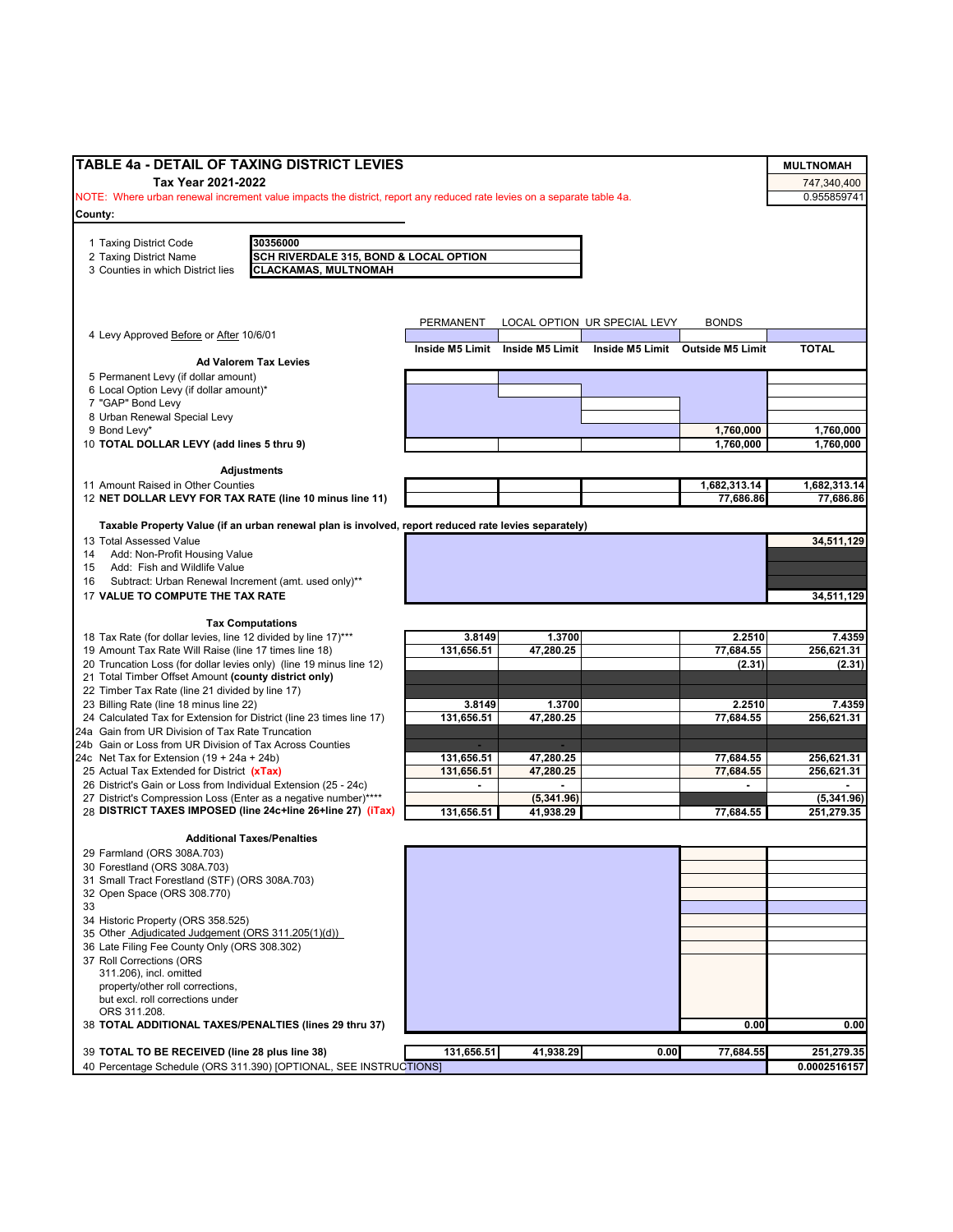# TABLE 4a - DETAIL OF TAXING DISTRICT LEVIES

**Tax Year 2021-2022**

| MULTNOMAH |
|---|
| 747,340,400 |
| 0.955859741 |

NOTE: Where urban renewal increment value impacts the district, report any reduced rate levies on a separate table 4a.

**County:**

1 Taxing District Code: **30356000**
2 Taxing District Name: **SCH RIVERDALE 315, BOND & LOCAL OPTION**
3 Counties in which District lies: **CLACKAMAS, MULTNOMAH**

| | PERMANENT | LOCAL OPTION | UR SPECIAL LEVY | BONDS | |
|---|---|---|---|---|---|
| 4 Levy Approved Before or After 10/6/01 | | | | | |
| | **Inside M5 Limit** | **Inside M5 Limit** | **Inside M5 Limit** | **Outside M5 Limit** | **TOTAL** |
| **Ad Valorem Tax Levies** | | | | | |
| 5 Permanent Levy (if dollar amount) | | | | | |
| 6 Local Option Levy (if dollar amount)* | | | | | |
| 7 "GAP" Bond Levy | | | | | |
| 8 Urban Renewal Special Levy | | | | | |
| 9 Bond Levy* | | | | 1,760,000 | 1,760,000 |
| 10 **TOTAL DOLLAR LEVY (add lines 5 thru 9)** | | | | 1,760,000 | 1,760,000 |
| **Adjustments** | | | | | |
| 11 Amount Raised in Other Counties | | | | 1,682,313.14 | 1,682,313.14 |
| 12 **NET DOLLAR LEVY FOR TAX RATE (line 10 minus line 11)** | | | | 77,686.86 | 77,686.86 |
| **Taxable Property Value (if an urban renewal plan is involved, report reduced rate levies separately)** | | | | | |
| 13 Total Assessed Value | | | | | 34,511,129 |
| 14 Add: Non-Profit Housing Value | | | | | |
| 15 Add: Fish and Wildlife Value | | | | | |
| 16 Subtract: Urban Renewal Increment (amt. used only)** | | | | | |
| 17 **VALUE TO COMPUTE THE TAX RATE** | | | | | 34,511,129 |
| **Tax Computations** | | | | | |
| 18 Tax Rate (for dollar levies, line 12 divided by line 17)*** | 3.8149 | 1.3700 | | 2.2510 | 7.4359 |
| 19 Amount Tax Rate Will Raise (line 17 times line 18) | 131,656.51 | 47,280.25 | | 77,684.55 | 256,621.31 |
| 20 Truncation Loss (for dollar levies only) (line 19 minus line 12) | | | | (2.31) | (2.31) |
| 21 Total Timber Offset Amount **(county district only)** | | | | | |
| 22 Timber Tax Rate (line 21 divided by line 17) | | | | | |
| 23 Billing Rate (line 18 minus line 22) | 3.8149 | 1.3700 | | 2.2510 | 7.4359 |
| 24 Calculated Tax for Extension for District (line 23 times line 17) | 131,656.51 | 47,280.25 | | 77,684.55 | 256,621.31 |
| 24a Gain from UR Division of Tax Rate Truncation | | | | | |
| 24b Gain or Loss from UR Division of Tax Across Counties | - | - | | | |
| 24c Net Tax for Extension (19 + 24a + 24b) | 131,656.51 | 47,280.25 | | 77,684.55 | 256,621.31 |
| 25 Actual Tax Extended for District (xTax) | 131,656.51 | 47,280.25 | | 77,684.55 | 256,621.31 |
| 26 District's Gain or Loss from Individual Extension (25 - 24c) | - | - | | - | - |
| 27 District's Compression Loss (Enter as a negative number)**** | | (5,341.96) | | | (5,341.96) |
| 28 **DISTRICT TAXES IMPOSED (line 24c+line 26+line 27) (iTax)** | 131,656.51 | 41,938.29 | | 77,684.55 | 251,279.35 |
| **Additional Taxes/Penalties** | | | | | |
| 29 Farmland (ORS 308A.703) | | | | | |
| 30 Forestland (ORS 308A.703) | | | | | |
| 31 Small Tract Forestland (STF) (ORS 308A.703) | | | | | |
| 32 Open Space (ORS 308.770) | | | | | |
| 33 | | | | | |
| 34 Historic Property (ORS 358.525) | | | | | |
| 35 Other Adjudicated Judgement (ORS 311.205(1)(d)) | | | | | |
| 36 Late Filing Fee County Only (ORS 308.302) | | | | | |
| 37 Roll Corrections (ORS 311.206), incl. omitted property/other roll corrections, but excl. roll corrections under ORS 311.208. | | | | | |
| 38 **TOTAL ADDITIONAL TAXES/PENALTIES (lines 29 thru 37)** | | | | 0.00 | 0.00 |
| 39 **TOTAL TO BE RECEIVED (line 28 plus line 38)** | 131,656.51 | 41,938.29 | 0.00 | 77,684.55 | 251,279.35 |
| 40 Percentage Schedule (ORS 311.390) [OPTIONAL, SEE INSTRUCTIONS] | | | | | 0.0002516157 |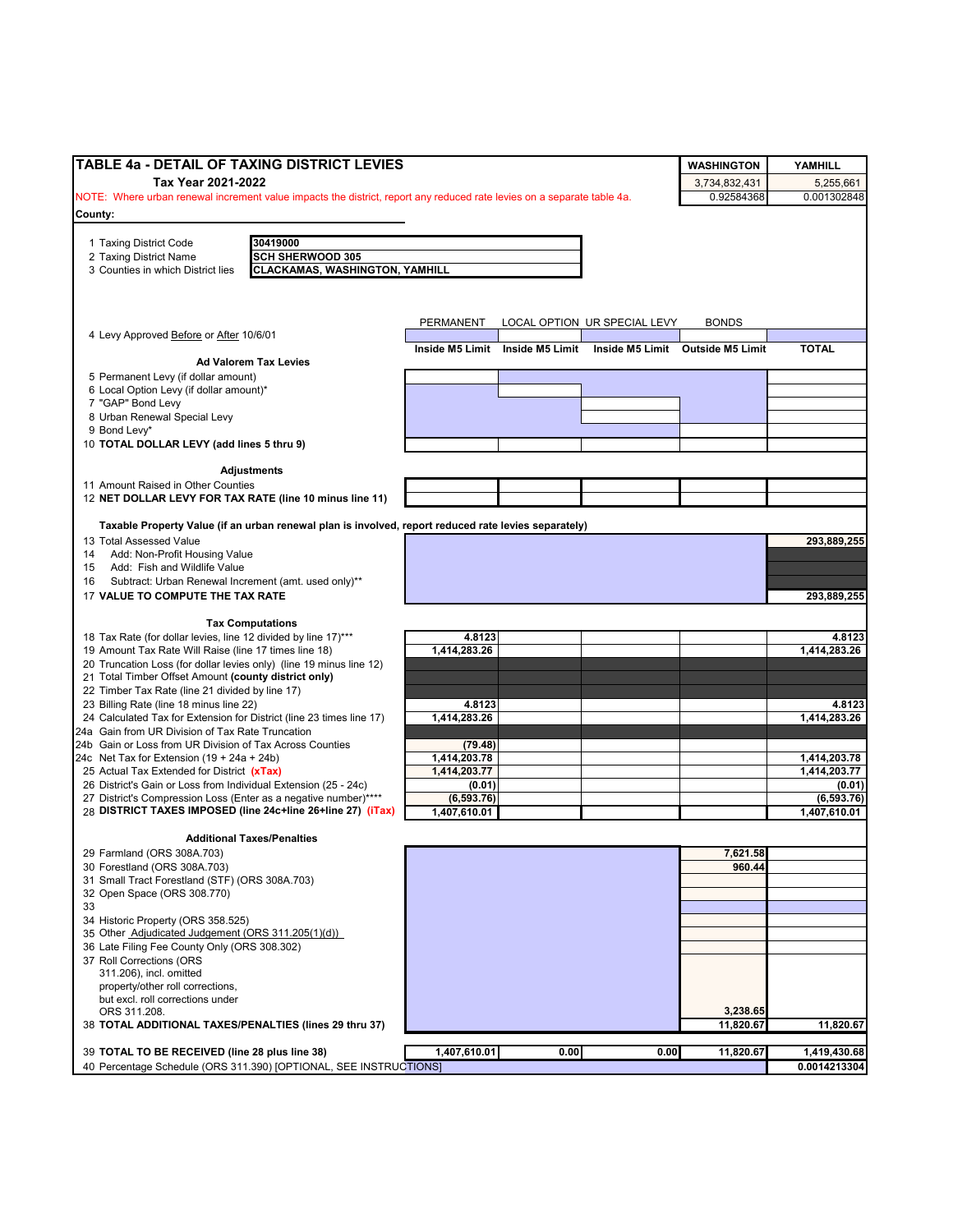# TABLE 4a - DETAIL OF TAXING DISTRICT LEVIES

**Tax Year 2021-2022**

NOTE: Where urban renewal increment value impacts the district, report any reduced rate levies on a separate table 4a.

| WASHINGTON | YAMHILL |
|---|---|
| 3,734,832,431 | 5,255,661 |
| 0.92584368 | 0.001302848 |

**County:**

1 Taxing District Code: **30419000**
2 Taxing District Name: **SCH SHERWOOD 305**
3 Counties in which District lies: **CLACKAMAS, WASHINGTON, YAMHILL**

| | PERMANENT | LOCAL OPTION | UR SPECIAL LEVY | BONDS | |
|---|---|---|---|---|---|
| 4 Levy Approved Before or After 10/6/01 | | | | | |
| | **Inside M5 Limit** | **Inside M5 Limit** | **Inside M5 Limit** | **Outside M5 Limit** | **TOTAL** |
| **Ad Valorem Tax Levies** | | | | | |
| 5 Permanent Levy (if dollar amount) | | | | | |
| 6 Local Option Levy (if dollar amount)* | | | | | |
| 7 "GAP" Bond Levy | | | | | |
| 8 Urban Renewal Special Levy | | | | | |
| 9 Bond Levy* | | | | | |
| 10 **TOTAL DOLLAR LEVY (add lines 5 thru 9)** | | | | | |
| **Adjustments** | | | | | |
| 11 Amount Raised in Other Counties | | | | | |
| 12 **NET DOLLAR LEVY FOR TAX RATE (line 10 minus line 11)** | | | | | |
| **Taxable Property Value (if an urban renewal plan is involved, report reduced rate levies separately)** | | | | | |
| 13 Total Assessed Value | | | | | **293,889,255** |
| 14 Add: Non-Profit Housing Value | | | | | |
| 15 Add: Fish and Wildlife Value | | | | | |
| 16 Subtract: Urban Renewal Increment (amt. used only)** | | | | | |
| 17 **VALUE TO COMPUTE THE TAX RATE** | | | | | **293,889,255** |
| **Tax Computations** | | | | | |
| 18 Tax Rate (for dollar levies, line 12 divided by line 17)*** | **4.8123** | | | | **4.8123** |
| 19 Amount Tax Rate Will Raise (line 17 times line 18) | **1,414,283.26** | | | | **1,414,283.26** |
| 20 Truncation Loss (for dollar levies only) (line 19 minus line 12) | | | | | |
| 21 Total Timber Offset Amount **(county district only)** | | | | | |
| 22 Timber Tax Rate (line 21 divided by line 17) | | | | | |
| 23 Billing Rate (line 18 minus line 22) | **4.8123** | | | | **4.8123** |
| 24 Calculated Tax for Extension for District (line 23 times line 17) | **1,414,283.26** | | | | **1,414,283.26** |
| 24a Gain from UR Division of Tax Rate Truncation | | | | | |
| 24b Gain or Loss from UR Division of Tax Across Counties | **(79.48)** | | | | |
| 24c Net Tax for Extension (19 + 24a + 24b) | **1,414,203.78** | | | | **1,414,203.78** |
| 25 Actual Tax Extended for District **(xTax)** | **1,414,203.77** | | | | **1,414,203.77** |
| 26 District's Gain or Loss from Individual Extension (25 - 24c) | **(0.01)** | | | | **(0.01)** |
| 27 District's Compression Loss (Enter as a negative number)**** | **(6,593.76)** | | | | **(6,593.76)** |
| 28 **DISTRICT TAXES IMPOSED (line 24c+line 26+line 27) (iTax)** | **1,407,610.01** | | | | **1,407,610.01** |
| **Additional Taxes/Penalties** | | | | | |
| 29 Farmland (ORS 308A.703) | | | | **7,621.58** | |
| 30 Forestland (ORS 308A.703) | | | | **960.44** | |
| 31 Small Tract Forestland (STF) (ORS 308A.703) | | | | | |
| 32 Open Space (ORS 308.770) | | | | | |
| 33 | | | | | |
| 34 Historic Property (ORS 358.525) | | | | | |
| 35 Other Adjudicated Judgement (ORS 311.205(1)(d)) | | | | | |
| 36 Late Filing Fee County Only (ORS 308.302) | | | | | |
| 37 Roll Corrections (ORS 311.206), incl. omitted property/other roll corrections, but excl. roll corrections under ORS 311.208. | | | | **3,238.65** | |
| 38 **TOTAL ADDITIONAL TAXES/PENALTIES (lines 29 thru 37)** | | | | **11,820.67** | **11,820.67** |
| 39 **TOTAL TO BE RECEIVED (line 28 plus line 38)** | **1,407,610.01** | **0.00** | **0.00** | **11,820.67** | **1,419,430.68** |
| 40 Percentage Schedule (ORS 311.390) [OPTIONAL, SEE INSTRUCTIONS] | | | | | **0.0014213304** |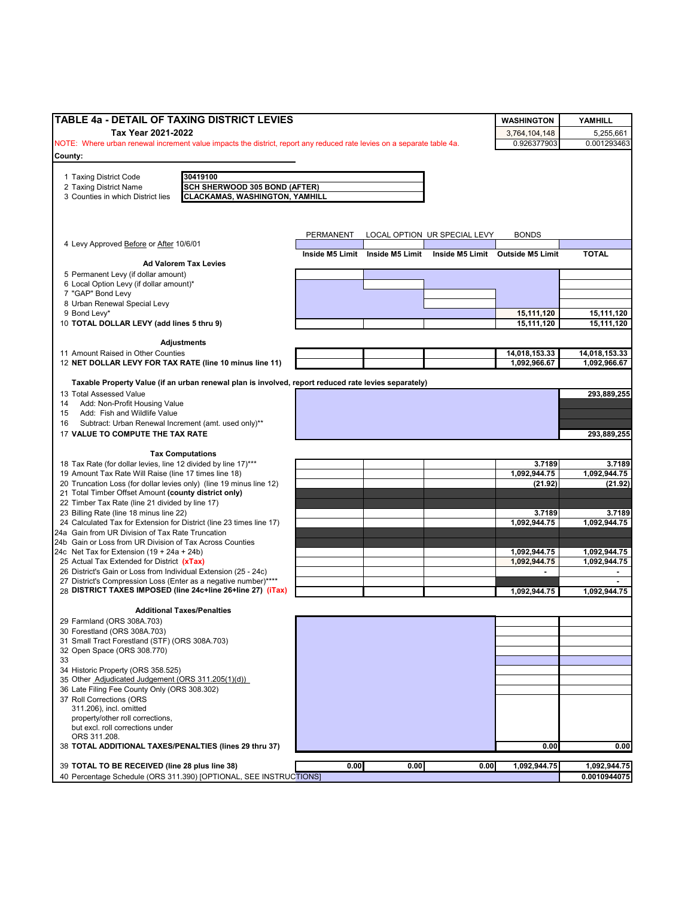## TABLE 4a - DETAIL OF TAXING DISTRICT LEVIES

**Tax Year 2021-2022**

NOTE: Where urban renewal increment value impacts the district, report any reduced rate levies on a separate table 4a.

| | WASHINGTON | YAMHILL |
|---|---|---|
| | 3,764,104,148 | 5,255,661 |
| | 0.926377903 | 0.001293463 |

**County:**

| | |
|---|---|
| 1 Taxing District Code | 30419100 |
| 2 Taxing District Name | SCH SHERWOOD 305 BOND (AFTER) |
| 3 Counties in which District lies | CLACKAMAS, WASHINGTON, YAMHILL |

| | PERMANENT | LOCAL OPTION | UR SPECIAL LEVY | BONDS | |
|---|---|---|---|---|---|
| 4 Levy Approved Before or After 10/6/01 | | | | | |
| | Inside M5 Limit | Inside M5 Limit | Inside M5 Limit | Outside M5 Limit | TOTAL |
| **Ad Valorem Tax Levies** | | | | | |
| 5 Permanent Levy (if dollar amount) | | | | | |
| 6 Local Option Levy (if dollar amount)* | | | | | |
| 7 "GAP" Bond Levy | | | | | |
| 8 Urban Renewal Special Levy | | | | | |
| 9 Bond Levy* | | | | 15,111,120 | 15,111,120 |
| 10 **TOTAL DOLLAR LEVY (add lines 5 thru 9)** | | | | 15,111,120 | 15,111,120 |
| **Adjustments** | | | | | |
| 11 Amount Raised in Other Counties | | | | 14,018,153.33 | 14,018,153.33 |
| 12 **NET DOLLAR LEVY FOR TAX RATE (line 10 minus line 11)** | | | | 1,092,966.67 | 1,092,966.67 |
| **Taxable Property Value (if an urban renewal plan is involved, report reduced rate levies separately)** | | | | | |
| 13 Total Assessed Value | | | | | 293,889,255 |
| 14 Add: Non-Profit Housing Value | | | | | |
| 15 Add: Fish and Wildlife Value | | | | | |
| 16 Subtract: Urban Renewal Increment (amt. used only)** | | | | | |
| 17 **VALUE TO COMPUTE THE TAX RATE** | | | | | 293,889,255 |
| **Tax Computations** | | | | | |
| 18 Tax Rate (for dollar levies, line 12 divided by line 17)*** | | | | 3.7189 | 3.7189 |
| 19 Amount Tax Rate Will Raise (line 17 times line 18) | | | | 1,092,944.75 | 1,092,944.75 |
| 20 Truncation Loss (for dollar levies only) (line 19 minus line 12) | | | | (21.92) | (21.92) |
| 21 Total Timber Offset Amount **(county district only)** | | | | | |
| 22 Timber Tax Rate (line 21 divided by line 17) | | | | | |
| 23 Billing Rate (line 18 minus line 22) | | | | 3.7189 | 3.7189 |
| 24 Calculated Tax for Extension for District (line 23 times line 17) | | | | 1,092,944.75 | 1,092,944.75 |
| 24a Gain from UR Division of Tax Rate Truncation | | | | | |
| 24b Gain or Loss from UR Division of Tax Across Counties | | | | | |
| 24c Net Tax for Extension (19 + 24a + 24b) | | | | 1,092,944.75 | 1,092,944.75 |
| 25 Actual Tax Extended for District **(xTax)** | | | | 1,092,944.75 | 1,092,944.75 |
| 26 District's Gain or Loss from Individual Extension (25 - 24c) | | | | - | - |
| 27 District's Compression Loss (Enter as a negative number)**** | | | | | - |
| 28 **DISTRICT TAXES IMPOSED (line 24c+line 26+line 27) (iTax)** | | | | 1,092,944.75 | 1,092,944.75 |
| **Additional Taxes/Penalties** | | | | | |
| 29 Farmland (ORS 308A.703) | | | | | |
| 30 Forestland (ORS 308A.703) | | | | | |
| 31 Small Tract Forestland (STF) (ORS 308A.703) | | | | | |
| 32 Open Space (ORS 308.770) | | | | | |
| 33 | | | | | |
| 34 Historic Property (ORS 358.525) | | | | | |
| 35 Other Adjudicated Judgement (ORS 311.205(1)(d)) | | | | | |
| 36 Late Filing Fee County Only (ORS 308.302) | | | | | |
| 37 Roll Corrections (ORS 311.206), incl. omitted property/other roll corrections, but excl. roll corrections under ORS 311.208. | | | | | |
| 38 **TOTAL ADDITIONAL TAXES/PENALTIES (lines 29 thru 37)** | | | | 0.00 | 0.00 |
| 39 **TOTAL TO BE RECEIVED (line 28 plus line 38)** | 0.00 | 0.00 | 0.00 | 1,092,944.75 | 1,092,944.75 |
| 40 Percentage Schedule (ORS 311.390) [OPTIONAL, SEE INSTRUCTIONS] | | | | | 0.0010944075 |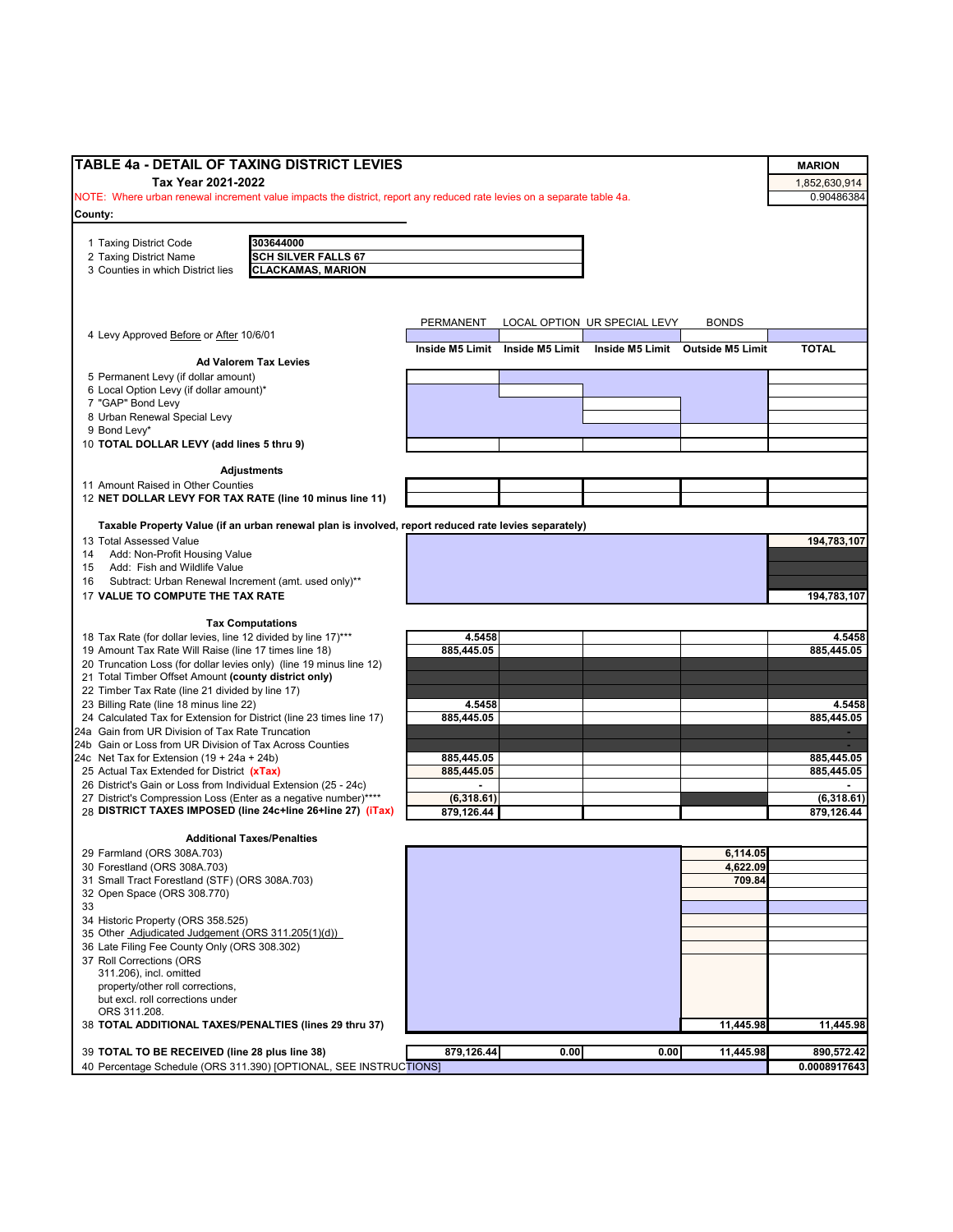# TABLE 4a - DETAIL OF TAXING DISTRICT LEVIES

**Tax Year 2021-2022**

| MARION |
|---|
| 1,852,630,914 |
| 0.90486384 |

NOTE: Where urban renewal increment value impacts the district, report any reduced rate levies on a separate table 4a.

**County:**

| | |
|---|---|
| 1 Taxing District Code | **303644000** |
| 2 Taxing District Name | **SCH SILVER FALLS 67** |
| 3 Counties in which District lies | **CLACKAMAS, MARION** |

| | PERMANENT | LOCAL OPTION | UR SPECIAL LEVY | BONDS | |
|---|---|---|---|---|---|
| 4 Levy Approved Before or After 10/6/01 | | | | | |
| | **Inside M5 Limit** | **Inside M5 Limit** | **Inside M5 Limit** | **Outside M5 Limit** | **TOTAL** |
| **Ad Valorem Tax Levies** | | | | | |
| 5 Permanent Levy (if dollar amount) | | | | | |
| 6 Local Option Levy (if dollar amount)* | | | | | |
| 7 "GAP" Bond Levy | | | | | |
| 8 Urban Renewal Special Levy | | | | | |
| 9 Bond Levy* | | | | | |
| 10 **TOTAL DOLLAR LEVY (add lines 5 thru 9)** | | | | | |
| **Adjustments** | | | | | |
| 11 Amount Raised in Other Counties | | | | | |
| 12 **NET DOLLAR LEVY FOR TAX RATE (line 10 minus line 11)** | | | | | |
| **Taxable Property Value (if an urban renewal plan is involved, report reduced rate levies separately)** | | | | | |
| 13 Total Assessed Value | | | | | **194,783,107** |
| 14 Add: Non-Profit Housing Value | | | | | |
| 15 Add: Fish and Wildlife Value | | | | | |
| 16 Subtract: Urban Renewal Increment (amt. used only)** | | | | | |
| 17 **VALUE TO COMPUTE THE TAX RATE** | | | | | **194,783,107** |
| **Tax Computations** | | | | | |
| 18 Tax Rate (for dollar levies, line 12 divided by line 17)*** | **4.5458** | | | | **4.5458** |
| 19 Amount Tax Rate Will Raise (line 17 times line 18) | **885,445.05** | | | | **885,445.05** |
| 20 Truncation Loss (for dollar levies only) (line 19 minus line 12) | | | | | |
| 21 Total Timber Offset Amount **(county district only)** | | | | | |
| 22 Timber Tax Rate (line 21 divided by line 17) | | | | | |
| 23 Billing Rate (line 18 minus line 22) | **4.5458** | | | | **4.5458** |
| 24 Calculated Tax for Extension for District (line 23 times line 17) | **885,445.05** | | | | **885,445.05** |
| 24a Gain from UR Division of Tax Rate Truncation | | | | | - |
| 24b Gain or Loss from UR Division of Tax Across Counties | | | | | - |
| 24c Net Tax for Extension (19 + 24a + 24b) | **885,445.05** | | | | **885,445.05** |
| 25 Actual Tax Extended for District **(xTax)** | **885,445.05** | | | | **885,445.05** |
| 26 District's Gain or Loss from Individual Extension (25 - 24c) | - | | | | - |
| 27 District's Compression Loss (Enter as a negative number)**** | **(6,318.61)** | | | | **(6,318.61)** |
| 28 **DISTRICT TAXES IMPOSED (line 24c+line 26+line 27) (iTax)** | **879,126.44** | | | | **879,126.44** |
| **Additional Taxes/Penalties** | | | | | |
| 29 Farmland (ORS 308A.703) | | | | **6,114.05** | |
| 30 Forestland (ORS 308A.703) | | | | **4,622.09** | |
| 31 Small Tract Forestland (STF) (ORS 308A.703) | | | | **709.84** | |
| 32 Open Space (ORS 308.770) | | | | | |
| 33 | | | | | |
| 34 Historic Property (ORS 358.525) | | | | | |
| 35 Other Adjudicated Judgement (ORS 311.205(1)(d)) | | | | | |
| 36 Late Filing Fee County Only (ORS 308.302) | | | | | |
| 37 Roll Corrections (ORS 311.206), incl. omitted property/other roll corrections, but excl. roll corrections under ORS 311.208. | | | | | |
| 38 **TOTAL ADDITIONAL TAXES/PENALTIES (lines 29 thru 37)** | | | | **11,445.98** | **11,445.98** |
| 39 **TOTAL TO BE RECEIVED (line 28 plus line 38)** | **879,126.44** | **0.00** | **0.00** | **11,445.98** | **890,572.42** |
| 40 Percentage Schedule (ORS 311.390) [OPTIONAL, SEE INSTRUCTIONS] | | | | | **0.0008917643** |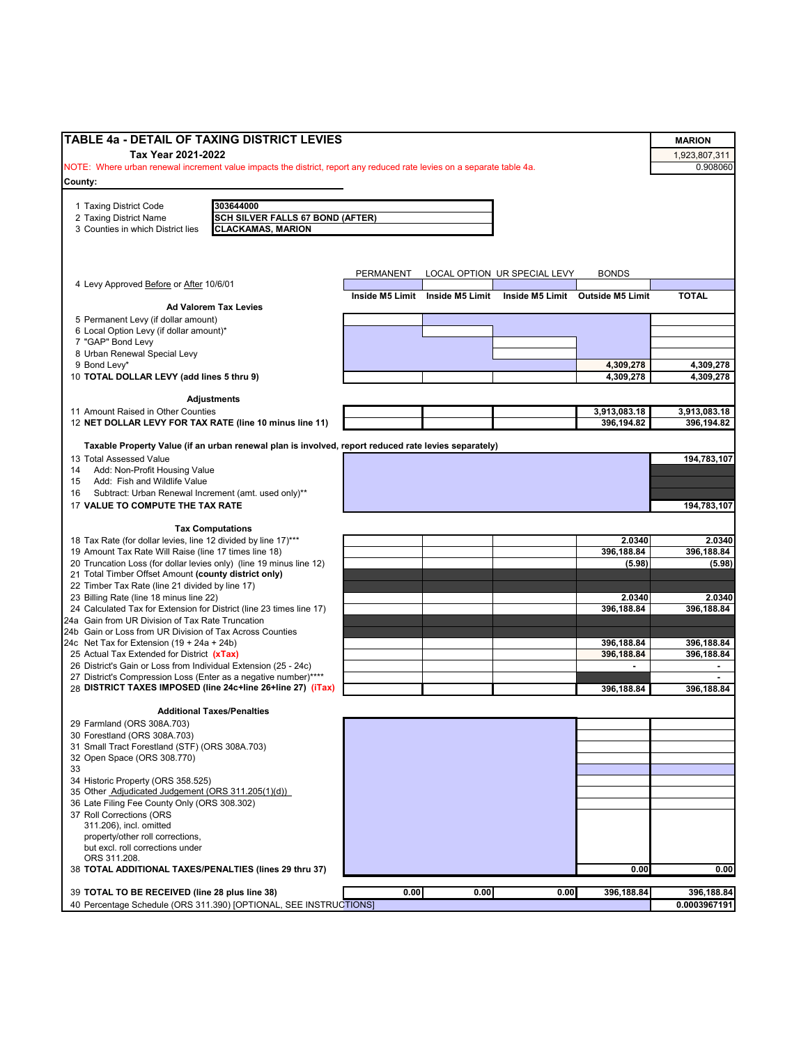# TABLE 4a - DETAIL OF TAXING DISTRICT LEVIES

**Tax Year 2021-2022**

NOTE: Where urban renewal increment value impacts the district, report any reduced rate levies on a separate table 4a.

**County:**

| | |
|---|---|
| **MARION** | |
| 1,923,807,311 | |
| 0.908060 | |

| | |
|---|---|
| 1 Taxing District Code | **303644000** |
| 2 Taxing District Name | **SCH SILVER FALLS 67 BOND (AFTER)** |
| 3 Counties in which District lies | **CLACKAMAS, MARION** |

| | PERMANENT | LOCAL OPTION | UR SPECIAL LEVY | BONDS | |
|---|---|---|---|---|---|
| 4 Levy Approved Before or After 10/6/01 | | | | | |
| | **Inside M5 Limit** | **Inside M5 Limit** | **Inside M5 Limit** | **Outside M5 Limit** | **TOTAL** |
| **Ad Valorem Tax Levies** | | | | | |
| 5 Permanent Levy (if dollar amount) | | | | | |
| 6 Local Option Levy (if dollar amount)* | | | | | |
| 7 "GAP" Bond Levy | | | | | |
| 8 Urban Renewal Special Levy | | | | | |
| 9 Bond Levy* | | | | 4,309,278 | 4,309,278 |
| 10 **TOTAL DOLLAR LEVY (add lines 5 thru 9)** | | | | 4,309,278 | 4,309,278 |
| **Adjustments** | | | | | |
| 11 Amount Raised in Other Counties | | | | 3,913,083.18 | 3,913,083.18 |
| 12 **NET DOLLAR LEVY FOR TAX RATE (line 10 minus line 11)** | | | | 396,194.82 | 396,194.82 |
| **Taxable Property Value (if an urban renewal plan is involved, report reduced rate levies separately)** | | | | | |
| 13 Total Assessed Value | | | | | 194,783,107 |
| 14 Add: Non-Profit Housing Value | | | | | |
| 15 Add: Fish and Wildlife Value | | | | | |
| 16 Subtract: Urban Renewal Increment (amt. used only)** | | | | | |
| 17 **VALUE TO COMPUTE THE TAX RATE** | | | | | 194,783,107 |
| **Tax Computations** | | | | | |
| 18 Tax Rate (for dollar levies, line 12 divided by line 17)*** | | | | 2.0340 | 2.0340 |
| 19 Amount Tax Rate Will Raise (line 17 times line 18) | | | | 396,188.84 | 396,188.84 |
| 20 Truncation Loss (for dollar levies only) (line 19 minus line 12) | | | | (5.98) | (5.98) |
| 21 Total Timber Offset Amount **(county district only)** | | | | | |
| 22 Timber Tax Rate (line 21 divided by line 17) | | | | | |
| 23 Billing Rate (line 18 minus line 22) | | | | 2.0340 | 2.0340 |
| 24 Calculated Tax for Extension for District (line 23 times line 17) | | | | 396,188.84 | 396,188.84 |
| 24a Gain from UR Division of Tax Rate Truncation | | | | | |
| 24b Gain or Loss from UR Division of Tax Across Counties | | | | | |
| 24c Net Tax for Extension (19 + 24a + 24b) | | | | 396,188.84 | 396,188.84 |
| 25 Actual Tax Extended for District **(xTax)** | | | | 396,188.84 | 396,188.84 |
| 26 District's Gain or Loss from Individual Extension (25 - 24c) | | | | - | - |
| 27 District's Compression Loss (Enter as a negative number)**** | | | | | - |
| 28 **DISTRICT TAXES IMPOSED (line 24c+line 26+line 27) (iTax)** | | | | 396,188.84 | 396,188.84 |
| **Additional Taxes/Penalties** | | | | | |
| 29 Farmland (ORS 308A.703) | | | | | |
| 30 Forestland (ORS 308A.703) | | | | | |
| 31 Small Tract Forestland (STF) (ORS 308A.703) | | | | | |
| 32 Open Space (ORS 308.770) | | | | | |
| 33 | | | | | |
| 34 Historic Property (ORS 358.525) | | | | | |
| 35 Other Adjudicated Judgement (ORS 311.205(1)(d)) | | | | | |
| 36 Late Filing Fee County Only (ORS 308.302) | | | | | |
| 37 Roll Corrections (ORS 311.206), incl. omitted property/other roll corrections, but excl. roll corrections under ORS 311.208. | | | | | |
| 38 **TOTAL ADDITIONAL TAXES/PENALTIES (lines 29 thru 37)** | | | | 0.00 | 0.00 |
| 39 **TOTAL TO BE RECEIVED (line 28 plus line 38)** | 0.00 | 0.00 | 0.00 | 396,188.84 | 396,188.84 |
| 40 Percentage Schedule (ORS 311.390) [OPTIONAL, SEE INSTRUCTIONS] | | | | | 0.0003967191 |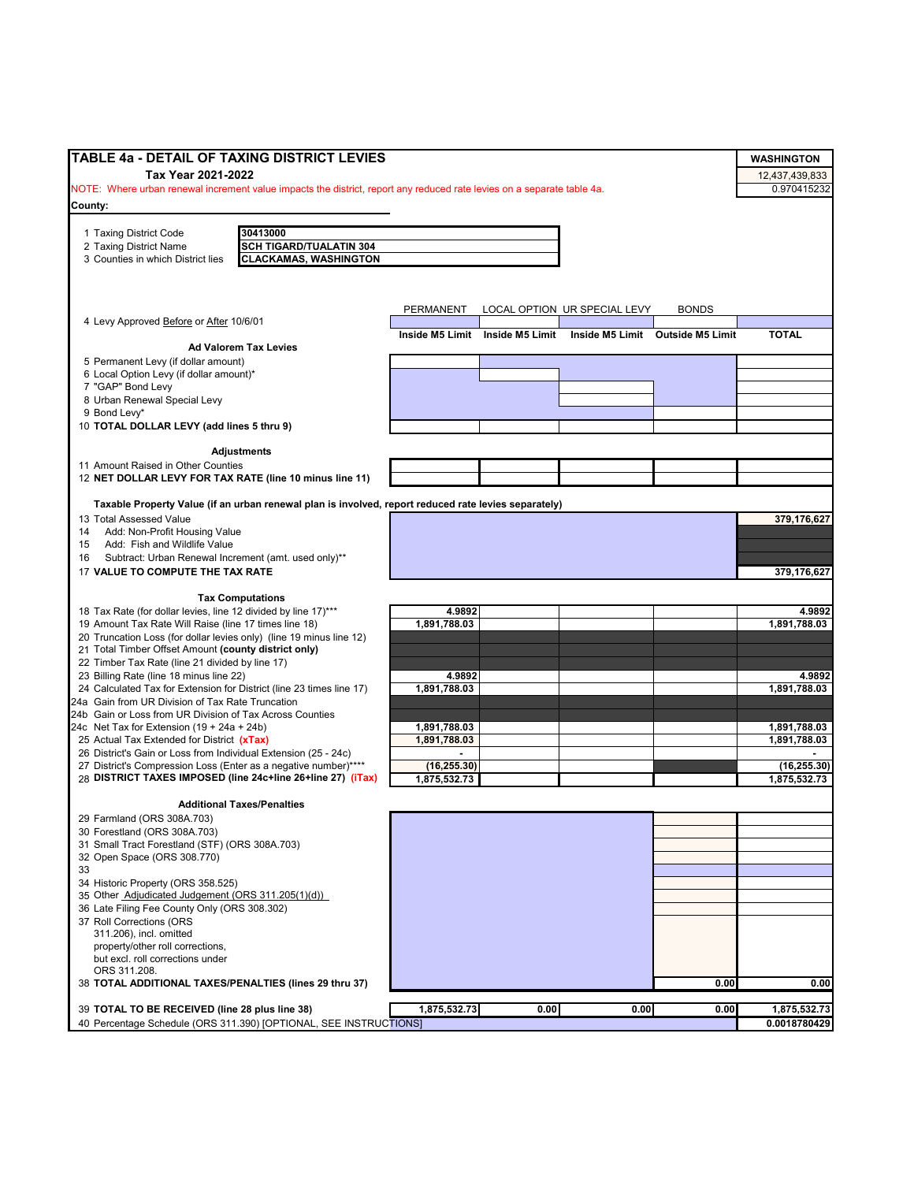# TABLE 4a - DETAIL OF TAXING DISTRICT LEVIES

**Tax Year 2021-2022**

| WASHINGTON |
|---|
| 12,437,439,833 |
| 0.970415232 |

NOTE: Where urban renewal increment value impacts the district, report any reduced rate levies on a separate table 4a.

**County:**

| | |
|---|---|
| 1 Taxing District Code | 30413000 |
| 2 Taxing District Name | SCH TIGARD/TUALATIN 304 |
| 3 Counties in which District lies | CLACKAMAS, WASHINGTON |

| | PERMANENT | LOCAL OPTION | UR SPECIAL LEVY | BONDS | |
|---|---|---|---|---|---|
| 4 Levy Approved Before or After 10/6/01 | | | | | |
| | Inside M5 Limit | Inside M5 Limit | Inside M5 Limit | Outside M5 Limit | TOTAL |
| **Ad Valorem Tax Levies** | | | | | |
| 5 Permanent Levy (if dollar amount) | | | | | |
| 6 Local Option Levy (if dollar amount)* | | | | | |
| 7 "GAP" Bond Levy | | | | | |
| 8 Urban Renewal Special Levy | | | | | |
| 9 Bond Levy* | | | | | |
| 10 **TOTAL DOLLAR LEVY (add lines 5 thru 9)** | | | | | |
| **Adjustments** | | | | | |
| 11 Amount Raised in Other Counties | | | | | |
| 12 **NET DOLLAR LEVY FOR TAX RATE (line 10 minus line 11)** | | | | | |
| **Taxable Property Value (if an urban renewal plan is involved, report reduced rate levies separately)** | | | | | |
| 13 Total Assessed Value | | | | | 379,176,627 |
| 14 Add: Non-Profit Housing Value | | | | | |
| 15 Add: Fish and Wildlife Value | | | | | |
| 16 Subtract: Urban Renewal Increment (amt. used only)** | | | | | |
| 17 **VALUE TO COMPUTE THE TAX RATE** | | | | | 379,176,627 |
| **Tax Computations** | | | | | |
| 18 Tax Rate (for dollar levies, line 12 divided by line 17)*** | 4.9892 | | | | 4.9892 |
| 19 Amount Tax Rate Will Raise (line 17 times line 18) | 1,891,788.03 | | | | 1,891,788.03 |
| 20 Truncation Loss (for dollar levies only) (line 19 minus line 12) | | | | | |
| 21 Total Timber Offset Amount **(county district only)** | | | | | |
| 22 Timber Tax Rate (line 21 divided by line 17) | | | | | |
| 23 Billing Rate (line 18 minus line 22) | 4.9892 | | | | 4.9892 |
| 24 Calculated Tax for Extension for District (line 23 times line 17) | 1,891,788.03 | | | | 1,891,788.03 |
| 24a Gain from UR Division of Tax Rate Truncation | | | | | |
| 24b Gain or Loss from UR Division of Tax Across Counties | | | | | |
| 24c Net Tax for Extension (19 + 24a + 24b) | 1,891,788.03 | | | | 1,891,788.03 |
| 25 Actual Tax Extended for District **(xTax)** | 1,891,788.03 | | | | 1,891,788.03 |
| 26 District's Gain or Loss from Individual Extension (25 - 24c) | - | | | | - |
| 27 District's Compression Loss (Enter as a negative number)**** | (16,255.30) | | | | (16,255.30) |
| 28 **DISTRICT TAXES IMPOSED (line 24c+line 26+line 27) (iTax)** | 1,875,532.73 | | | | 1,875,532.73 |
| **Additional Taxes/Penalties** | | | | | |
| 29 Farmland (ORS 308A.703) | | | | | |
| 30 Forestland (ORS 308A.703) | | | | | |
| 31 Small Tract Forestland (STF) (ORS 308A.703) | | | | | |
| 32 Open Space (ORS 308.770) | | | | | |
| 33 | | | | | |
| 34 Historic Property (ORS 358.525) | | | | | |
| 35 Other Adjudicated Judgement (ORS 311.205(1)(d)) | | | | | |
| 36 Late Filing Fee County Only (ORS 308.302) | | | | | |
| 37 Roll Corrections (ORS 311.206), incl. omitted property/other roll corrections, but excl. roll corrections under ORS 311.208. | | | | | |
| 38 **TOTAL ADDITIONAL TAXES/PENALTIES (lines 29 thru 37)** | | | | 0.00 | 0.00 |
| 39 **TOTAL TO BE RECEIVED (line 28 plus line 38)** | 1,875,532.73 | 0.00 | 0.00 | 0.00 | 1,875,532.73 |
| 40 Percentage Schedule (ORS 311.390) [OPTIONAL, SEE INSTRUCTIONS] | | | | | 0.0018780429 |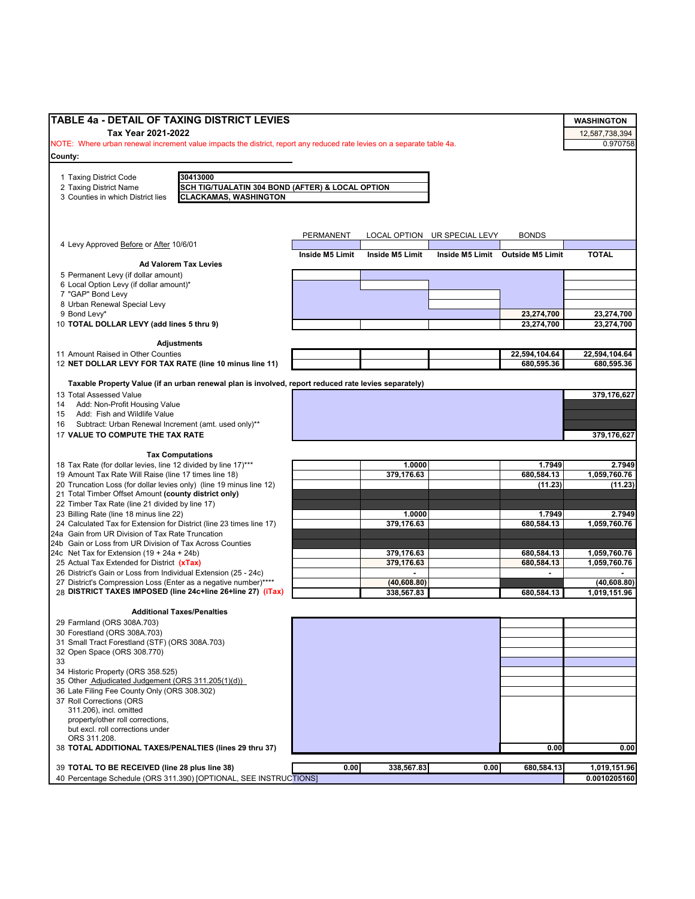# TABLE 4a - DETAIL OF TAXING DISTRICT LEVIES

**Tax Year 2021-2022**

| WASHINGTON |
|---|
| 12,587,738,394 |
| 0.970758 |

NOTE: Where urban renewal increment value impacts the district, report any reduced rate levies on a separate table 4a.

**County:**

1 Taxing District Code: **30413000**

2 Taxing District Name: **SCH TIG/TUALATIN 304 BOND (AFTER) & LOCAL OPTION**

3 Counties in which District lies: **CLACKAMAS, WASHINGTON**

| | PERMANENT | LOCAL OPTION | UR SPECIAL LEVY | BONDS | |
|---|---|---|---|---|---|
| 4 Levy Approved Before or After 10/6/01 | | | | | |
| | **Inside M5 Limit** | **Inside M5 Limit** | **Inside M5 Limit** | **Outside M5 Limit** | **TOTAL** |
| **Ad Valorem Tax Levies** | | | | | |
| 5 Permanent Levy (if dollar amount) | | | | | |
| 6 Local Option Levy (if dollar amount)* | | | | | |
| 7 "GAP" Bond Levy | | | | | |
| 8 Urban Renewal Special Levy | | | | | |
| 9 Bond Levy* | | | | 23,274,700 | 23,274,700 |
| 10 **TOTAL DOLLAR LEVY (add lines 5 thru 9)** | | | | 23,274,700 | 23,274,700 |
| **Adjustments** | | | | | |
| 11 Amount Raised in Other Counties | | | | 22,594,104.64 | 22,594,104.64 |
| 12 **NET DOLLAR LEVY FOR TAX RATE (line 10 minus line 11)** | | | | 680,595.36 | 680,595.36 |
| **Taxable Property Value (if an urban renewal plan is involved, report reduced rate levies separately)** | | | | | |
| 13 Total Assessed Value | | | | | 379,176,627 |
| 14 Add: Non-Profit Housing Value | | | | | |
| 15 Add: Fish and Wildlife Value | | | | | |
| 16 Subtract: Urban Renewal Increment (amt. used only)** | | | | | |
| 17 **VALUE TO COMPUTE THE TAX RATE** | | | | | 379,176,627 |
| **Tax Computations** | | | | | |
| 18 Tax Rate (for dollar levies, line 12 divided by line 17)*** | | 1.0000 | | 1.7949 | 2.7949 |
| 19 Amount Tax Rate Will Raise (line 17 times line 18) | | 379,176.63 | | 680,584.13 | 1,059,760.76 |
| 20 Truncation Loss (for dollar levies only) (line 19 minus line 12) | | | | (11.23) | (11.23) |
| 21 Total Timber Offset Amount **(county district only)** | | | | | |
| 22 Timber Tax Rate (line 21 divided by line 17) | | | | | |
| 23 Billing Rate (line 18 minus line 22) | | 1.0000 | | 1.7949 | 2.7949 |
| 24 Calculated Tax for Extension for District (line 23 times line 17) | | 379,176.63 | | 680,584.13 | 1,059,760.76 |
| 24a Gain from UR Division of Tax Rate Truncation | | | | | |
| 24b Gain or Loss from UR Division of Tax Across Counties | | | | | |
| 24c Net Tax for Extension (19 + 24a + 24b) | | 379,176.63 | | 680,584.13 | 1,059,760.76 |
| 25 Actual Tax Extended for District **(xTax)** | | 379,176.63 | | 680,584.13 | 1,059,760.76 |
| 26 District's Gain or Loss from Individual Extension (25 - 24c) | | - | | - | - |
| 27 District's Compression Loss (Enter as a negative number)**** | | (40,608.80) | | | (40,608.80) |
| 28 **DISTRICT TAXES IMPOSED (line 24c+line 26+line 27) (iTax)** | | 338,567.83 | | 680,584.13 | 1,019,151.96 |
| **Additional Taxes/Penalties** | | | | | |
| 29 Farmland (ORS 308A.703) | | | | | |
| 30 Forestland (ORS 308A.703) | | | | | |
| 31 Small Tract Forestland (STF) (ORS 308A.703) | | | | | |
| 32 Open Space (ORS 308.770) | | | | | |
| 33 | | | | | |
| 34 Historic Property (ORS 358.525) | | | | | |
| 35 Other Adjudicated Judgement (ORS 311.205(1)(d)) | | | | | |
| 36 Late Filing Fee County Only (ORS 308.302) | | | | | |
| 37 Roll Corrections (ORS 311.206), incl. omitted property/other roll corrections, but excl. roll corrections under ORS 311.208. | | | | | |
| 38 **TOTAL ADDITIONAL TAXES/PENALTIES (lines 29 thru 37)** | | | | 0.00 | 0.00 |
| 39 **TOTAL TO BE RECEIVED (line 28 plus line 38)** | 0.00 | 338,567.83 | 0.00 | 680,584.13 | 1,019,151.96 |
| 40 Percentage Schedule (ORS 311.390) [OPTIONAL, SEE INSTRUCTIONS] | | | | | 0.0010205160 |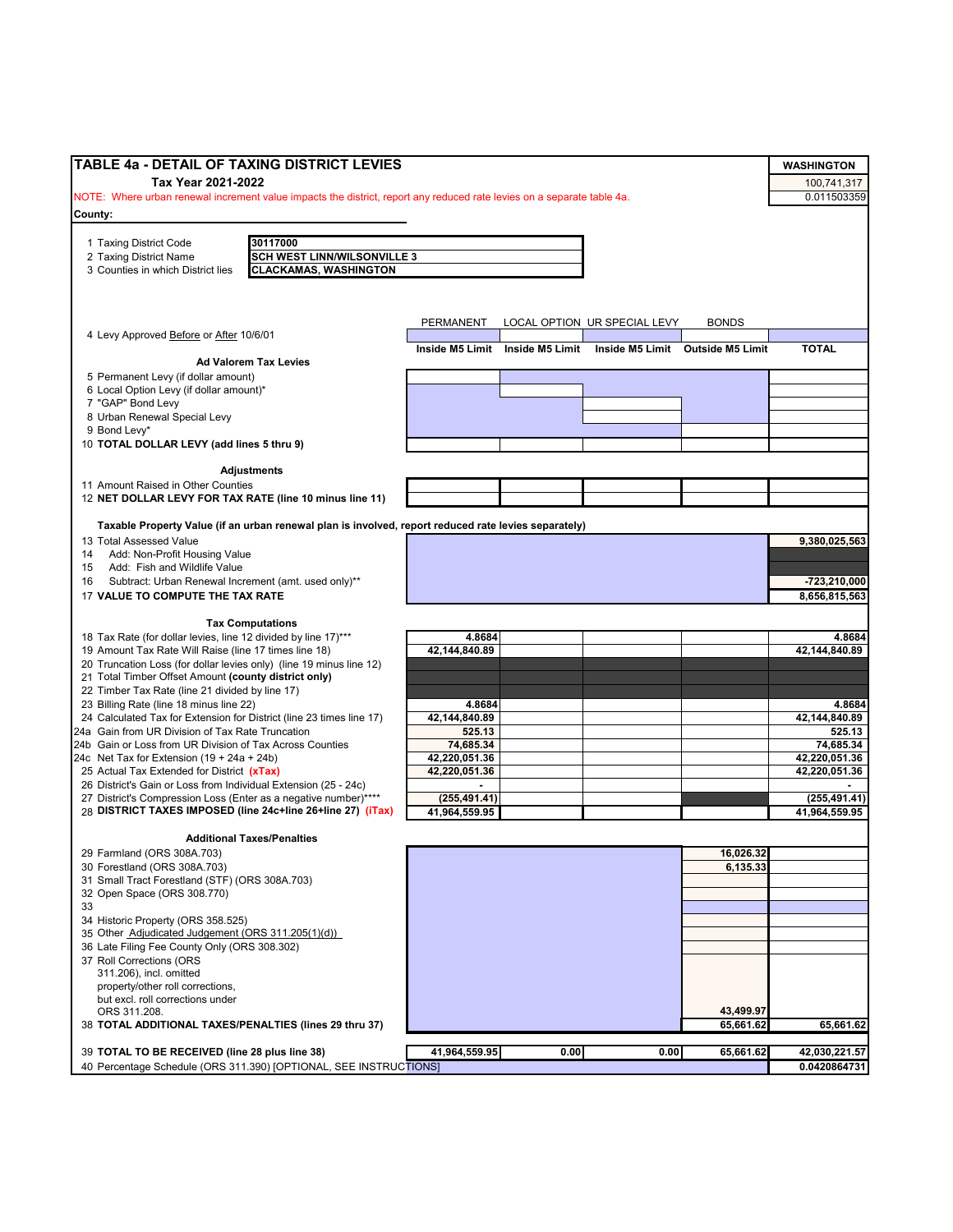## TABLE 4a - DETAIL OF TAXING DISTRICT LEVIES

**Tax Year 2021-2022**

NOTE: Where urban renewal increment value impacts the district, report any reduced rate levies on a separate table 4a.

**County:**

| WASHINGTON |
|---|
| 100,741,317 |
| 0.011503359 |

| | |
|---|---|
| 1 Taxing District Code | **30117000** |
| 2 Taxing District Name | **SCH WEST LINN/WILSONVILLE 3** |
| 3 Counties in which District lies | **CLACKAMAS, WASHINGTON** |

| | PERMANENT | LOCAL OPTION | UR SPECIAL LEVY | BONDS | |
|---|---|---|---|---|---|
| 4 Levy Approved Before or After 10/6/01 | | | | | |
| | **Inside M5 Limit** | **Inside M5 Limit** | **Inside M5 Limit** | **Outside M5 Limit** | **TOTAL** |
| **Ad Valorem Tax Levies** | | | | | |
| 5 Permanent Levy (if dollar amount) | | | | | |
| 6 Local Option Levy (if dollar amount)* | | | | | |
| 7 "GAP" Bond Levy | | | | | |
| 8 Urban Renewal Special Levy | | | | | |
| 9 Bond Levy* | | | | | |
| 10 **TOTAL DOLLAR LEVY (add lines 5 thru 9)** | | | | | |
| **Adjustments** | | | | | |
| 11 Amount Raised in Other Counties | | | | | |
| 12 **NET DOLLAR LEVY FOR TAX RATE (line 10 minus line 11)** | | | | | |
| **Taxable Property Value (if an urban renewal plan is involved, report reduced rate levies separately)** | | | | | |
| 13 Total Assessed Value | | | | | **9,380,025,563** |
| 14 Add: Non-Profit Housing Value | | | | | |
| 15 Add: Fish and Wildlife Value | | | | | |
| 16 Subtract: Urban Renewal Increment (amt. used only)** | | | | | **-723,210,000** |
| 17 **VALUE TO COMPUTE THE TAX RATE** | | | | | **8,656,815,563** |
| **Tax Computations** | | | | | |
| 18 Tax Rate (for dollar levies, line 12 divided by line 17)*** | **4.8684** | | | | **4.8684** |
| 19 Amount Tax Rate Will Raise (line 17 times line 18) | **42,144,840.89** | | | | **42,144,840.89** |
| 20 Truncation Loss (for dollar levies only) (line 19 minus line 12) | | | | | |
| 21 Total Timber Offset Amount **(county district only)** | | | | | |
| 22 Timber Tax Rate (line 21 divided by line 17) | | | | | |
| 23 Billing Rate (line 18 minus line 22) | **4.8684** | | | | **4.8684** |
| 24 Calculated Tax for Extension for District (line 23 times line 17) | **42,144,840.89** | | | | **42,144,840.89** |
| 24a Gain from UR Division of Tax Rate Truncation | **525.13** | | | | **525.13** |
| 24b Gain or Loss from UR Division of Tax Across Counties | **74,685.34** | | | | **74,685.34** |
| 24c Net Tax for Extension (19 + 24a + 24b) | **42,220,051.36** | | | | **42,220,051.36** |
| 25 Actual Tax Extended for District **(xTax)** | **42,220,051.36** | | | | **42,220,051.36** |
| 26 District's Gain or Loss from Individual Extension (25 - 24c) | **-** | | | | **-** |
| 27 District's Compression Loss (Enter as a negative number)**** | **(255,491.41)** | | | | **(255,491.41)** |
| 28 **DISTRICT TAXES IMPOSED (line 24c+line 26+line 27) (iTax)** | **41,964,559.95** | | | | **41,964,559.95** |
| **Additional Taxes/Penalties** | | | | | |
| 29 Farmland (ORS 308A.703) | | | | **16,026.32** | |
| 30 Forestland (ORS 308A.703) | | | | **6,135.33** | |
| 31 Small Tract Forestland (STF) (ORS 308A.703) | | | | | |
| 32 Open Space (ORS 308.770) | | | | | |
| 33 | | | | | |
| 34 Historic Property (ORS 358.525) | | | | | |
| 35 Other Adjudicated Judgement (ORS 311.205(1)(d)) | | | | | |
| 36 Late Filing Fee County Only (ORS 308.302) | | | | | |
| 37 Roll Corrections (ORS 311.206), incl. omitted property/other roll corrections, but excl. roll corrections under ORS 311.208. | | | | **43,499.97** | |
| 38 **TOTAL ADDITIONAL TAXES/PENALTIES (lines 29 thru 37)** | | | | **65,661.62** | **65,661.62** |
| 39 **TOTAL TO BE RECEIVED (line 28 plus line 38)** | **41,964,559.95** | **0.00** | **0.00** | **65,661.62** | **42,030,221.57** |
| 40 Percentage Schedule (ORS 311.390) [OPTIONAL, SEE INSTRUCTIONS] | | | | | **0.0420864731** |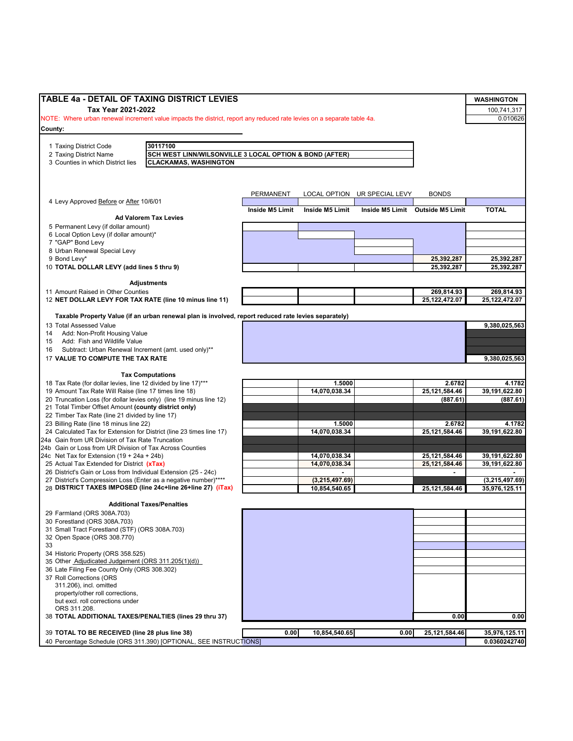# TABLE 4a - DETAIL OF TAXING DISTRICT LEVIES

**Tax Year 2021-2022**

NOTE: Where urban renewal increment value impacts the district, report any reduced rate levies on a separate table 4a.

**County:**

| | |
|---|---|
| **WASHINGTON** | |
| 100,741,317 | |
| 0.010626 | |

| | |
|---|---|
| 1 Taxing District Code | **30117100** |
| 2 Taxing District Name | **SCH WEST LINN/WILSONVILLE 3 LOCAL OPTION & BOND (AFTER)** |
| 3 Counties in which District lies | **CLACKAMAS, WASHINGTON** |

| | PERMANENT | LOCAL OPTION | UR SPECIAL LEVY | BONDS | |
|---|---|---|---|---|---|
| 4 Levy Approved Before or After 10/6/01 | | | | | |
| | **Inside M5 Limit** | **Inside M5 Limit** | **Inside M5 Limit** | **Outside M5 Limit** | **TOTAL** |
| **Ad Valorem Tax Levies** | | | | | |
| 5 Permanent Levy (if dollar amount) | | | | | |
| 6 Local Option Levy (if dollar amount)* | | | | | |
| 7 "GAP" Bond Levy | | | | | |
| 8 Urban Renewal Special Levy | | | | | |
| 9 Bond Levy* | | | | 25,392,287 | 25,392,287 |
| 10 **TOTAL DOLLAR LEVY (add lines 5 thru 9)** | | | | **25,392,287** | **25,392,287** |
| **Adjustments** | | | | | |
| 11 Amount Raised in Other Counties | | | | 269,814.93 | 269,814.93 |
| 12 **NET DOLLAR LEVY FOR TAX RATE (line 10 minus line 11)** | | | | **25,122,472.07** | **25,122,472.07** |
| **Taxable Property Value (if an urban renewal plan is involved, report reduced rate levies separately)** | | | | | |
| 13 Total Assessed Value | | | | | **9,380,025,563** |
| 14 Add: Non-Profit Housing Value | | | | | |
| 15 Add: Fish and Wildlife Value | | | | | |
| 16 Subtract: Urban Renewal Increment (amt. used only)** | | | | | |
| 17 **VALUE TO COMPUTE THE TAX RATE** | | | | | **9,380,025,563** |
| **Tax Computations** | | | | | |
| 18 Tax Rate (for dollar levies, line 12 divided by line 17)*** | | 1.5000 | | 2.6782 | 4.1782 |
| 19 Amount Tax Rate Will Raise (line 17 times line 18) | | 14,070,038.34 | | 25,121,584.46 | 39,191,622.80 |
| 20 Truncation Loss (for dollar levies only) (line 19 minus line 12) | | | | (887.61) | (887.61) |
| 21 Total Timber Offset Amount **(county district only)** | | | | | |
| 22 Timber Tax Rate (line 21 divided by line 17) | | | | | |
| 23 Billing Rate (line 18 minus line 22) | | 1.5000 | | 2.6782 | 4.1782 |
| 24 Calculated Tax for Extension for District (line 23 times line 17) | | 14,070,038.34 | | 25,121,584.46 | 39,191,622.80 |
| 24a Gain from UR Division of Tax Rate Truncation | | | | | |
| 24b Gain or Loss from UR Division of Tax Across Counties | | | | | |
| 24c Net Tax for Extension (19 + 24a + 24b) | | 14,070,038.34 | | 25,121,584.46 | 39,191,622.80 |
| 25 Actual Tax Extended for District **(xTax)** | | 14,070,038.34 | | 25,121,584.46 | 39,191,622.80 |
| 26 District's Gain or Loss from Individual Extension (25 - 24c) | | - | | - | - |
| 27 District's Compression Loss (Enter as a negative number)**** | | (3,215,497.69) | | | (3,215,497.69) |
| 28 **DISTRICT TAXES IMPOSED (line 24c+line 26+line 27) (iTax)** | | **10,854,540.65** | | **25,121,584.46** | **35,976,125.11** |
| **Additional Taxes/Penalties** | | | | | |
| 29 Farmland (ORS 308A.703) | | | | | |
| 30 Forestland (ORS 308A.703) | | | | | |
| 31 Small Tract Forestland (STF) (ORS 308A.703) | | | | | |
| 32 Open Space (ORS 308.770) | | | | | |
| 33 | | | | | |
| 34 Historic Property (ORS 358.525) | | | | | |
| 35 Other Adjudicated Judgement (ORS 311.205(1)(d)) | | | | | |
| 36 Late Filing Fee County Only (ORS 308.302) | | | | | |
| 37 Roll Corrections (ORS 311.206), incl. omitted property/other roll corrections, but excl. roll corrections under ORS 311.208. | | | | | |
| 38 **TOTAL ADDITIONAL TAXES/PENALTIES (lines 29 thru 37)** | | | | **0.00** | **0.00** |
| 39 **TOTAL TO BE RECEIVED (line 28 plus line 38)** | **0.00** | **10,854,540.65** | **0.00** | **25,121,584.46** | **35,976,125.11** |
| 40 Percentage Schedule (ORS 311.390) [OPTIONAL, SEE INSTRUCTIONS] | | | | | **0.0360242740** |